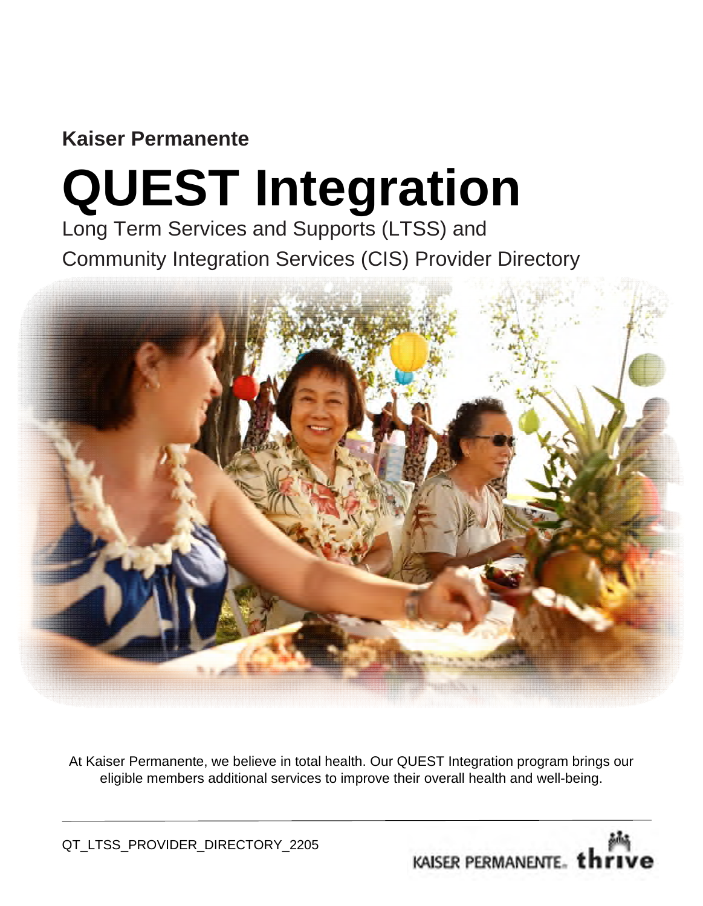**Kaiser Permanente**

# QUEST Integration

Long Term Services and Supports (LTSS) and

Community Integration Services (CIS) Provider Directory

At Kaiser Permanente, we believe in total health. Our QUEST Integration program brings our eligible members additional services to improve their overall health and well-being.

QT_LTSS_PROVIDER_DIRECTORY_2205

KAISER PERMANENTE. thrive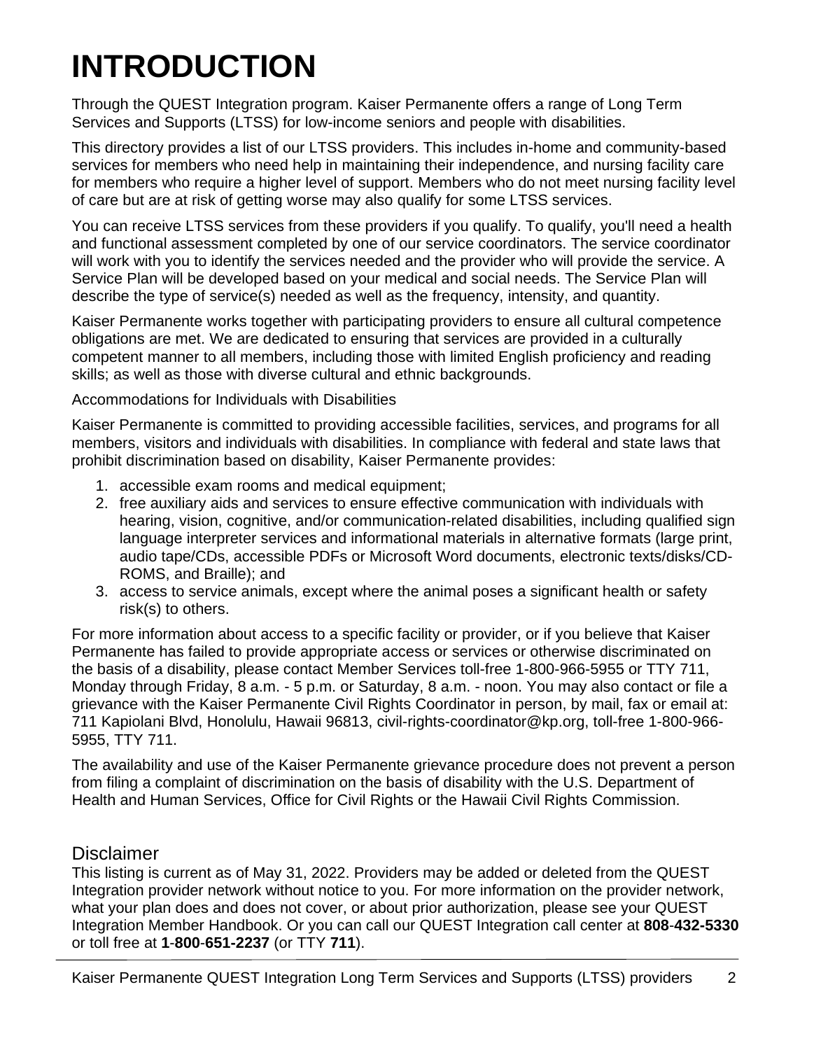# INTRODUCTION

Through the QUEST Integration program. Kaiser Permanente offers a range of Long Term Services and Supports (LTSS) for low-income seniors and people with disabilities.

This directory provides a list of our LTSS providers. This includes in-home and community-based services for members who need help in maintaining their independence, and nursing facility care for members who require a higher level of support. Members who do not meet nursing facility level of care but are at risk of getting worse may also qualify for some LTSS services.

You can receive LTSS services from these providers if you qualify. To qualify, you'll need a health and functional assessment completed by one of our service coordinators. The service coordinator will work with you to identify the services needed and the provider who will provide the service. A Service Plan will be developed based on your medical and social needs. The Service Plan will describe the type of service(s) needed as well as the frequency, intensity, and quantity.

Kaiser Permanente works together with participating providers to ensure all cultural competence obligations are met. We are dedicated to ensuring that services are provided in a culturally competent manner to all members, including those with limited English proficiency and reading skills; as well as those with diverse cultural and ethnic backgrounds.

Accommodations for Individuals with Disabilities

Kaiser Permanente is committed to providing accessible facilities, services, and programs for all members, visitors and individuals with disabilities. In compliance with federal and state laws that prohibit discrimination based on disability, Kaiser Permanente provides:

1. accessible exam rooms and medical equipment;
2. free auxiliary aids and services to ensure effective communication with individuals with hearing, vision, cognitive, and/or communication-related disabilities, including qualified sign language interpreter services and informational materials in alternative formats (large print, audio tape/CDs, accessible PDFs or Microsoft Word documents, electronic texts/disks/CD-ROMS, and Braille); and
3. access to service animals, except where the animal poses a significant health or safety risk(s) to others.

For more information about access to a specific facility or provider, or if you believe that Kaiser Permanente has failed to provide appropriate access or services or otherwise discriminated on the basis of a disability, please contact Member Services toll-free 1-800-966-5955 or TTY 711, Monday through Friday, 8 a.m. - 5 p.m. or Saturday, 8 a.m. - noon. You may also contact or file a grievance with the Kaiser Permanente Civil Rights Coordinator in person, by mail, fax or email at: 711 Kapiolani Blvd, Honolulu, Hawaii 96813, civil-rights-coordinator@kp.org, toll-free 1-800-966-5955, TTY 711.

The availability and use of the Kaiser Permanente grievance procedure does not prevent a person from filing a complaint of discrimination on the basis of disability with the U.S. Department of Health and Human Services, Office for Civil Rights or the Hawaii Civil Rights Commission.

## Disclaimer

This listing is current as of May 31, 2022. Providers may be added or deleted from the QUEST Integration provider network without notice to you. For more information on the provider network, what your plan does and does not cover, or about prior authorization, please see your QUEST Integration Member Handbook. Or you can call our QUEST Integration call center at **808**-**432-5330** or toll free at **1**-**800**-**651-2237** (or TTY **711**).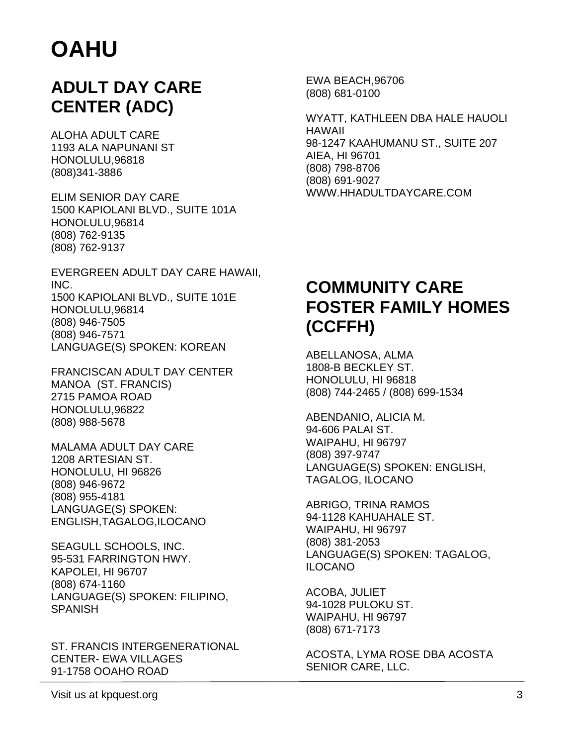# OAHU

## ADULT DAY CARE CENTER (ADC)

ALOHA ADULT CARE
1193 ALA NAPUNANI ST
HONOLULU,96818
(808)341-3886

ELIM SENIOR DAY CARE
1500 KAPIOLANI BLVD., SUITE 101A
HONOLULU,96814
(808) 762-9135
(808) 762-9137

EVERGREEN ADULT DAY CARE HAWAII, INC.
1500 KAPIOLANI BLVD., SUITE 101E
HONOLULU,96814
(808) 946-7505
(808) 946-7571
LANGUAGE(S) SPOKEN: KOREAN

FRANCISCAN ADULT DAY CENTER MANOA (ST. FRANCIS)
2715 PAMOA ROAD
HONOLULU,96822
(808) 988-5678

MALAMA ADULT DAY CARE
1208 ARTESIAN ST.
HONOLULU, HI 96826
(808) 946-9672
(808) 955-4181
LANGUAGE(S) SPOKEN: ENGLISH,TAGALOG,ILOCANO

SEAGULL SCHOOLS, INC.
95-531 FARRINGTON HWY.
KAPOLEI, HI 96707
(808) 674-1160
LANGUAGE(S) SPOKEN: FILIPINO, SPANISH

ST. FRANCIS INTERGENERATIONAL CENTER- EWA VILLAGES
91-1758 OOAHO ROAD
EWA BEACH,96706
(808) 681-0100

WYATT, KATHLEEN DBA HALE HAUOLI HAWAII
98-1247 KAAHUMANU ST., SUITE 207
AIEA, HI 96701
(808) 798-8706
(808) 691-9027
WWW.HHADULTDAYCARE.COM

## COMMUNITY CARE FOSTER FAMILY HOMES (CCFFH)

ABELLANOSA, ALMA
1808-B BECKLEY ST.
HONOLULU, HI 96818
(808) 744-2465 / (808) 699-1534

ABENDANIO, ALICIA M.
94-606 PALAI ST.
WAIPAHU, HI 96797
(808) 397-9747
LANGUAGE(S) SPOKEN: ENGLISH, TAGALOG, ILOCANO

ABRIGO, TRINA RAMOS
94-1128 KAHUAHALE ST.
WAIPAHU, HI 96797
(808) 381-2053
LANGUAGE(S) SPOKEN: TAGALOG, ILOCANO

ACOBA, JULIET
94-1028 PULOKU ST.
WAIPAHU, HI 96797
(808) 671-7173

ACOSTA, LYMA ROSE DBA ACOSTA SENIOR CARE, LLC.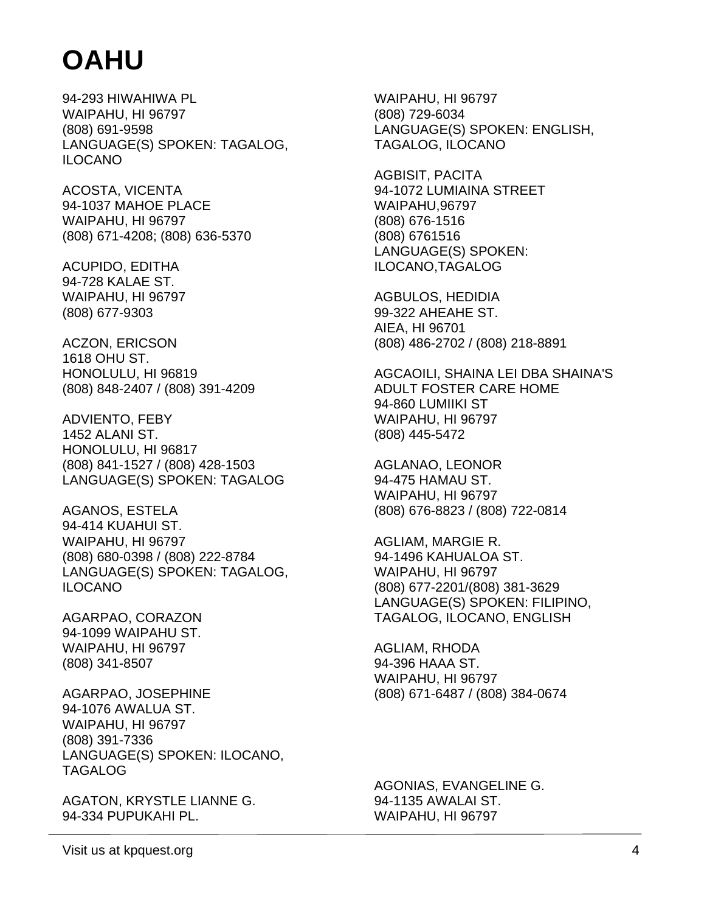# OAHU

94-293 HIWAHIWA PL
WAIPAHU, HI 96797
(808) 691-9598
LANGUAGE(S) SPOKEN: TAGALOG, ILOCANO

ACOSTA, VICENTA
94-1037 MAHOE PLACE
WAIPAHU, HI 96797
(808) 671-4208; (808) 636-5370

ACUPIDO, EDITHA
94-728 KALAE ST.
WAIPAHU, HI 96797
(808) 677-9303

ACZON, ERICSON
1618 OHU ST.
HONOLULU, HI 96819
(808) 848-2407 / (808) 391-4209

ADVIENTO, FEBY
1452 ALANI ST.
HONOLULU, HI 96817
(808) 841-1527 / (808) 428-1503
LANGUAGE(S) SPOKEN: TAGALOG

AGANOS, ESTELA
94-414 KUAHUI ST.
WAIPAHU, HI 96797
(808) 680-0398 / (808) 222-8784
LANGUAGE(S) SPOKEN: TAGALOG, ILOCANO

AGARPAO, CORAZON
94-1099 WAIPAHU ST.
WAIPAHU, HI 96797
(808) 341-8507

AGARPAO, JOSEPHINE
94-1076 AWALUA ST.
WAIPAHU, HI 96797
(808) 391-7336
LANGUAGE(S) SPOKEN: ILOCANO, TAGALOG

AGATON, KRYSTLE LIANNE G.
94-334 PUPUKAHI PL.
WAIPAHU, HI 96797
(808) 729-6034
LANGUAGE(S) SPOKEN: ENGLISH, TAGALOG, ILOCANO

AGBISIT, PACITA
94-1072 LUMIAINA STREET
WAIPAHU,96797
(808) 676-1516
(808) 6761516
LANGUAGE(S) SPOKEN: ILOCANO,TAGALOG

AGBULOS, HEDIDIA
99-322 AHEAHE ST.
AIEA, HI 96701
(808) 486-2702 / (808) 218-8891

AGCAOILI, SHAINA LEI DBA SHAINA'S ADULT FOSTER CARE HOME
94-860 LUMIIKI ST
WAIPAHU, HI 96797
(808) 445-5472

AGLANAO, LEONOR
94-475 HAMAU ST.
WAIPAHU, HI 96797
(808) 676-8823 / (808) 722-0814

AGLIAM, MARGIE R.
94-1496 KAHUALOA ST.
WAIPAHU, HI 96797
(808) 677-2201/(808) 381-3629
LANGUAGE(S) SPOKEN: FILIPINO, TAGALOG, ILOCANO, ENGLISH

AGLIAM, RHODA
94-396 HAAA ST.
WAIPAHU, HI 96797
(808) 671-6487 / (808) 384-0674

AGONIAS, EVANGELINE G.
94-1135 AWALAI ST.
WAIPAHU, HI 96797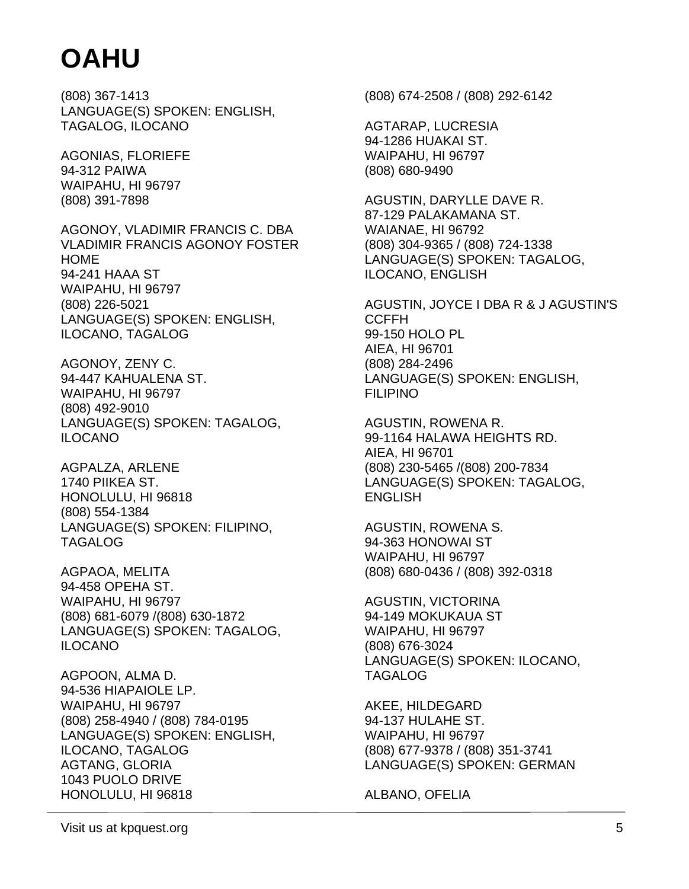# OAHU

(808) 367-1413
LANGUAGE(S) SPOKEN: ENGLISH, TAGALOG, ILOCANO

AGONIAS, FLORIEFE
94-312 PAIWA
WAIPAHU, HI 96797
(808) 391-7898

AGONOY, VLADIMIR FRANCIS C. DBA VLADIMIR FRANCIS AGONOY FOSTER HOME
94-241 HAAA ST
WAIPAHU, HI 96797
(808) 226-5021
LANGUAGE(S) SPOKEN: ENGLISH, ILOCANO, TAGALOG

AGONOY, ZENY C.
94-447 KAHUALENA ST.
WAIPAHU, HI 96797
(808) 492-9010
LANGUAGE(S) SPOKEN: TAGALOG, ILOCANO

AGPALZA, ARLENE
1740 PIIKEA ST.
HONOLULU, HI 96818
(808) 554-1384
LANGUAGE(S) SPOKEN: FILIPINO, TAGALOG

AGPAOA, MELITA
94-458 OPEHA ST.
WAIPAHU, HI 96797
(808) 681-6079 /(808) 630-1872
LANGUAGE(S) SPOKEN: TAGALOG, ILOCANO

AGPOON, ALMA D.
94-536 HIAPAIOLE LP.
WAIPAHU, HI 96797
(808) 258-4940 / (808) 784-0195
LANGUAGE(S) SPOKEN: ENGLISH, ILOCANO, TAGALOG

AGTANG, GLORIA
1043 PUOLO DRIVE
HONOLULU, HI 96818
(808) 674-2508 / (808) 292-6142

AGTARAP, LUCRESIA
94-1286 HUAKAI ST.
WAIPAHU, HI 96797
(808) 680-9490

AGUSTIN, DARYLLE DAVE R.
87-129 PALAKAMANA ST.
WAIANAE, HI 96792
(808) 304-9365 / (808) 724-1338
LANGUAGE(S) SPOKEN: TAGALOG, ILOCANO, ENGLISH

AGUSTIN, JOYCE I DBA R & J AGUSTIN'S CCFFH
99-150 HOLO PL
AIEA, HI 96701
(808) 284-2496
LANGUAGE(S) SPOKEN: ENGLISH, FILIPINO

AGUSTIN, ROWENA R.
99-1164 HALAWA HEIGHTS RD.
AIEA, HI 96701
(808) 230-5465 /(808) 200-7834
LANGUAGE(S) SPOKEN: TAGALOG, ENGLISH

AGUSTIN, ROWENA S.
94-363 HONOWAI ST
WAIPAHU, HI 96797
(808) 680-0436 / (808) 392-0318

AGUSTIN, VICTORINA
94-149 MOKUKAUA ST
WAIPAHU, HI 96797
(808) 676-3024
LANGUAGE(S) SPOKEN: ILOCANO, TAGALOG

AKEE, HILDEGARD
94-137 HULAHE ST.
WAIPAHU, HI 96797
(808) 677-9378 / (808) 351-3741
LANGUAGE(S) SPOKEN: GERMAN

ALBANO, OFELIA

Visit us at kpquest.org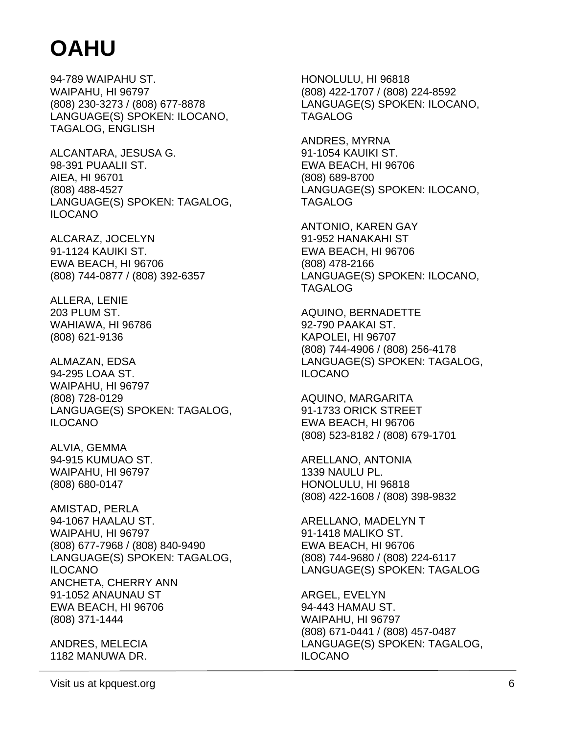# OAHU

94-789 WAIPAHU ST.
WAIPAHU, HI 96797
(808) 230-3273 / (808) 677-8878
LANGUAGE(S) SPOKEN: ILOCANO, TAGALOG, ENGLISH

ALCANTARA, JESUSA G.
98-391 PUAALII ST.
AIEA, HI 96701
(808) 488-4527
LANGUAGE(S) SPOKEN: TAGALOG, ILOCANO

ALCARAZ, JOCELYN
91-1124 KAUIKI ST.
EWA BEACH, HI 96706
(808) 744-0877 / (808) 392-6357

ALLERA, LENIE
203 PLUM ST.
WAHIAWA, HI 96786
(808) 621-9136

ALMAZAN, EDSA
94-295 LOAA ST.
WAIPAHU, HI 96797
(808) 728-0129
LANGUAGE(S) SPOKEN: TAGALOG, ILOCANO

ALVIA, GEMMA
94-915 KUMUAO ST.
WAIPAHU, HI 96797
(808) 680-0147

AMISTAD, PERLA
94-1067 HAALAU ST.
WAIPAHU, HI 96797
(808) 677-7968 / (808) 840-9490
LANGUAGE(S) SPOKEN: TAGALOG, ILOCANO

ANCHETA, CHERRY ANN
91-1052 ANAUNAU ST
EWA BEACH, HI 96706
(808) 371-1444

ANDRES, MELECIA
1182 MANUWA DR.
HONOLULU, HI 96818
(808) 422-1707 / (808) 224-8592
LANGUAGE(S) SPOKEN: ILOCANO, TAGALOG

ANDRES, MYRNA
91-1054 KAUIKI ST.
EWA BEACH, HI 96706
(808) 689-8700
LANGUAGE(S) SPOKEN: ILOCANO, TAGALOG

ANTONIO, KAREN GAY
91-952 HANAKAHI ST
EWA BEACH, HI 96706
(808) 478-2166
LANGUAGE(S) SPOKEN: ILOCANO, TAGALOG

AQUINO, BERNADETTE
92-790 PAAKAI ST.
KAPOLEI, HI 96707
(808) 744-4906 / (808) 256-4178
LANGUAGE(S) SPOKEN: TAGALOG, ILOCANO

AQUINO, MARGARITA
91-1733 ORICK STREET
EWA BEACH, HI 96706
(808) 523-8182 / (808) 679-1701

ARELLANO, ANTONIA
1339 NAULU PL.
HONOLULU, HI 96818
(808) 422-1608 / (808) 398-9832

ARELLANO, MADELYN T
91-1418 MALIKO ST.
EWA BEACH, HI 96706
(808) 744-9680 / (808) 224-6117
LANGUAGE(S) SPOKEN: TAGALOG

ARGEL, EVELYN
94-443 HAMAU ST.
WAIPAHU, HI 96797
(808) 671-0441 / (808) 457-0487
LANGUAGE(S) SPOKEN: TAGALOG, ILOCANO

Visit us at kpquest.org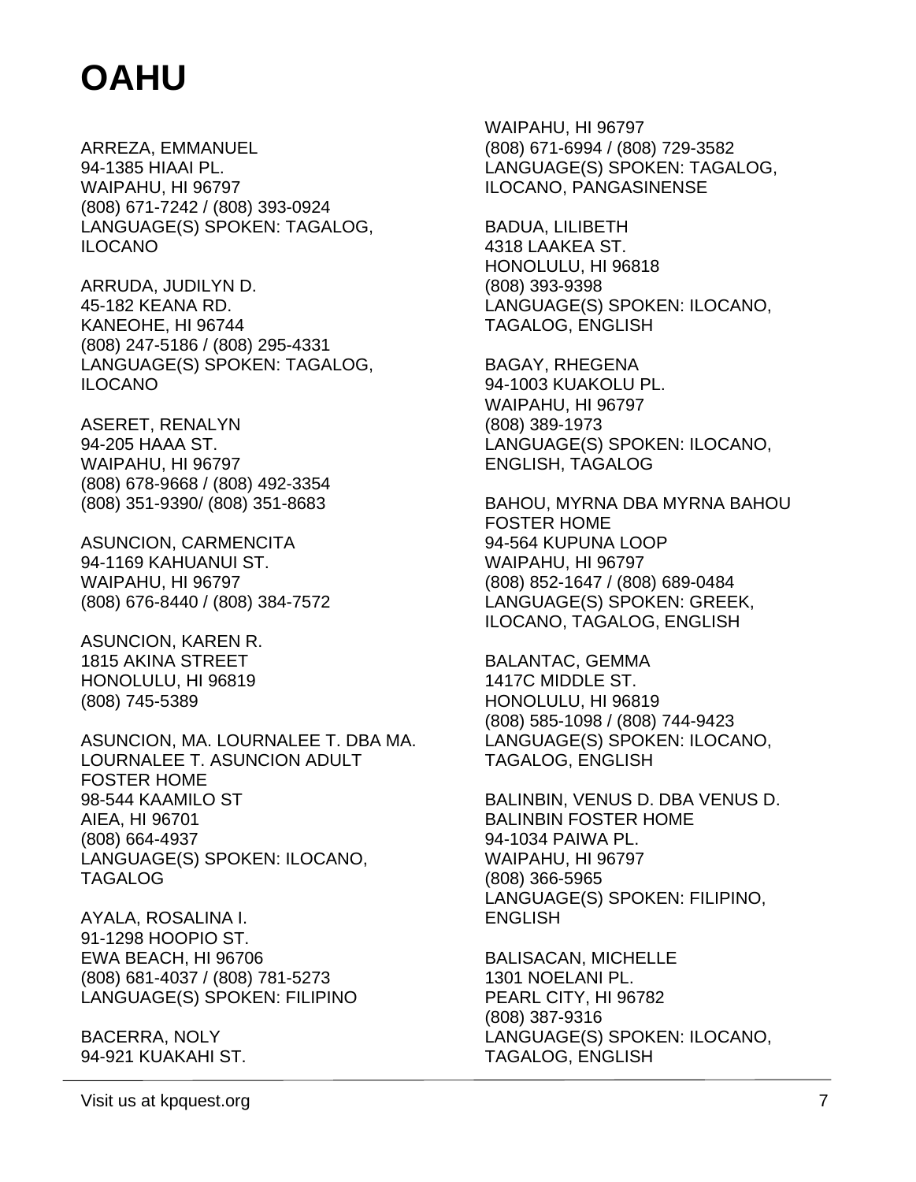# OAHU

ARREZA, EMMANUEL
94-1385 HIAAI PL.
WAIPAHU, HI 96797
(808) 671-7242 / (808) 393-0924
LANGUAGE(S) SPOKEN: TAGALOG, ILOCANO

ARRUDA, JUDILYN D.
45-182 KEANA RD.
KANEOHE, HI 96744
(808) 247-5186 / (808) 295-4331
LANGUAGE(S) SPOKEN: TAGALOG, ILOCANO

ASERET, RENALYN
94-205 HAAA ST.
WAIPAHU, HI 96797
(808) 678-9668 / (808) 492-3354
(808) 351-9390/ (808) 351-8683

ASUNCION, CARMENCITA
94-1169 KAHUANUI ST.
WAIPAHU, HI 96797
(808) 676-8440 / (808) 384-7572

ASUNCION, KAREN R.
1815 AKINA STREET
HONOLULU, HI 96819
(808) 745-5389

ASUNCION, MA. LOURNALEE T. DBA MA. LOURNALEE T. ASUNCION ADULT FOSTER HOME
98-544 KAAMILO ST
AIEA, HI 96701
(808) 664-4937
LANGUAGE(S) SPOKEN: ILOCANO, TAGALOG

AYALA, ROSALINA I.
91-1298 HOOPIO ST.
EWA BEACH, HI 96706
(808) 681-4037 / (808) 781-5273
LANGUAGE(S) SPOKEN: FILIPINO

BACERRA, NOLY
94-921 KUAKAHI ST.
WAIPAHU, HI 96797
(808) 671-6994 / (808) 729-3582
LANGUAGE(S) SPOKEN: TAGALOG, ILOCANO, PANGASINENSE

BADUA, LILIBETH
4318 LAAKEA ST.
HONOLULU, HI 96818
(808) 393-9398
LANGUAGE(S) SPOKEN: ILOCANO, TAGALOG, ENGLISH

BAGAY, RHEGENA
94-1003 KUAKOLU PL.
WAIPAHU, HI 96797
(808) 389-1973
LANGUAGE(S) SPOKEN: ILOCANO, ENGLISH, TAGALOG

BAHOU, MYRNA DBA MYRNA BAHOU FOSTER HOME
94-564 KUPUNA LOOP
WAIPAHU, HI 96797
(808) 852-1647 / (808) 689-0484
LANGUAGE(S) SPOKEN: GREEK, ILOCANO, TAGALOG, ENGLISH

BALANTAC, GEMMA
1417C MIDDLE ST.
HONOLULU, HI 96819
(808) 585-1098 / (808) 744-9423
LANGUAGE(S) SPOKEN: ILOCANO, TAGALOG, ENGLISH

BALINBIN, VENUS D. DBA VENUS D. BALINBIN FOSTER HOME
94-1034 PAIWA PL.
WAIPAHU, HI 96797
(808) 366-5965
LANGUAGE(S) SPOKEN: FILIPINO, ENGLISH

BALISACAN, MICHELLE
1301 NOELANI PL.
PEARL CITY, HI 96782
(808) 387-9316
LANGUAGE(S) SPOKEN: ILOCANO, TAGALOG, ENGLISH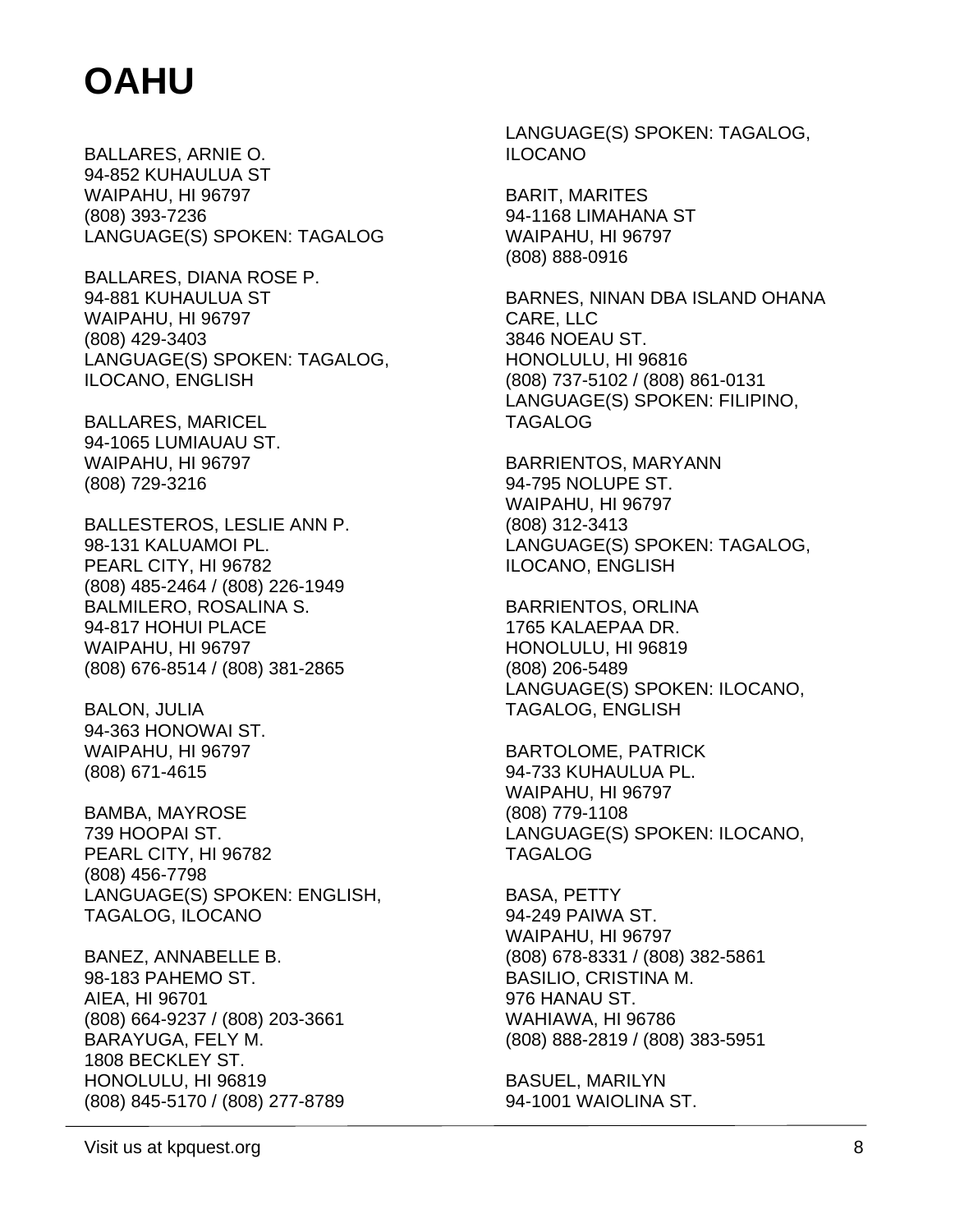# OAHU

BALLARES, ARNIE O.
94-852 KUHAULUA ST
WAIPAHU, HI 96797
(808) 393-7236
LANGUAGE(S) SPOKEN: TAGALOG

BALLARES, DIANA ROSE P.
94-881 KUHAULUA ST
WAIPAHU, HI 96797
(808) 429-3403
LANGUAGE(S) SPOKEN: TAGALOG, ILOCANO, ENGLISH

BALLARES, MARICEL
94-1065 LUMIAUAU ST.
WAIPAHU, HI 96797
(808) 729-3216

BALLESTEROS, LESLIE ANN P.
98-131 KALUAMOI PL.
PEARL CITY, HI 96782
(808) 485-2464 / (808) 226-1949

BALMILERO, ROSALINA S.
94-817 HOHUI PLACE
WAIPAHU, HI 96797
(808) 676-8514 / (808) 381-2865

BALON, JULIA
94-363 HONOWAI ST.
WAIPAHU, HI 96797
(808) 671-4615

BAMBA, MAYROSE
739 HOOPAI ST.
PEARL CITY, HI 96782
(808) 456-7798
LANGUAGE(S) SPOKEN: ENGLISH, TAGALOG, ILOCANO

BANEZ, ANNABELLE B.
98-183 PAHEMO ST.
AIEA, HI 96701
(808) 664-9237 / (808) 203-3661

BARAYUGA, FELY M.
1808 BECKLEY ST.
HONOLULU, HI 96819
(808) 845-5170 / (808) 277-8789
LANGUAGE(S) SPOKEN: TAGALOG, ILOCANO

BARIT, MARITES
94-1168 LIMAHANA ST
WAIPAHU, HI 96797
(808) 888-0916

BARNES, NINAN DBA ISLAND OHANA CARE, LLC
3846 NOEAU ST.
HONOLULU, HI 96816
(808) 737-5102 / (808) 861-0131
LANGUAGE(S) SPOKEN: FILIPINO, TAGALOG

BARRIENTOS, MARYANN
94-795 NOLUPE ST.
WAIPAHU, HI 96797
(808) 312-3413
LANGUAGE(S) SPOKEN: TAGALOG, ILOCANO, ENGLISH

BARRIENTOS, ORLINA
1765 KALAEPAA DR.
HONOLULU, HI 96819
(808) 206-5489
LANGUAGE(S) SPOKEN: ILOCANO, TAGALOG, ENGLISH

BARTOLOME, PATRICK
94-733 KUHAULUA PL.
WAIPAHU, HI 96797
(808) 779-1108
LANGUAGE(S) SPOKEN: ILOCANO, TAGALOG

BASA, PETTY
94-249 PAIWA ST.
WAIPAHU, HI 96797
(808) 678-8331 / (808) 382-5861

BASILIO, CRISTINA M.
976 HANAU ST.
WAHIAWA, HI 96786
(808) 888-2819 / (808) 383-5951

BASUEL, MARILYN
94-1001 WAIOLINA ST.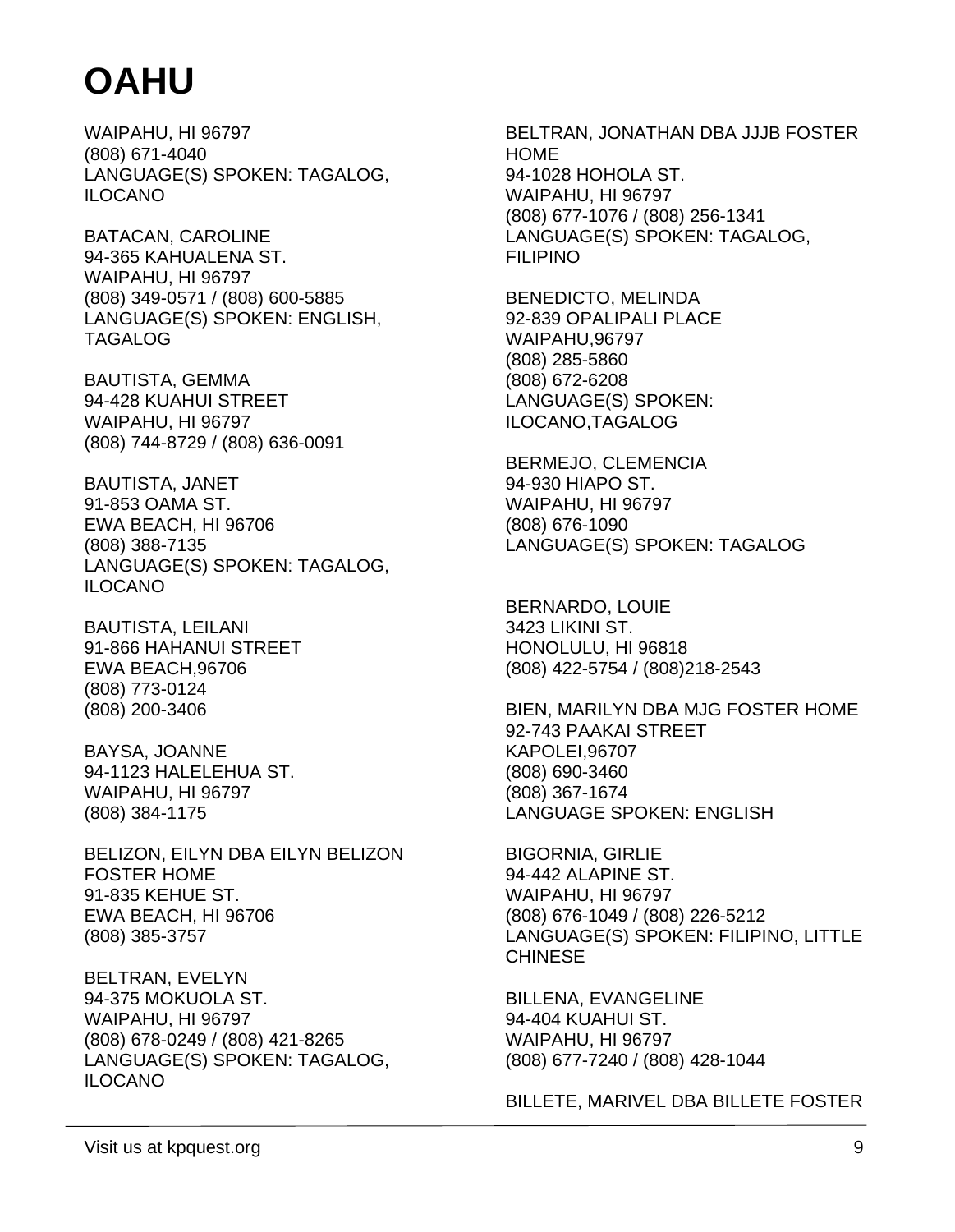# OAHU

WAIPAHU, HI 96797
(808) 671-4040
LANGUAGE(S) SPOKEN: TAGALOG, ILOCANO

BATACAN, CAROLINE
94-365 KAHUALENA ST.
WAIPAHU, HI 96797
(808) 349-0571 / (808) 600-5885
LANGUAGE(S) SPOKEN: ENGLISH, TAGALOG

BAUTISTA, GEMMA
94-428 KUAHUI STREET
WAIPAHU, HI 96797
(808) 744-8729 / (808) 636-0091

BAUTISTA, JANET
91-853 OAMA ST.
EWA BEACH, HI 96706
(808) 388-7135
LANGUAGE(S) SPOKEN: TAGALOG, ILOCANO

BAUTISTA, LEILANI
91-866 HAHANUI STREET
EWA BEACH,96706
(808) 773-0124
(808) 200-3406

BAYSA, JOANNE
94-1123 HALELEHUA ST.
WAIPAHU, HI 96797
(808) 384-1175

BELIZON, EILYN DBA EILYN BELIZON FOSTER HOME
91-835 KEHUE ST.
EWA BEACH, HI 96706
(808) 385-3757

BELTRAN, EVELYN
94-375 MOKUOLA ST.
WAIPAHU, HI 96797
(808) 678-0249 / (808) 421-8265
LANGUAGE(S) SPOKEN: TAGALOG, ILOCANO

BELTRAN, JONATHAN DBA JJJB FOSTER HOME
94-1028 HOHOLA ST.
WAIPAHU, HI 96797
(808) 677-1076 / (808) 256-1341
LANGUAGE(S) SPOKEN: TAGALOG, FILIPINO

BENEDICTO, MELINDA
92-839 OPALIPALI PLACE
WAIPAHU,96797
(808) 285-5860
(808) 672-6208
LANGUAGE(S) SPOKEN: ILOCANO,TAGALOG

BERMEJO, CLEMENCIA
94-930 HIAPO ST.
WAIPAHU, HI 96797
(808) 676-1090
LANGUAGE(S) SPOKEN: TAGALOG

BERNARDO, LOUIE
3423 LIKINI ST.
HONOLULU, HI 96818
(808) 422-5754 / (808)218-2543

BIEN, MARILYN DBA MJG FOSTER HOME
92-743 PAAKAI STREET
KAPOLEI,96707
(808) 690-3460
(808) 367-1674
LANGUAGE SPOKEN: ENGLISH

BIGORNIA, GIRLIE
94-442 ALAPINE ST.
WAIPAHU, HI 96797
(808) 676-1049 / (808) 226-5212
LANGUAGE(S) SPOKEN: FILIPINO, LITTLE CHINESE

BILLENA, EVANGELINE
94-404 KUAHUI ST.
WAIPAHU, HI 96797
(808) 677-7240 / (808) 428-1044

BILLETE, MARIVEL DBA BILLETE FOSTER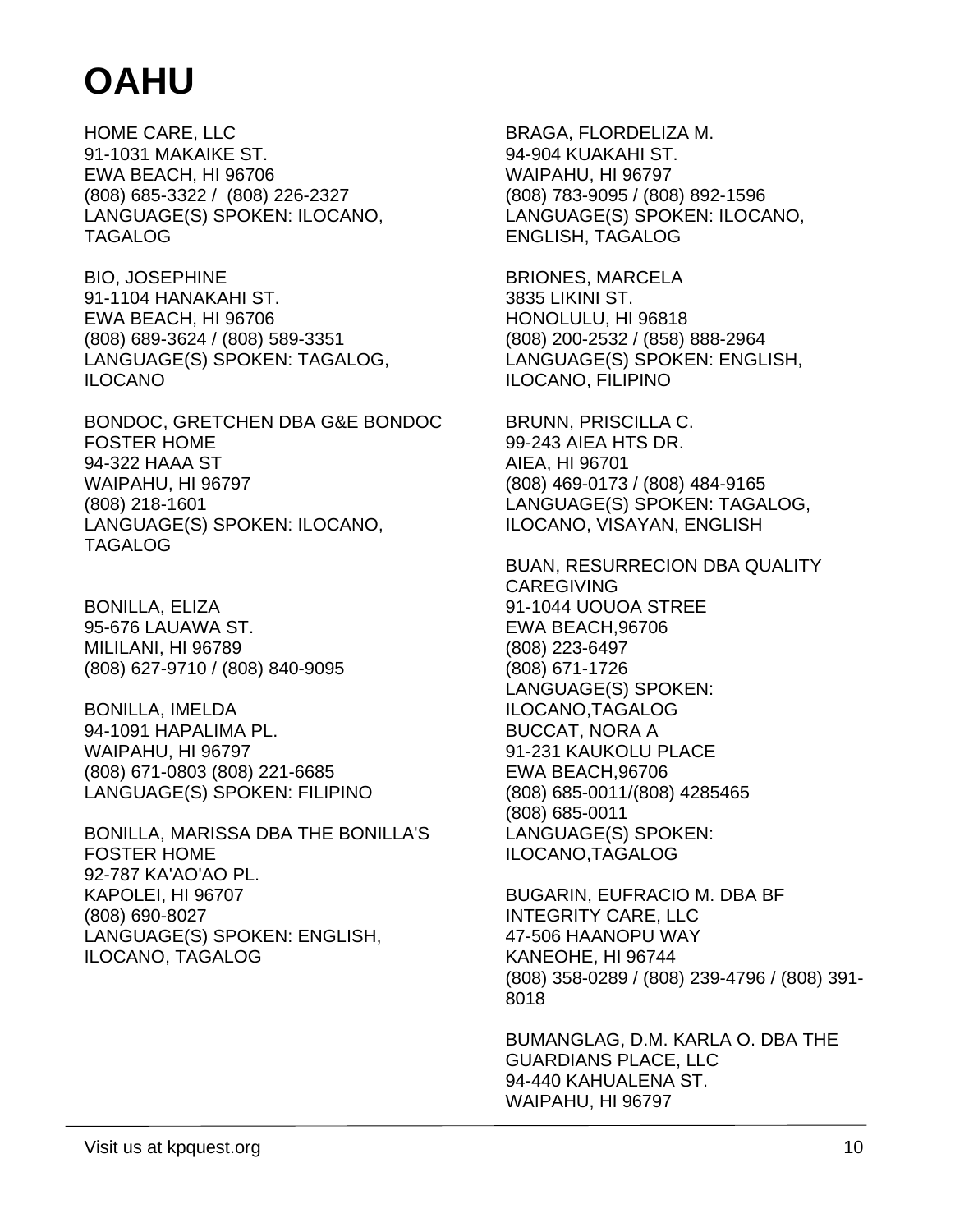# OAHU

HOME CARE, LLC
91-1031 MAKAIKE ST.
EWA BEACH, HI 96706
(808) 685-3322 / (808) 226-2327
LANGUAGE(S) SPOKEN: ILOCANO, TAGALOG

BIO, JOSEPHINE
91-1104 HANAKAHI ST.
EWA BEACH, HI 96706
(808) 689-3624 / (808) 589-3351
LANGUAGE(S) SPOKEN: TAGALOG, ILOCANO

BONDOC, GRETCHEN DBA G&E BONDOC FOSTER HOME
94-322 HAAA ST
WAIPAHU, HI 96797
(808) 218-1601
LANGUAGE(S) SPOKEN: ILOCANO, TAGALOG

BONILLA, ELIZA
95-676 LAUAWA ST.
MILILANI, HI 96789
(808) 627-9710 / (808) 840-9095

BONILLA, IMELDA
94-1091 HAPALIMA PL.
WAIPAHU, HI 96797
(808) 671-0803 (808) 221-6685
LANGUAGE(S) SPOKEN: FILIPINO

BONILLA, MARISSA DBA THE BONILLA'S FOSTER HOME
92-787 KA'AO'AO PL.
KAPOLEI, HI 96707
(808) 690-8027
LANGUAGE(S) SPOKEN: ENGLISH, ILOCANO, TAGALOG

BRAGA, FLORDELIZA M.
94-904 KUAKAHI ST.
WAIPAHU, HI 96797
(808) 783-9095 / (808) 892-1596
LANGUAGE(S) SPOKEN: ILOCANO, ENGLISH, TAGALOG

BRIONES, MARCELA
3835 LIKINI ST.
HONOLULU, HI 96818
(808) 200-2532 / (858) 888-2964
LANGUAGE(S) SPOKEN: ENGLISH, ILOCANO, FILIPINO

BRUNN, PRISCILLA C.
99-243 AIEA HTS DR.
AIEA, HI 96701
(808) 469-0173 / (808) 484-9165
LANGUAGE(S) SPOKEN: TAGALOG, ILOCANO, VISAYAN, ENGLISH

BUAN, RESURRECION DBA QUALITY CAREGIVING
91-1044 UOUOA STREE
EWA BEACH,96706
(808) 223-6497
(808) 671-1726
LANGUAGE(S) SPOKEN: ILOCANO,TAGALOG

BUCCAT, NORA A
91-231 KAUKOLU PLACE
EWA BEACH,96706
(808) 685-0011/(808) 4285465
(808) 685-0011
LANGUAGE(S) SPOKEN: ILOCANO,TAGALOG

BUGARIN, EUFRACIO M. DBA BF INTEGRITY CARE, LLC
47-506 HAANOPU WAY
KANEOHE, HI 96744
(808) 358-0289 / (808) 239-4796 / (808) 391-8018

BUMANGLAG, D.M. KARLA O. DBA THE GUARDIANS PLACE, LLC
94-440 KAHUALENA ST.
WAIPAHU, HI 96797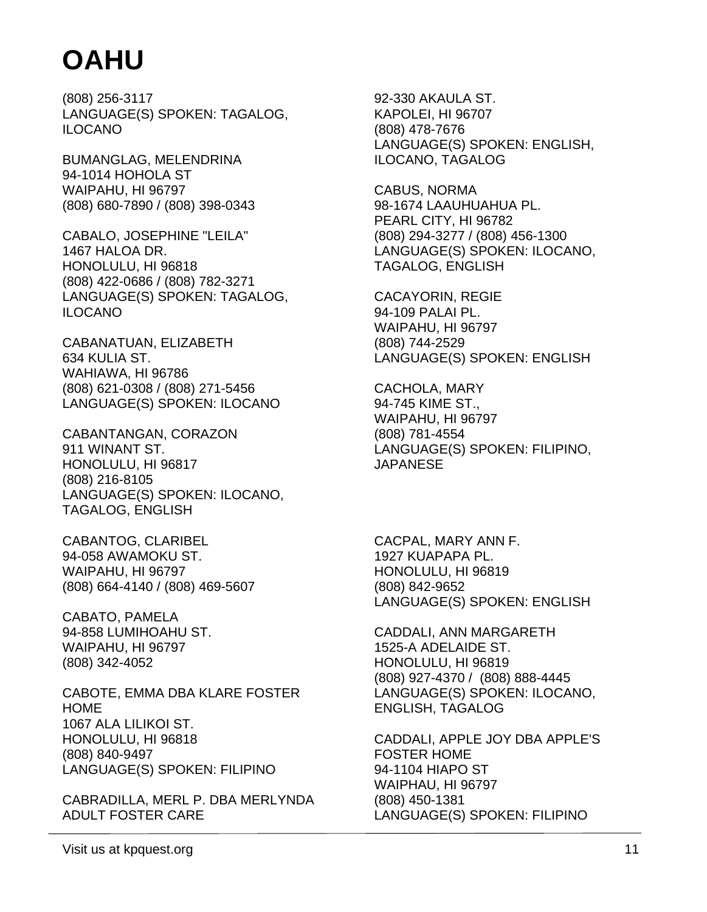# OAHU

(808) 256-3117
LANGUAGE(S) SPOKEN: TAGALOG, ILOCANO

BUMANGLAG, MELENDRINA
94-1014 HOHOLA ST
WAIPAHU, HI 96797
(808) 680-7890 / (808) 398-0343

CABALO, JOSEPHINE "LEILA"
1467 HALOA DR.
HONOLULU, HI 96818
(808) 422-0686 / (808) 782-3271
LANGUAGE(S) SPOKEN: TAGALOG, ILOCANO

CABANATUAN, ELIZABETH
634 KULIA ST.
WAHIAWA, HI 96786
(808) 621-0308 / (808) 271-5456
LANGUAGE(S) SPOKEN: ILOCANO

CABANTANGAN, CORAZON
911 WINANT ST.
HONOLULU, HI 96817
(808) 216-8105
LANGUAGE(S) SPOKEN: ILOCANO, TAGALOG, ENGLISH

CABANTOG, CLARIBEL
94-058 AWAMOKU ST.
WAIPAHU, HI 96797
(808) 664-4140 / (808) 469-5607

CABATO, PAMELA
94-858 LUMIHOAHU ST.
WAIPAHU, HI 96797
(808) 342-4052

CABOTE, EMMA DBA KLARE FOSTER HOME
1067 ALA LILIKOI ST.
HONOLULU, HI 96818
(808) 840-9497
LANGUAGE(S) SPOKEN: FILIPINO

CABRADILLA, MERL P. DBA MERLYNDA ADULT FOSTER CARE
92-330 AKAULA ST.
KAPOLEI, HI 96707
(808) 478-7676
LANGUAGE(S) SPOKEN: ENGLISH, ILOCANO, TAGALOG

CABUS, NORMA
98-1674 LAAUHUAHUA PL.
PEARL CITY, HI 96782
(808) 294-3277 / (808) 456-1300
LANGUAGE(S) SPOKEN: ILOCANO, TAGALOG, ENGLISH

CACAYORIN, REGIE
94-109 PALAI PL.
WAIPAHU, HI 96797
(808) 744-2529
LANGUAGE(S) SPOKEN: ENGLISH

CACHOLA, MARY
94-745 KIME ST.,
WAIPAHU, HI 96797
(808) 781-4554
LANGUAGE(S) SPOKEN: FILIPINO, JAPANESE

CACPAL, MARY ANN F.
1927 KUAPAPA PL.
HONOLULU, HI 96819
(808) 842-9652
LANGUAGE(S) SPOKEN: ENGLISH

CADDALI, ANN MARGARETH
1525-A ADELAIDE ST.
HONOLULU, HI 96819
(808) 927-4370 / (808) 888-4445
LANGUAGE(S) SPOKEN: ILOCANO, ENGLISH, TAGALOG

CADDALI, APPLE JOY DBA APPLE'S FOSTER HOME
94-1104 HIAPO ST
WAIPHAU, HI 96797
(808) 450-1381
LANGUAGE(S) SPOKEN: FILIPINO

Visit us at kpquest.org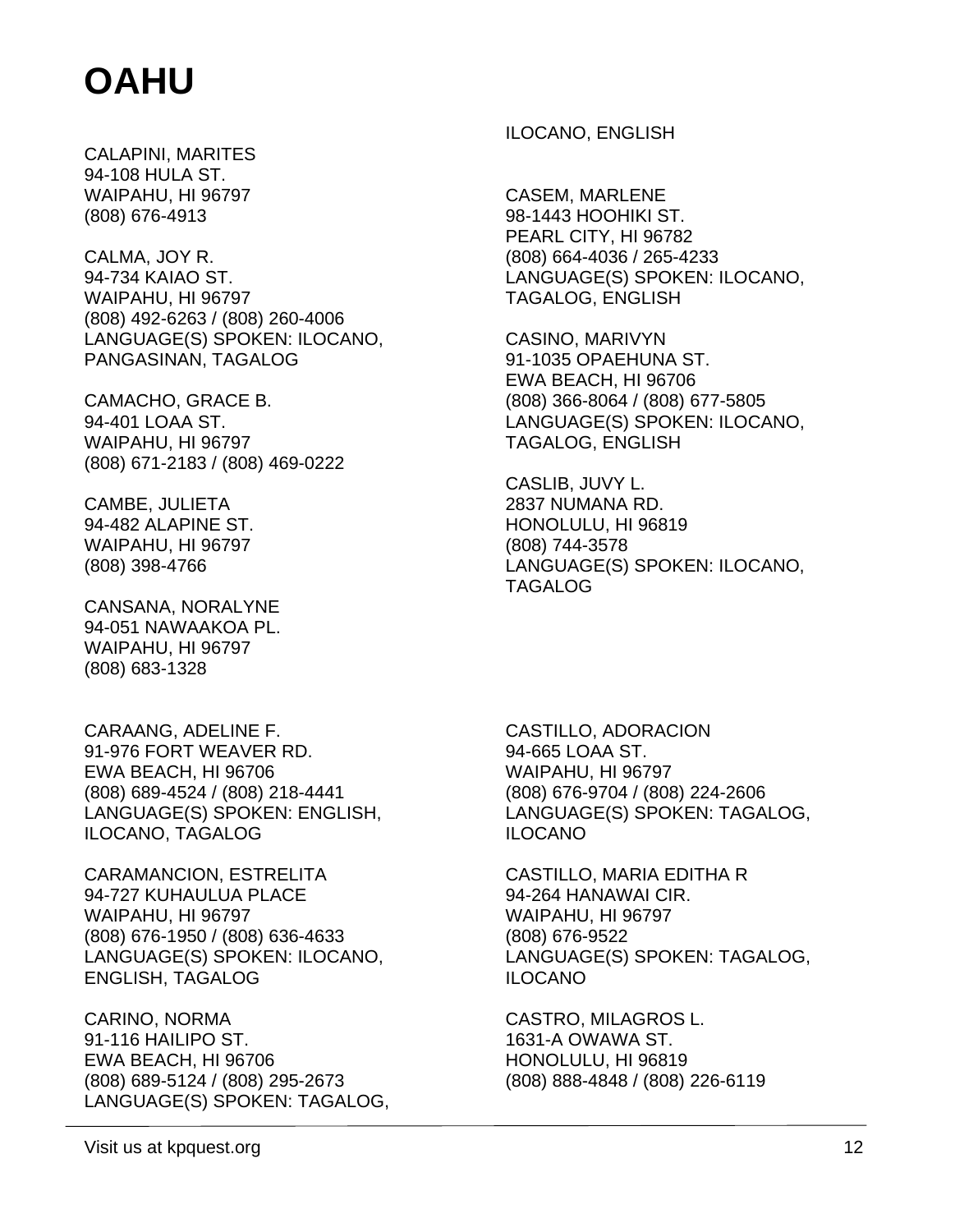# OAHU

CALAPINI, MARITES
94-108 HULA ST.
WAIPAHU, HI 96797
(808) 676-4913

CALMA, JOY R.
94-734 KAIAO ST.
WAIPAHU, HI 96797
(808) 492-6263 / (808) 260-4006
LANGUAGE(S) SPOKEN: ILOCANO, PANGASINAN, TAGALOG

CAMACHO, GRACE B.
94-401 LOAA ST.
WAIPAHU, HI 96797
(808) 671-2183 / (808) 469-0222

CAMBE, JULIETA
94-482 ALAPINE ST.
WAIPAHU, HI 96797
(808) 398-4766

CANSANA, NORALYNE
94-051 NAWAAKOA PL.
WAIPAHU, HI 96797
(808) 683-1328

ILOCANO, ENGLISH

CASEM, MARLENE
98-1443 HOOHIKI ST.
PEARL CITY, HI 96782
(808) 664-4036 / 265-4233
LANGUAGE(S) SPOKEN: ILOCANO, TAGALOG, ENGLISH

CASINO, MARIVYN
91-1035 OPAEHUNA ST.
EWA BEACH, HI 96706
(808) 366-8064 / (808) 677-5805
LANGUAGE(S) SPOKEN: ILOCANO, TAGALOG, ENGLISH

CASLIB, JUVY L.
2837 NUMANA RD.
HONOLULU, HI 96819
(808) 744-3578
LANGUAGE(S) SPOKEN: ILOCANO, TAGALOG

CARAANG, ADELINE F.
91-976 FORT WEAVER RD.
EWA BEACH, HI 96706
(808) 689-4524 / (808) 218-4441
LANGUAGE(S) SPOKEN: ENGLISH, ILOCANO, TAGALOG

CARAMANCION, ESTRELITA
94-727 KUHAULUA PLACE
WAIPAHU, HI 96797
(808) 676-1950 / (808) 636-4633
LANGUAGE(S) SPOKEN: ILOCANO, ENGLISH, TAGALOG

CARINO, NORMA
91-116 HAILIPO ST.
EWA BEACH, HI 96706
(808) 689-5124 / (808) 295-2673
LANGUAGE(S) SPOKEN: TAGALOG,

CASTILLO, ADORACION
94-665 LOAA ST.
WAIPAHU, HI 96797
(808) 676-9704 / (808) 224-2606
LANGUAGE(S) SPOKEN: TAGALOG, ILOCANO

CASTILLO, MARIA EDITHA R
94-264 HANAWAI CIR.
WAIPAHU, HI 96797
(808) 676-9522
LANGUAGE(S) SPOKEN: TAGALOG, ILOCANO

CASTRO, MILAGROS L.
1631-A OWAWA ST.
HONOLULU, HI 96819
(808) 888-4848 / (808) 226-6119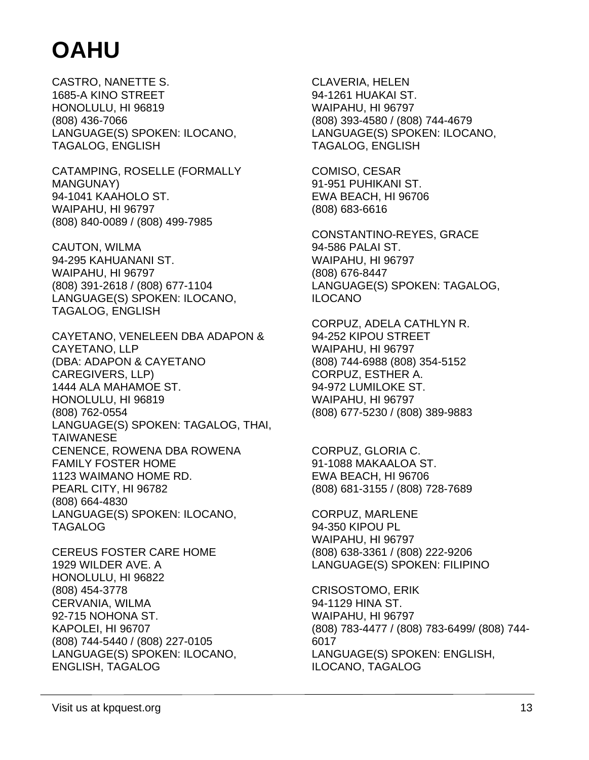# OAHU

CASTRO, NANETTE S.
1685-A KINO STREET
HONOLULU, HI 96819
(808) 436-7066
LANGUAGE(S) SPOKEN: ILOCANO, TAGALOG, ENGLISH

CATAMPING, ROSELLE (FORMALLY MANGUNAY)
94-1041 KAAHOLO ST.
WAIPAHU, HI 96797
(808) 840-0089 / (808) 499-7985

CAUTON, WILMA
94-295 KAHUANANI ST.
WAIPAHU, HI 96797
(808) 391-2618 / (808) 677-1104
LANGUAGE(S) SPOKEN: ILOCANO, TAGALOG, ENGLISH

CAYETANO, VENELEEN DBA ADAPON & CAYETANO, LLP
(DBA: ADAPON & CAYETANO CAREGIVERS, LLP)
1444 ALA MAHAMOE ST.
HONOLULU, HI 96819
(808) 762-0554
LANGUAGE(S) SPOKEN: TAGALOG, THAI, TAIWANESE

CENENCE, ROWENA DBA ROWENA FAMILY FOSTER HOME
1123 WAIMANO HOME RD.
PEARL CITY, HI 96782
(808) 664-4830
LANGUAGE(S) SPOKEN: ILOCANO, TAGALOG

CEREUS FOSTER CARE HOME
1929 WILDER AVE. A
HONOLULU, HI 96822
(808) 454-3778

CERVANIA, WILMA
92-715 NOHONA ST.
KAPOLEI, HI 96707
(808) 744-5440 / (808) 227-0105
LANGUAGE(S) SPOKEN: ILOCANO, ENGLISH, TAGALOG

CLAVERIA, HELEN
94-1261 HUAKAI ST.
WAIPAHU, HI 96797
(808) 393-4580 / (808) 744-4679
LANGUAGE(S) SPOKEN: ILOCANO, TAGALOG, ENGLISH

COMISO, CESAR
91-951 PUHIKANI ST.
EWA BEACH, HI 96706
(808) 683-6616

CONSTANTINO-REYES, GRACE
94-586 PALAI ST.
WAIPAHU, HI 96797
(808) 676-8447
LANGUAGE(S) SPOKEN: TAGALOG, ILOCANO

CORPUZ, ADELA CATHLYN R.
94-252 KIPOU STREET
WAIPAHU, HI 96797
(808) 744-6988 (808) 354-5152

CORPUZ, ESTHER A.
94-972 LUMILOKE ST.
WAIPAHU, HI 96797
(808) 677-5230 / (808) 389-9883

CORPUZ, GLORIA C.
91-1088 MAKAALOA ST.
EWA BEACH, HI 96706
(808) 681-3155 / (808) 728-7689

CORPUZ, MARLENE
94-350 KIPOU PL
WAIPAHU, HI 96797
(808) 638-3361 / (808) 222-9206
LANGUAGE(S) SPOKEN: FILIPINO

CRISOSTOMO, ERIK
94-1129 HINA ST.
WAIPAHU, HI 96797
(808) 783-4477 / (808) 783-6499/ (808) 744-6017
LANGUAGE(S) SPOKEN: ENGLISH, ILOCANO, TAGALOG

Visit us at kpquest.org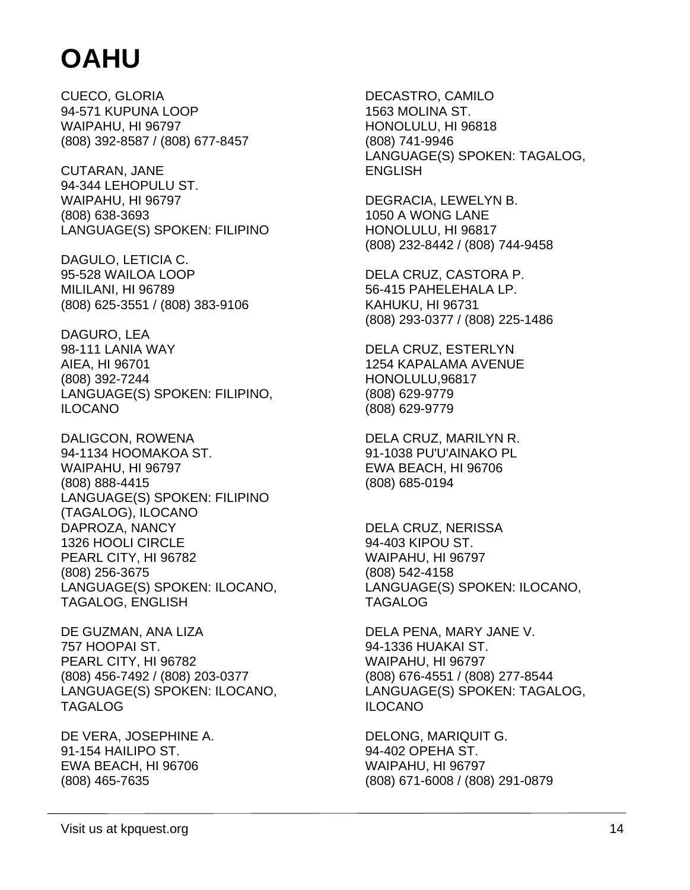# OAHU

CUECO, GLORIA
94-571 KUPUNA LOOP
WAIPAHU, HI 96797
(808) 392-8587 / (808) 677-8457

CUTARAN, JANE
94-344 LEHOPULU ST.
WAIPAHU, HI 96797
(808) 638-3693
LANGUAGE(S) SPOKEN: FILIPINO

DAGULO, LETICIA C.
95-528 WAILOA LOOP
MILILANI, HI 96789
(808) 625-3551 / (808) 383-9106

DAGURO, LEA
98-111 LANIA WAY
AIEA, HI 96701
(808) 392-7244
LANGUAGE(S) SPOKEN: FILIPINO, ILOCANO

DALIGCON, ROWENA
94-1134 HOOMAKOA ST.
WAIPAHU, HI 96797
(808) 888-4415
LANGUAGE(S) SPOKEN: FILIPINO (TAGALOG), ILOCANO

DAPROZA, NANCY
1326 HOOLI CIRCLE
PEARL CITY, HI 96782
(808) 256-3675
LANGUAGE(S) SPOKEN: ILOCANO, TAGALOG, ENGLISH

DE GUZMAN, ANA LIZA
757 HOOPAI ST.
PEARL CITY, HI 96782
(808) 456-7492 / (808) 203-0377
LANGUAGE(S) SPOKEN: ILOCANO, TAGALOG

DE VERA, JOSEPHINE A.
91-154 HAILIPO ST.
EWA BEACH, HI 96706
(808) 465-7635

DECASTRO, CAMILO
1563 MOLINA ST.
HONOLULU, HI 96818
(808) 741-9946
LANGUAGE(S) SPOKEN: TAGALOG, ENGLISH

DEGRACIA, LEWELYN B.
1050 A WONG LANE
HONOLULU, HI 96817
(808) 232-8442 / (808) 744-9458

DELA CRUZ, CASTORA P.
56-415 PAHELEHALA LP.
KAHUKU, HI 96731
(808) 293-0377 / (808) 225-1486

DELA CRUZ, ESTERLYN
1254 KAPALAMA AVENUE
HONOLULU,96817
(808) 629-9779
(808) 629-9779

DELA CRUZ, MARILYN R.
91-1038 PU'U'AINAKO PL
EWA BEACH, HI 96706
(808) 685-0194

DELA CRUZ, NERISSA
94-403 KIPOU ST.
WAIPAHU, HI 96797
(808) 542-4158
LANGUAGE(S) SPOKEN: ILOCANO, TAGALOG

DELA PENA, MARY JANE V.
94-1336 HUAKAI ST.
WAIPAHU, HI 96797
(808) 676-4551 / (808) 277-8544
LANGUAGE(S) SPOKEN: TAGALOG, ILOCANO

DELONG, MARIQUIT G.
94-402 OPEHA ST.
WAIPAHU, HI 96797
(808) 671-6008 / (808) 291-0879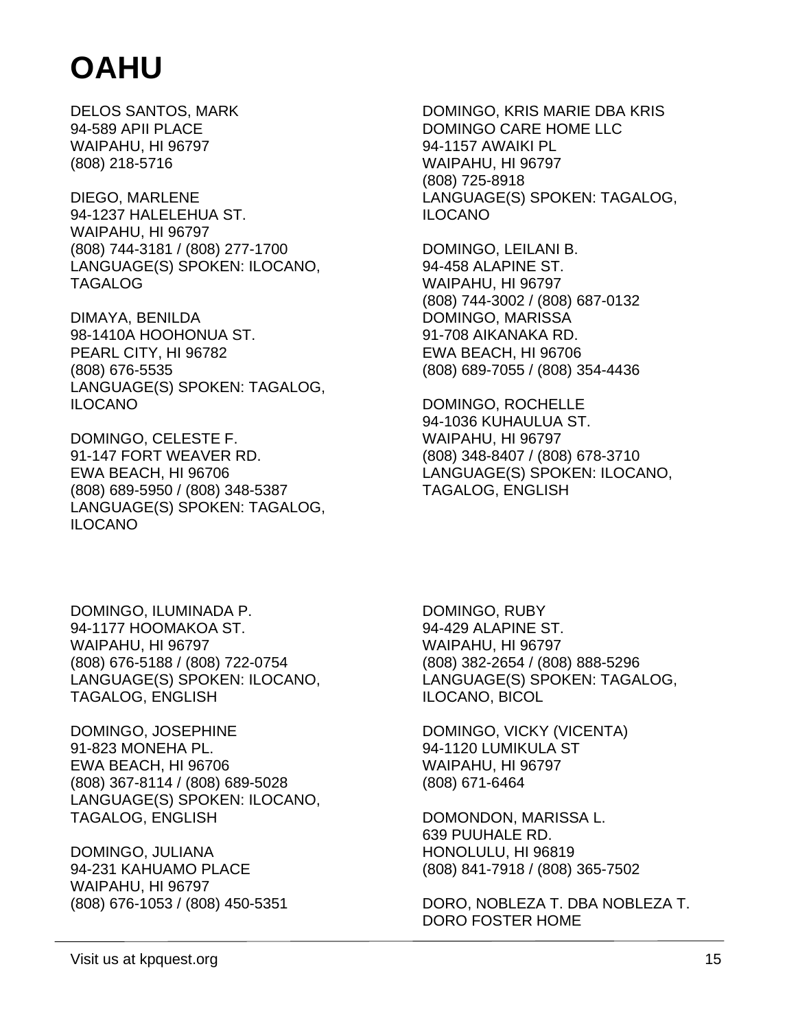# OAHU

DELOS SANTOS, MARK
94-589 APII PLACE
WAIPAHU, HI 96797
(808) 218-5716

DIEGO, MARLENE
94-1237 HALELEHUA ST.
WAIPAHU, HI 96797
(808) 744-3181 / (808) 277-1700
LANGUAGE(S) SPOKEN: ILOCANO, TAGALOG

DIMAYA, BENILDA
98-1410A HOOHONUA ST.
PEARL CITY, HI 96782
(808) 676-5535
LANGUAGE(S) SPOKEN: TAGALOG, ILOCANO

DOMINGO, CELESTE F.
91-147 FORT WEAVER RD.
EWA BEACH, HI 96706
(808) 689-5950 / (808) 348-5387
LANGUAGE(S) SPOKEN: TAGALOG, ILOCANO

DOMINGO, KRIS MARIE DBA KRIS DOMINGO CARE HOME LLC
94-1157 AWAIKI PL
WAIPAHU, HI 96797
(808) 725-8918
LANGUAGE(S) SPOKEN: TAGALOG, ILOCANO

DOMINGO, LEILANI B.
94-458 ALAPINE ST.
WAIPAHU, HI 96797
(808) 744-3002 / (808) 687-0132

DOMINGO, MARISSA
91-708 AIKANAKA RD.
EWA BEACH, HI 96706
(808) 689-7055 / (808) 354-4436

DOMINGO, ROCHELLE
94-1036 KUHAULUA ST.
WAIPAHU, HI 96797
(808) 348-8407 / (808) 678-3710
LANGUAGE(S) SPOKEN: ILOCANO, TAGALOG, ENGLISH

DOMINGO, ILUMINADA P.
94-1177 HOOMAKOA ST.
WAIPAHU, HI 96797
(808) 676-5188 / (808) 722-0754
LANGUAGE(S) SPOKEN: ILOCANO, TAGALOG, ENGLISH

DOMINGO, JOSEPHINE
91-823 MONEHA PL.
EWA BEACH, HI 96706
(808) 367-8114 / (808) 689-5028
LANGUAGE(S) SPOKEN: ILOCANO, TAGALOG, ENGLISH

DOMINGO, JULIANA
94-231 KAHUAMO PLACE
WAIPAHU, HI 96797
(808) 676-1053 / (808) 450-5351

DOMINGO, RUBY
94-429 ALAPINE ST.
WAIPAHU, HI 96797
(808) 382-2654 / (808) 888-5296
LANGUAGE(S) SPOKEN: TAGALOG, ILOCANO, BICOL

DOMINGO, VICKY (VICENTA)
94-1120 LUMIKULA ST
WAIPAHU, HI 96797
(808) 671-6464

DOMONDON, MARISSA L.
639 PUUHALE RD.
HONOLULU, HI 96819
(808) 841-7918 / (808) 365-7502

DORO, NOBLEZA T. DBA NOBLEZA T. DORO FOSTER HOME

Visit us at kpquest.org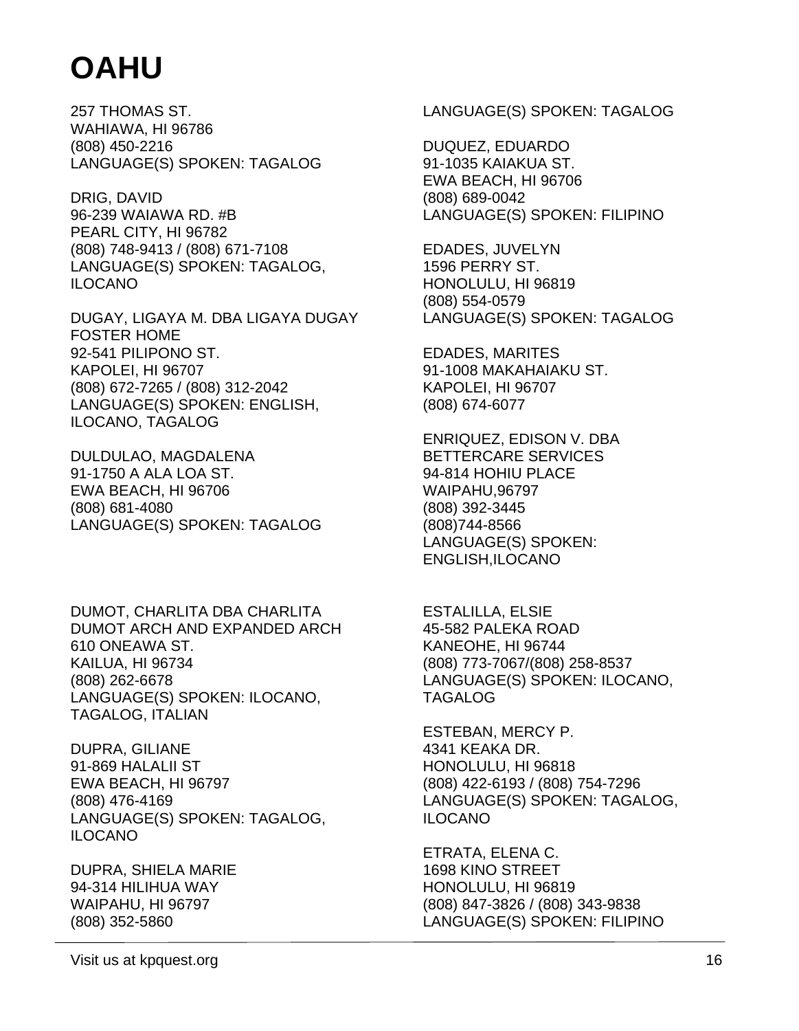# OAHU

257 THOMAS ST.
WAHIAWA, HI 96786
(808) 450-2216
LANGUAGE(S) SPOKEN: TAGALOG

DRIG, DAVID
96-239 WAIAWA RD. #B
PEARL CITY, HI 96782
(808) 748-9413 / (808) 671-7108
LANGUAGE(S) SPOKEN: TAGALOG, ILOCANO

DUGAY, LIGAYA M. DBA LIGAYA DUGAY FOSTER HOME
92-541 PILIPONO ST.
KAPOLEI, HI 96707
(808) 672-7265 / (808) 312-2042
LANGUAGE(S) SPOKEN: ENGLISH, ILOCANO, TAGALOG

DULDULAO, MAGDALENA
91-1750 A ALA LOA ST.
EWA BEACH, HI 96706
(808) 681-4080
LANGUAGE(S) SPOKEN: TAGALOG

DUMOT, CHARLITA DBA CHARLITA DUMOT ARCH AND EXPANDED ARCH
610 ONEAWA ST.
KAILUA, HI 96734
(808) 262-6678
LANGUAGE(S) SPOKEN: ILOCANO, TAGALOG, ITALIAN

DUPRA, GILIANE
91-869 HALALII ST
EWA BEACH, HI 96797
(808) 476-4169
LANGUAGE(S) SPOKEN: TAGALOG, ILOCANO

DUPRA, SHIELA MARIE
94-314 HILIHUA WAY
WAIPAHU, HI 96797
(808) 352-5860
LANGUAGE(S) SPOKEN: TAGALOG

DUQUEZ, EDUARDO
91-1035 KAIAKUA ST.
EWA BEACH, HI 96706
(808) 689-0042
LANGUAGE(S) SPOKEN: FILIPINO

EDADES, JUVELYN
1596 PERRY ST.
HONOLULU, HI 96819
(808) 554-0579
LANGUAGE(S) SPOKEN: TAGALOG

EDADES, MARITES
91-1008 MAKAHAIAKU ST.
KAPOLEI, HI 96707
(808) 674-6077

ENRIQUEZ, EDISON V. DBA BETTERCARE SERVICES
94-814 HOHIU PLACE
WAIPAHU,96797
(808) 392-3445
(808)744-8566
LANGUAGE(S) SPOKEN: ENGLISH,ILOCANO

ESTALILLA, ELSIE
45-582 PALEKA ROAD
KANEOHE, HI 96744
(808) 773-7067/(808) 258-8537
LANGUAGE(S) SPOKEN: ILOCANO, TAGALOG

ESTEBAN, MERCY P.
4341 KEAKA DR.
HONOLULU, HI 96818
(808) 422-6193 / (808) 754-7296
LANGUAGE(S) SPOKEN: TAGALOG, ILOCANO

ETRATA, ELENA C.
1698 KINO STREET
HONOLULU, HI 96819
(808) 847-3826 / (808) 343-9838
LANGUAGE(S) SPOKEN: FILIPINO

Visit us at kpquest.org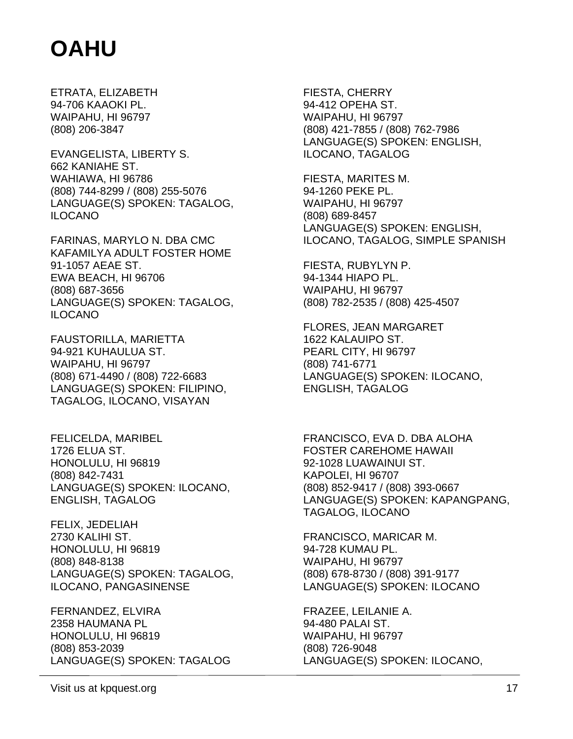# OAHU

ETRATA, ELIZABETH
94-706 KAAOKI PL.
WAIPAHU, HI 96797
(808) 206-3847

EVANGELISTA, LIBERTY S.
662 KANIAHE ST.
WAHIAWA, HI 96786
(808) 744-8299 / (808) 255-5076
LANGUAGE(S) SPOKEN: TAGALOG, ILOCANO

FARINAS, MARYLO N. DBA CMC KAFAMILYA ADULT FOSTER HOME
91-1057 AEAE ST.
EWA BEACH, HI 96706
(808) 687-3656
LANGUAGE(S) SPOKEN: TAGALOG, ILOCANO

FAUSTORILLA, MARIETTA
94-921 KUHAULUA ST.
WAIPAHU, HI 96797
(808) 671-4490 / (808) 722-6683
LANGUAGE(S) SPOKEN: FILIPINO, TAGALOG, ILOCANO, VISAYAN

FELICELDA, MARIBEL
1726 ELUA ST.
HONOLULU, HI 96819
(808) 842-7431
LANGUAGE(S) SPOKEN: ILOCANO, ENGLISH, TAGALOG

FELIX, JEDELIAH
2730 KALIHI ST.
HONOLULU, HI 96819
(808) 848-8138
LANGUAGE(S) SPOKEN: TAGALOG, ILOCANO, PANGASINENSE

FERNANDEZ, ELVIRA
2358 HAUMANA PL
HONOLULU, HI 96819
(808) 853-2039
LANGUAGE(S) SPOKEN: TAGALOG

FIESTA, CHERRY
94-412 OPEHA ST.
WAIPAHU, HI 96797
(808) 421-7855 / (808) 762-7986
LANGUAGE(S) SPOKEN: ENGLISH, ILOCANO, TAGALOG

FIESTA, MARITES M.
94-1260 PEKE PL.
WAIPAHU, HI 96797
(808) 689-8457
LANGUAGE(S) SPOKEN: ENGLISH, ILOCANO, TAGALOG, SIMPLE SPANISH

FIESTA, RUBYLYN P.
94-1344 HIAPO PL.
WAIPAHU, HI 96797
(808) 782-2535 / (808) 425-4507

FLORES, JEAN MARGARET
1622 KALAUIPO ST.
PEARL CITY, HI 96797
(808) 741-6771
LANGUAGE(S) SPOKEN: ILOCANO, ENGLISH, TAGALOG

FRANCISCO, EVA D. DBA ALOHA FOSTER CAREHOME HAWAII
92-1028 LUAWAINUI ST.
KAPOLEI, HI 96707
(808) 852-9417 / (808) 393-0667
LANGUAGE(S) SPOKEN: KAPANGPANG, TAGALOG, ILOCANO

FRANCISCO, MARICAR M.
94-728 KUMAU PL.
WAIPAHU, HI 96797
(808) 678-8730 / (808) 391-9177
LANGUAGE(S) SPOKEN: ILOCANO

FRAZEE, LEILANIE A.
94-480 PALAI ST.
WAIPAHU, HI 96797
(808) 726-9048
LANGUAGE(S) SPOKEN: ILOCANO,

Visit us at kpquest.org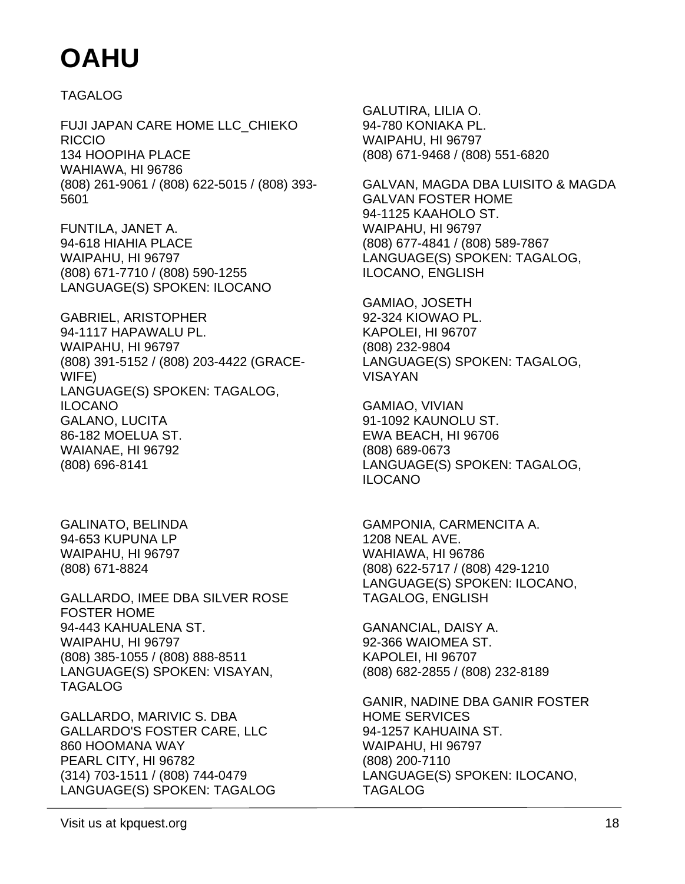# OAHU

TAGALOG

FUJI JAPAN CARE HOME LLC_CHIEKO RICCIO
134 HOOPIHA PLACE
WAHIAWA, HI 96786
(808) 261-9061 / (808) 622-5015 / (808) 393-5601

FUNTILA, JANET A.
94-618 HIAHIA PLACE
WAIPAHU, HI 96797
(808) 671-7710 / (808) 590-1255
LANGUAGE(S) SPOKEN: ILOCANO

GABRIEL, ARISTOPHER
94-1117 HAPAWALU PL.
WAIPAHU, HI 96797
(808) 391-5152 / (808) 203-4422 (GRACE-WIFE)
LANGUAGE(S) SPOKEN: TAGALOG, ILOCANO

GALANO, LUCITA
86-182 MOELUA ST.
WAIANAE, HI 96792
(808) 696-8141

GALINATO, BELINDA
94-653 KUPUNA LP
WAIPAHU, HI 96797
(808) 671-8824

GALLARDO, IMEE DBA SILVER ROSE FOSTER HOME
94-443 KAHUALENA ST.
WAIPAHU, HI 96797
(808) 385-1055 / (808) 888-8511
LANGUAGE(S) SPOKEN: VISAYAN, TAGALOG

GALLARDO, MARIVIC S. DBA GALLARDO'S FOSTER CARE, LLC
860 HOOMANA WAY
PEARL CITY, HI 96782
(314) 703-1511 / (808) 744-0479
LANGUAGE(S) SPOKEN: TAGALOG

GALUTIRA, LILIA O.
94-780 KONIAKA PL.
WAIPAHU, HI 96797
(808) 671-9468 / (808) 551-6820

GALVAN, MAGDA DBA LUISITO & MAGDA GALVAN FOSTER HOME
94-1125 KAAHOLO ST.
WAIPAHU, HI 96797
(808) 677-4841 / (808) 589-7867
LANGUAGE(S) SPOKEN: TAGALOG, ILOCANO, ENGLISH

GAMIAO, JOSETH
92-324 KIOWAO PL.
KAPOLEI, HI 96707
(808) 232-9804
LANGUAGE(S) SPOKEN: TAGALOG, VISAYAN

GAMIAO, VIVIAN
91-1092 KAUNOLU ST.
EWA BEACH, HI 96706
(808) 689-0673
LANGUAGE(S) SPOKEN: TAGALOG, ILOCANO

GAMPONIA, CARMENCITA A.
1208 NEAL AVE.
WAHIAWA, HI 96786
(808) 622-5717 / (808) 429-1210
LANGUAGE(S) SPOKEN: ILOCANO, TAGALOG, ENGLISH

GANANCIAL, DAISY A.
92-366 WAIOMEA ST.
KAPOLEI, HI 96707
(808) 682-2855 / (808) 232-8189

GANIR, NADINE DBA GANIR FOSTER HOME SERVICES
94-1257 KAHUAINA ST.
WAIPAHU, HI 96797
(808) 200-7110
LANGUAGE(S) SPOKEN: ILOCANO, TAGALOG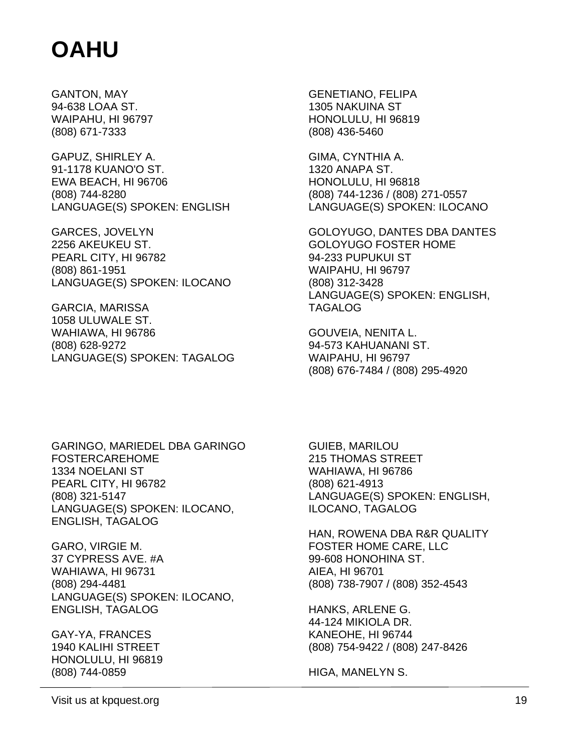# OAHU

GANTON, MAY
94-638 LOAA ST.
WAIPAHU, HI 96797
(808) 671-7333

GAPUZ, SHIRLEY A.
91-1178 KUANO'O ST.
EWA BEACH, HI 96706
(808) 744-8280
LANGUAGE(S) SPOKEN: ENGLISH

GARCES, JOVELYN
2256 AKEUKEU ST.
PEARL CITY, HI 96782
(808) 861-1951
LANGUAGE(S) SPOKEN: ILOCANO

GARCIA, MARISSA
1058 ULUWALE ST.
WAHIAWA, HI 96786
(808) 628-9272
LANGUAGE(S) SPOKEN: TAGALOG

GENETIANO, FELIPA
1305 NAKUINA ST
HONOLULU, HI 96819
(808) 436-5460

GIMA, CYNTHIA A.
1320 ANAPA ST.
HONOLULU, HI 96818
(808) 744-1236 / (808) 271-0557
LANGUAGE(S) SPOKEN: ILOCANO

GOLOYUGO, DANTES DBA DANTES GOLOYUGO FOSTER HOME
94-233 PUPUKUI ST
WAIPAHU, HI 96797
(808) 312-3428
LANGUAGE(S) SPOKEN: ENGLISH, TAGALOG

GOUVEIA, NENITA L.
94-573 KAHUANANI ST.
WAIPAHU, HI 96797
(808) 676-7484 / (808) 295-4920

GARINGO, MARIEDEL DBA GARINGO FOSTERCAREHOME
1334 NOELANI ST
PEARL CITY, HI 96782
(808) 321-5147
LANGUAGE(S) SPOKEN: ILOCANO, ENGLISH, TAGALOG

GARO, VIRGIE M.
37 CYPRESS AVE. #A
WAHIAWA, HI 96731
(808) 294-4481
LANGUAGE(S) SPOKEN: ILOCANO, ENGLISH, TAGALOG

GAY-YA, FRANCES
1940 KALIHI STREET
HONOLULU, HI 96819
(808) 744-0859

GUIEB, MARILOU
215 THOMAS STREET
WAHIAWA, HI 96786
(808) 621-4913
LANGUAGE(S) SPOKEN: ENGLISH, ILOCANO, TAGALOG

HAN, ROWENA DBA R&R QUALITY FOSTER HOME CARE, LLC
99-608 HONOHINA ST.
AIEA, HI 96701
(808) 738-7907 / (808) 352-4543

HANKS, ARLENE G.
44-124 MIKIOLA DR.
KANEOHE, HI 96744
(808) 754-9422 / (808) 247-8426

HIGA, MANELYN S.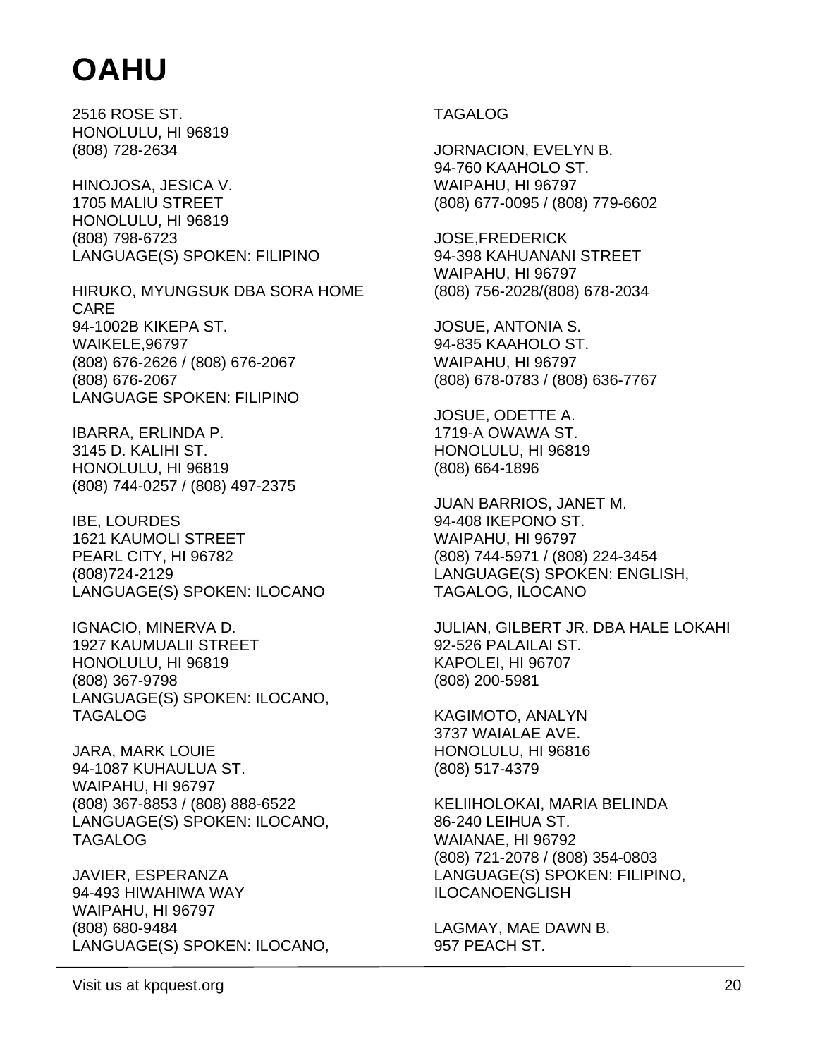# OAHU

2516 ROSE ST.
HONOLULU, HI 96819
(808) 728-2634

HINOJOSA, JESICA V.
1705 MALIU STREET
HONOLULU, HI 96819
(808) 798-6723
LANGUAGE(S) SPOKEN: FILIPINO

HIRUKO, MYUNGSUK DBA SORA HOME CARE
94-1002B KIKEPA ST.
WAIKELE,96797
(808) 676-2626 / (808) 676-2067
(808) 676-2067
LANGUAGE SPOKEN: FILIPINO

IBARRA, ERLINDA P.
3145 D. KALIHI ST.
HONOLULU, HI 96819
(808) 744-0257 / (808) 497-2375

IBE, LOURDES
1621 KAUMOLI STREET
PEARL CITY, HI 96782
(808)724-2129
LANGUAGE(S) SPOKEN: ILOCANO

IGNACIO, MINERVA D.
1927 KAUMUALII STREET
HONOLULU, HI 96819
(808) 367-9798
LANGUAGE(S) SPOKEN: ILOCANO, TAGALOG

JARA, MARK LOUIE
94-1087 KUHAULUA ST.
WAIPAHU, HI 96797
(808) 367-8853 / (808) 888-6522
LANGUAGE(S) SPOKEN: ILOCANO, TAGALOG

JAVIER, ESPERANZA
94-493 HIWAHIWA WAY
WAIPAHU, HI 96797
(808) 680-9484
LANGUAGE(S) SPOKEN: ILOCANO, TAGALOG

JORNACION, EVELYN B.
94-760 KAAHOLO ST.
WAIPAHU, HI 96797
(808) 677-0095 / (808) 779-6602

JOSE,FREDERICK
94-398 KAHUANANI STREET
WAIPAHU, HI 96797
(808) 756-2028/(808) 678-2034

JOSUE, ANTONIA S.
94-835 KAAHOLO ST.
WAIPAHU, HI 96797
(808) 678-0783 / (808) 636-7767

JOSUE, ODETTE A.
1719-A OWAWA ST.
HONOLULU, HI 96819
(808) 664-1896

JUAN BARRIOS, JANET M.
94-408 IKEPONO ST.
WAIPAHU, HI 96797
(808) 744-5971 / (808) 224-3454
LANGUAGE(S) SPOKEN: ENGLISH, TAGALOG, ILOCANO

JULIAN, GILBERT JR. DBA HALE LOKAHI
92-526 PALAILAI ST.
KAPOLEI, HI 96707
(808) 200-5981

KAGIMOTO, ANALYN
3737 WAIALAE AVE.
HONOLULU, HI 96816
(808) 517-4379

KELIIHOLOKAI, MARIA BELINDA
86-240 LEIHUA ST.
WAIANAE, HI 96792
(808) 721-2078 / (808) 354-0803
LANGUAGE(S) SPOKEN: FILIPINO, ILOCANOENGLISH

LAGMAY, MAE DAWN B.
957 PEACH ST.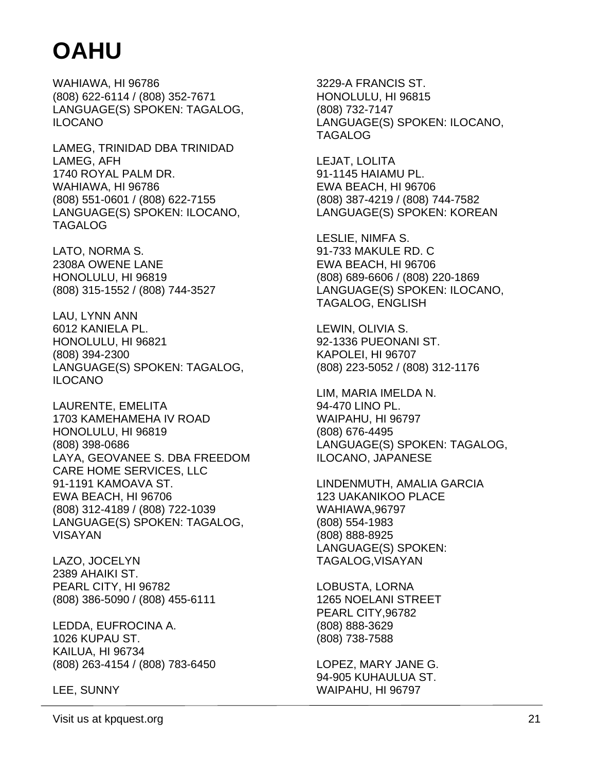# OAHU

WAHIAWA, HI 96786
(808) 622-6114 / (808) 352-7671
LANGUAGE(S) SPOKEN: TAGALOG, ILOCANO

LAMEG, TRINIDAD DBA TRINIDAD LAMEG, AFH
1740 ROYAL PALM DR.
WAHIAWA, HI 96786
(808) 551-0601 / (808) 622-7155
LANGUAGE(S) SPOKEN: ILOCANO, TAGALOG

LATO, NORMA S.
2308A OWENE LANE
HONOLULU, HI 96819
(808) 315-1552 / (808) 744-3527

LAU, LYNN ANN
6012 KANIELA PL.
HONOLULU, HI 96821
(808) 394-2300
LANGUAGE(S) SPOKEN: TAGALOG, ILOCANO

LAURENTE, EMELITA
1703 KAMEHAMEHA IV ROAD
HONOLULU, HI 96819
(808) 398-0686
LAYA, GEOVANEE S. DBA FREEDOM CARE HOME SERVICES, LLC
91-1191 KAMOAVA ST.
EWA BEACH, HI 96706
(808) 312-4189 / (808) 722-1039
LANGUAGE(S) SPOKEN: TAGALOG, VISAYAN

LAZO, JOCELYN
2389 AHAIKI ST.
PEARL CITY, HI 96782
(808) 386-5090 / (808) 455-6111

LEDDA, EUFROCINA A.
1026 KUPAU ST.
KAILUA, HI 96734
(808) 263-4154 / (808) 783-6450

LEE, SUNNY
3229-A FRANCIS ST.
HONOLULU, HI 96815
(808) 732-7147
LANGUAGE(S) SPOKEN: ILOCANO, TAGALOG

LEJAT, LOLITA
91-1145 HAIAMU PL.
EWA BEACH, HI 96706
(808) 387-4219 / (808) 744-7582
LANGUAGE(S) SPOKEN: KOREAN

LESLIE, NIMFA S.
91-733 MAKULE RD. C
EWA BEACH, HI 96706
(808) 689-6606 / (808) 220-1869
LANGUAGE(S) SPOKEN: ILOCANO, TAGALOG, ENGLISH

LEWIN, OLIVIA S.
92-1336 PUEONANI ST.
KAPOLEI, HI 96707
(808) 223-5052 / (808) 312-1176

LIM, MARIA IMELDA N.
94-470 LINO PL.
WAIPAHU, HI 96797
(808) 676-4495
LANGUAGE(S) SPOKEN: TAGALOG, ILOCANO, JAPANESE

LINDENMUTH, AMALIA GARCIA
123 UAKANIKOO PLACE
WAHIAWA,96797
(808) 554-1983
(808) 888-8925
LANGUAGE(S) SPOKEN: TAGALOG,VISAYAN

LOBUSTA, LORNA
1265 NOELANI STREET
PEARL CITY,96782
(808) 888-3629
(808) 738-7588

LOPEZ, MARY JANE G.
94-905 KUHAULUA ST.
WAIPAHU, HI 96797

Visit us at kpquest.org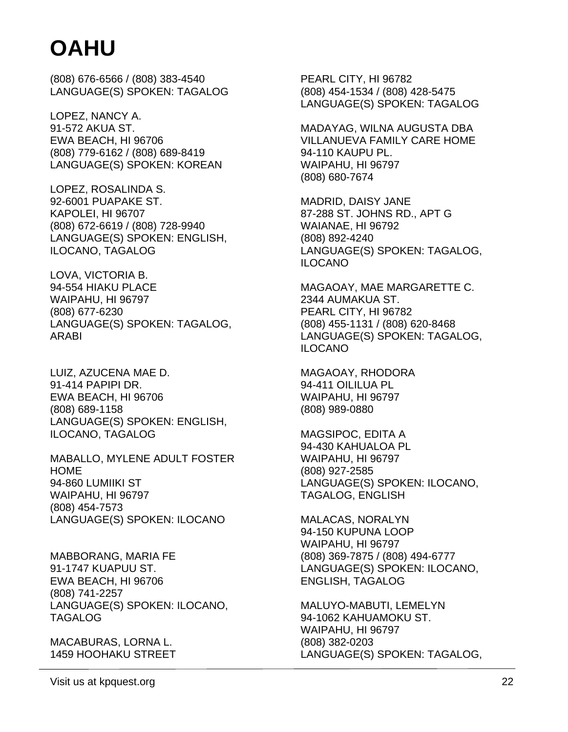# OAHU

(808) 676-6566 / (808) 383-4540
LANGUAGE(S) SPOKEN: TAGALOG

LOPEZ, NANCY A.
91-572 AKUA ST.
EWA BEACH, HI 96706
(808) 779-6162 / (808) 689-8419
LANGUAGE(S) SPOKEN: KOREAN

LOPEZ, ROSALINDA S.
92-6001 PUAPAKE ST.
KAPOLEI, HI 96707
(808) 672-6619 / (808) 728-9940
LANGUAGE(S) SPOKEN: ENGLISH, ILOCANO, TAGALOG

LOVA, VICTORIA B.
94-554 HIAKU PLACE
WAIPAHU, HI 96797
(808) 677-6230
LANGUAGE(S) SPOKEN: TAGALOG, ARABI

LUIZ, AZUCENA MAE D.
91-414 PAPIPI DR.
EWA BEACH, HI 96706
(808) 689-1158
LANGUAGE(S) SPOKEN: ENGLISH, ILOCANO, TAGALOG

MABALLO, MYLENE ADULT FOSTER HOME
94-860 LUMIIKI ST
WAIPAHU, HI 96797
(808) 454-7573
LANGUAGE(S) SPOKEN: ILOCANO

MABBORANG, MARIA FE
91-1747 KUAPUU ST.
EWA BEACH, HI 96706
(808) 741-2257
LANGUAGE(S) SPOKEN: ILOCANO, TAGALOG

MACABURAS, LORNA L.
1459 HOOHAKU STREET
PEARL CITY, HI 96782
(808) 454-1534 / (808) 428-5475
LANGUAGE(S) SPOKEN: TAGALOG

MADAYAG, WILNA AUGUSTA DBA VILLANUEVA FAMILY CARE HOME
94-110 KAUPU PL.
WAIPAHU, HI 96797
(808) 680-7674

MADRID, DAISY JANE
87-288 ST. JOHNS RD., APT G
WAIANAE, HI 96792
(808) 892-4240
LANGUAGE(S) SPOKEN: TAGALOG, ILOCANO

MAGAOAY, MAE MARGARETTE C.
2344 AUMAKUA ST.
PEARL CITY, HI 96782
(808) 455-1131 / (808) 620-8468
LANGUAGE(S) SPOKEN: TAGALOG, ILOCANO

MAGAOAY, RHODORA
94-411 OILILUA PL
WAIPAHU, HI 96797
(808) 989-0880

MAGSIPOC, EDITA A
94-430 KAHUALOA PL
WAIPAHU, HI 96797
(808) 927-2585
LANGUAGE(S) SPOKEN: ILOCANO, TAGALOG, ENGLISH

MALACAS, NORALYN
94-150 KUPUNA LOOP
WAIPAHU, HI 96797
(808) 369-7875 / (808) 494-6777
LANGUAGE(S) SPOKEN: ILOCANO, ENGLISH, TAGALOG

MALUYO-MABUTI, LEMELYN
94-1062 KAHUAMOKU ST.
WAIPAHU, HI 96797
(808) 382-0203
LANGUAGE(S) SPOKEN: TAGALOG,

Visit us at kpquest.org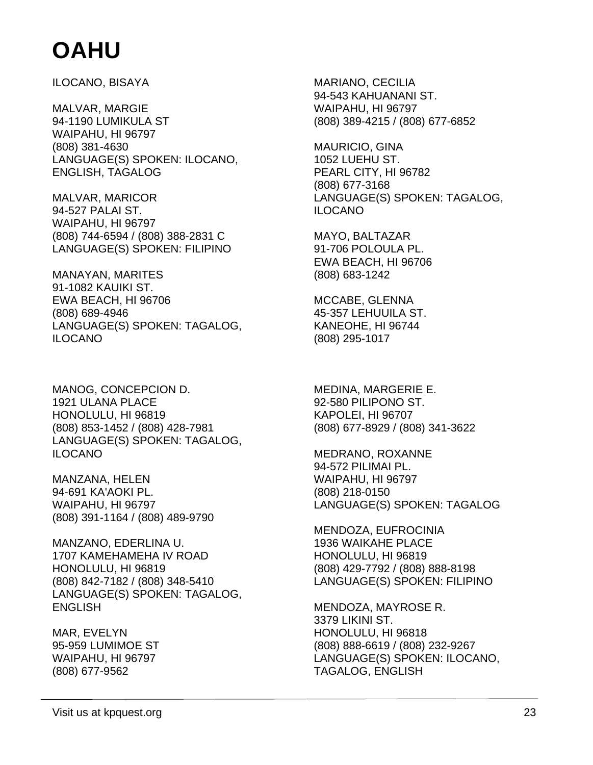# OAHU

ILOCANO, BISAYA

MALVAR, MARGIE
94-1190 LUMIKULA ST
WAIPAHU, HI 96797
(808) 381-4630
LANGUAGE(S) SPOKEN: ILOCANO, ENGLISH, TAGALOG

MALVAR, MARICOR
94-527 PALAI ST.
WAIPAHU, HI 96797
(808) 744-6594 / (808) 388-2831 C
LANGUAGE(S) SPOKEN: FILIPINO

MANAYAN, MARITES
91-1082 KAUIKI ST.
EWA BEACH, HI 96706
(808) 689-4946
LANGUAGE(S) SPOKEN: TAGALOG, ILOCANO

MANOG, CONCEPCION D.
1921 ULANA PLACE
HONOLULU, HI 96819
(808) 853-1452 / (808) 428-7981
LANGUAGE(S) SPOKEN: TAGALOG, ILOCANO

MANZANA, HELEN
94-691 KA'AOKI PL.
WAIPAHU, HI 96797
(808) 391-1164 / (808) 489-9790

MANZANO, EDERLINA U.
1707 KAMEHAMEHA IV ROAD
HONOLULU, HI 96819
(808) 842-7182 / (808) 348-5410
LANGUAGE(S) SPOKEN: TAGALOG, ENGLISH

MAR, EVELYN
95-959 LUMIMOE ST
WAIPAHU, HI 96797
(808) 677-9562

MARIANO, CECILIA
94-543 KAHUANANI ST.
WAIPAHU, HI 96797
(808) 389-4215 / (808) 677-6852

MAURICIO, GINA
1052 LUEHU ST.
PEARL CITY, HI 96782
(808) 677-3168
LANGUAGE(S) SPOKEN: TAGALOG, ILOCANO

MAYO, BALTAZAR
91-706 POLOULA PL.
EWA BEACH, HI 96706
(808) 683-1242

MCCABE, GLENNA
45-357 LEHUUILA ST.
KANEOHE, HI 96744
(808) 295-1017

MEDINA, MARGERIE E.
92-580 PILIPONO ST.
KAPOLEI, HI 96707
(808) 677-8929 / (808) 341-3622

MEDRANO, ROXANNE
94-572 PILIMAI PL.
WAIPAHU, HI 96797
(808) 218-0150
LANGUAGE(S) SPOKEN: TAGALOG

MENDOZA, EUFROCINIA
1936 WAIKAHE PLACE
HONOLULU, HI 96819
(808) 429-7792 / (808) 888-8198
LANGUAGE(S) SPOKEN: FILIPINO

MENDOZA, MAYROSE R.
3379 LIKINI ST.
HONOLULU, HI 96818
(808) 888-6619 / (808) 232-9267
LANGUAGE(S) SPOKEN: ILOCANO, TAGALOG, ENGLISH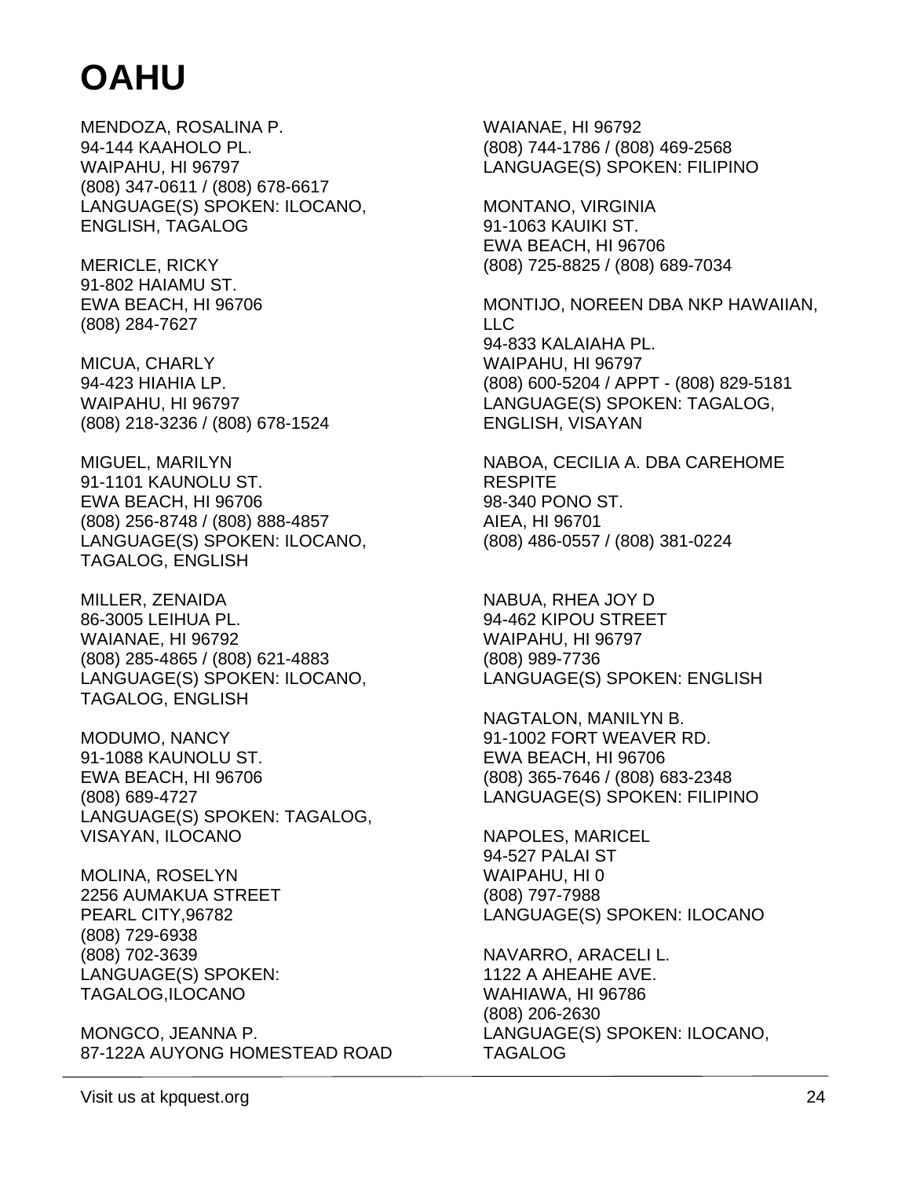# OAHU

MENDOZA, ROSALINA P.
94-144 KAAHOLO PL.
WAIPAHU, HI 96797
(808) 347-0611 / (808) 678-6617
LANGUAGE(S) SPOKEN: ILOCANO, ENGLISH, TAGALOG

MERICLE, RICKY
91-802 HAIAMU ST.
EWA BEACH, HI 96706
(808) 284-7627

MICUA, CHARLY
94-423 HIAHIA LP.
WAIPAHU, HI 96797
(808) 218-3236 / (808) 678-1524

MIGUEL, MARILYN
91-1101 KAUNOLU ST.
EWA BEACH, HI 96706
(808) 256-8748 / (808) 888-4857
LANGUAGE(S) SPOKEN: ILOCANO, TAGALOG, ENGLISH

MILLER, ZENAIDA
86-3005 LEIHUA PL.
WAIANAE, HI 96792
(808) 285-4865 / (808) 621-4883
LANGUAGE(S) SPOKEN: ILOCANO, TAGALOG, ENGLISH

MODUMO, NANCY
91-1088 KAUNOLU ST.
EWA BEACH, HI 96706
(808) 689-4727
LANGUAGE(S) SPOKEN: TAGALOG, VISAYAN, ILOCANO

MOLINA, ROSELYN
2256 AUMAKUA STREET
PEARL CITY,96782
(808) 729-6938
(808) 702-3639
LANGUAGE(S) SPOKEN: TAGALOG,ILOCANO

MONGCO, JEANNA P.
87-122A AUYONG HOMESTEAD ROAD
WAIANAE, HI 96792
(808) 744-1786 / (808) 469-2568
LANGUAGE(S) SPOKEN: FILIPINO

MONTANO, VIRGINIA
91-1063 KAUIKI ST.
EWA BEACH, HI 96706
(808) 725-8825 / (808) 689-7034

MONTIJO, NOREEN DBA NKP HAWAIIAN, LLC
94-833 KALAIAHA PL.
WAIPAHU, HI 96797
(808) 600-5204 / APPT - (808) 829-5181
LANGUAGE(S) SPOKEN: TAGALOG, ENGLISH, VISAYAN

NABOA, CECILIA A. DBA CAREHOME RESPITE
98-340 PONO ST.
AIEA, HI 96701
(808) 486-0557 / (808) 381-0224

NABUA, RHEA JOY D
94-462 KIPOU STREET
WAIPAHU, HI 96797
(808) 989-7736
LANGUAGE(S) SPOKEN: ENGLISH

NAGTALON, MANILYN B.
91-1002 FORT WEAVER RD.
EWA BEACH, HI 96706
(808) 365-7646 / (808) 683-2348
LANGUAGE(S) SPOKEN: FILIPINO

NAPOLES, MARICEL
94-527 PALAI ST
WAIPAHU, HI 0
(808) 797-7988
LANGUAGE(S) SPOKEN: ILOCANO

NAVARRO, ARACELI L.
1122 A AHEAHE AVE.
WAHIAWA, HI 96786
(808) 206-2630
LANGUAGE(S) SPOKEN: ILOCANO, TAGALOG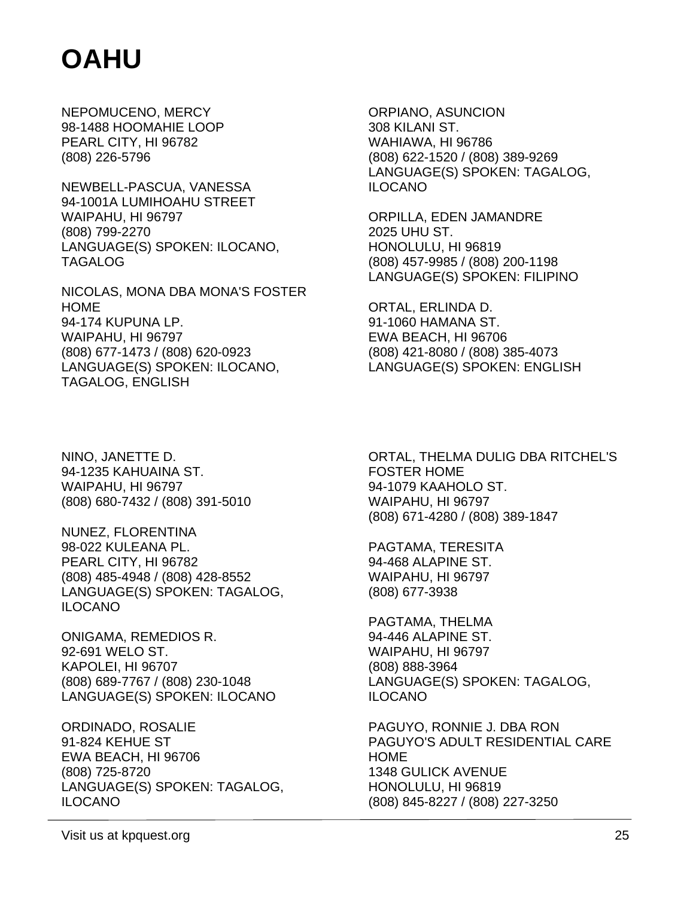# OAHU

NEPOMUCENO, MERCY
98-1488 HOOMAHIE LOOP
PEARL CITY, HI 96782
(808) 226-5796

NEWBELL-PASCUA, VANESSA
94-1001A LUMIHOAHU STREET
WAIPAHU, HI 96797
(808) 799-2270
LANGUAGE(S) SPOKEN: ILOCANO, TAGALOG

NICOLAS, MONA DBA MONA'S FOSTER HOME
94-174 KUPUNA LP.
WAIPAHU, HI 96797
(808) 677-1473 / (808) 620-0923
LANGUAGE(S) SPOKEN: ILOCANO, TAGALOG, ENGLISH

ORPIANO, ASUNCION
308 KILANI ST.
WAHIAWA, HI 96786
(808) 622-1520 / (808) 389-9269
LANGUAGE(S) SPOKEN: TAGALOG, ILOCANO

ORPILLA, EDEN JAMANDRE
2025 UHU ST.
HONOLULU, HI 96819
(808) 457-9985 / (808) 200-1198
LANGUAGE(S) SPOKEN: FILIPINO

ORTAL, ERLINDA D.
91-1060 HAMANA ST.
EWA BEACH, HI 96706
(808) 421-8080 / (808) 385-4073
LANGUAGE(S) SPOKEN: ENGLISH

NINO, JANETTE D.
94-1235 KAHUAINA ST.
WAIPAHU, HI 96797
(808) 680-7432 / (808) 391-5010

NUNEZ, FLORENTINA
98-022 KULEANA PL.
PEARL CITY, HI 96782
(808) 485-4948 / (808) 428-8552
LANGUAGE(S) SPOKEN: TAGALOG, ILOCANO

ONIGAMA, REMEDIOS R.
92-691 WELO ST.
KAPOLEI, HI 96707
(808) 689-7767 / (808) 230-1048
LANGUAGE(S) SPOKEN: ILOCANO

ORDINADO, ROSALIE
91-824 KEHUE ST
EWA BEACH, HI 96706
(808) 725-8720
LANGUAGE(S) SPOKEN: TAGALOG, ILOCANO

ORTAL, THELMA DULIG DBA RITCHEL'S FOSTER HOME
94-1079 KAAHOLO ST.
WAIPAHU, HI 96797
(808) 671-4280 / (808) 389-1847

PAGTAMA, TERESITA
94-468 ALAPINE ST.
WAIPAHU, HI 96797
(808) 677-3938

PAGTAMA, THELMA
94-446 ALAPINE ST.
WAIPAHU, HI 96797
(808) 888-3964
LANGUAGE(S) SPOKEN: TAGALOG, ILOCANO

PAGUYO, RONNIE J. DBA RON PAGUYO'S ADULT RESIDENTIAL CARE HOME
1348 GULICK AVENUE
HONOLULU, HI 96819
(808) 845-8227 / (808) 227-3250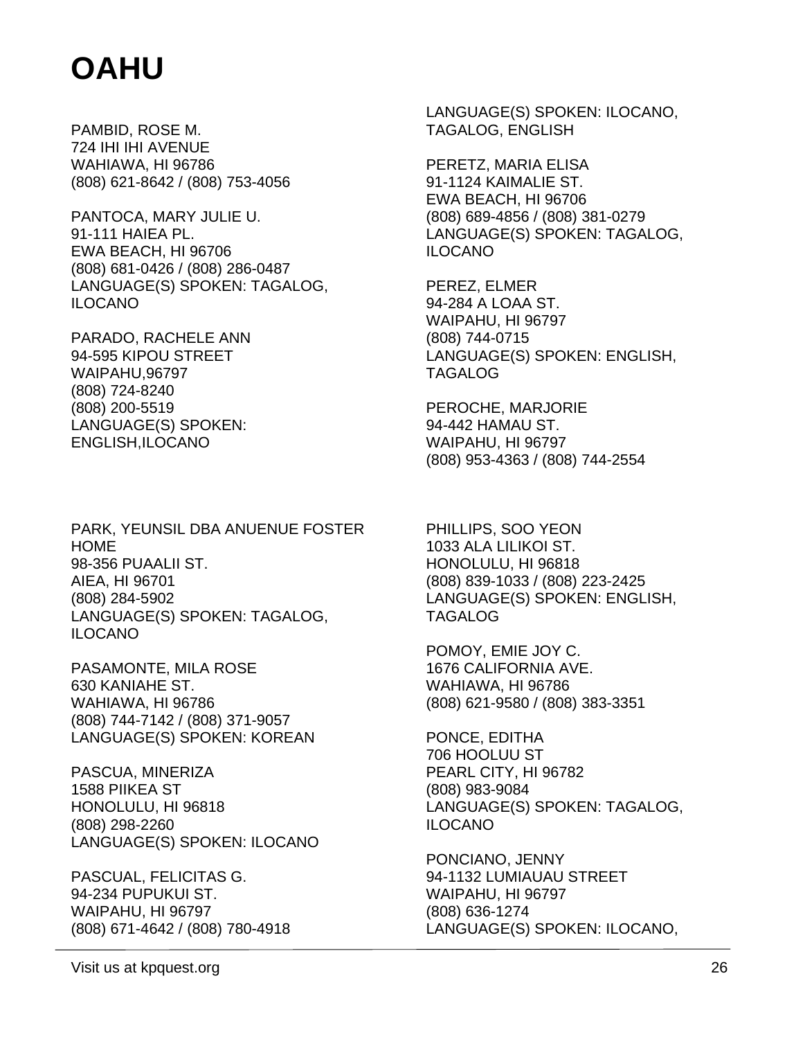# OAHU

PAMBID, ROSE M.
724 IHI IHI AVENUE
WAHIAWA, HI 96786
(808) 621-8642 / (808) 753-4056

PANTOCA, MARY JULIE U.
91-111 HAIEA PL.
EWA BEACH, HI 96706
(808) 681-0426 / (808) 286-0487
LANGUAGE(S) SPOKEN: TAGALOG, ILOCANO

PARADO, RACHELE ANN
94-595 KIPOU STREET
WAIPAHU,96797
(808) 724-8240
(808) 200-5519
LANGUAGE(S) SPOKEN: ENGLISH,ILOCANO

PARK, YEUNSIL DBA ANUENUE FOSTER HOME
98-356 PUAALII ST.
AIEA, HI 96701
(808) 284-5902
LANGUAGE(S) SPOKEN: TAGALOG, ILOCANO

PASAMONTE, MILA ROSE
630 KANIAHE ST.
WAHIAWA, HI 96786
(808) 744-7142 / (808) 371-9057
LANGUAGE(S) SPOKEN: KOREAN

PASCUA, MINERIZA
1588 PIIKEA ST
HONOLULU, HI 96818
(808) 298-2260
LANGUAGE(S) SPOKEN: ILOCANO

PASCUAL, FELICITAS G.
94-234 PUPUKUI ST.
WAIPAHU, HI 96797
(808) 671-4642 / (808) 780-4918
LANGUAGE(S) SPOKEN: ILOCANO, TAGALOG, ENGLISH

PERETZ, MARIA ELISA
91-1124 KAIMALIE ST.
EWA BEACH, HI 96706
(808) 689-4856 / (808) 381-0279
LANGUAGE(S) SPOKEN: TAGALOG, ILOCANO

PEREZ, ELMER
94-284 A LOAA ST.
WAIPAHU, HI 96797
(808) 744-0715
LANGUAGE(S) SPOKEN: ENGLISH, TAGALOG

PEROCHE, MARJORIE
94-442 HAMAU ST.
WAIPAHU, HI 96797
(808) 953-4363 / (808) 744-2554

PHILLIPS, SOO YEON
1033 ALA LILIKOI ST.
HONOLULU, HI 96818
(808) 839-1033 / (808) 223-2425
LANGUAGE(S) SPOKEN: ENGLISH, TAGALOG

POMOY, EMIE JOY C.
1676 CALIFORNIA AVE.
WAHIAWA, HI 96786
(808) 621-9580 / (808) 383-3351

PONCE, EDITHA
706 HOOLUU ST
PEARL CITY, HI 96782
(808) 983-9084
LANGUAGE(S) SPOKEN: TAGALOG, ILOCANO

PONCIANO, JENNY
94-1132 LUMIAUAU STREET
WAIPAHU, HI 96797
(808) 636-1274
LANGUAGE(S) SPOKEN: ILOCANO,

Visit us at kpquest.org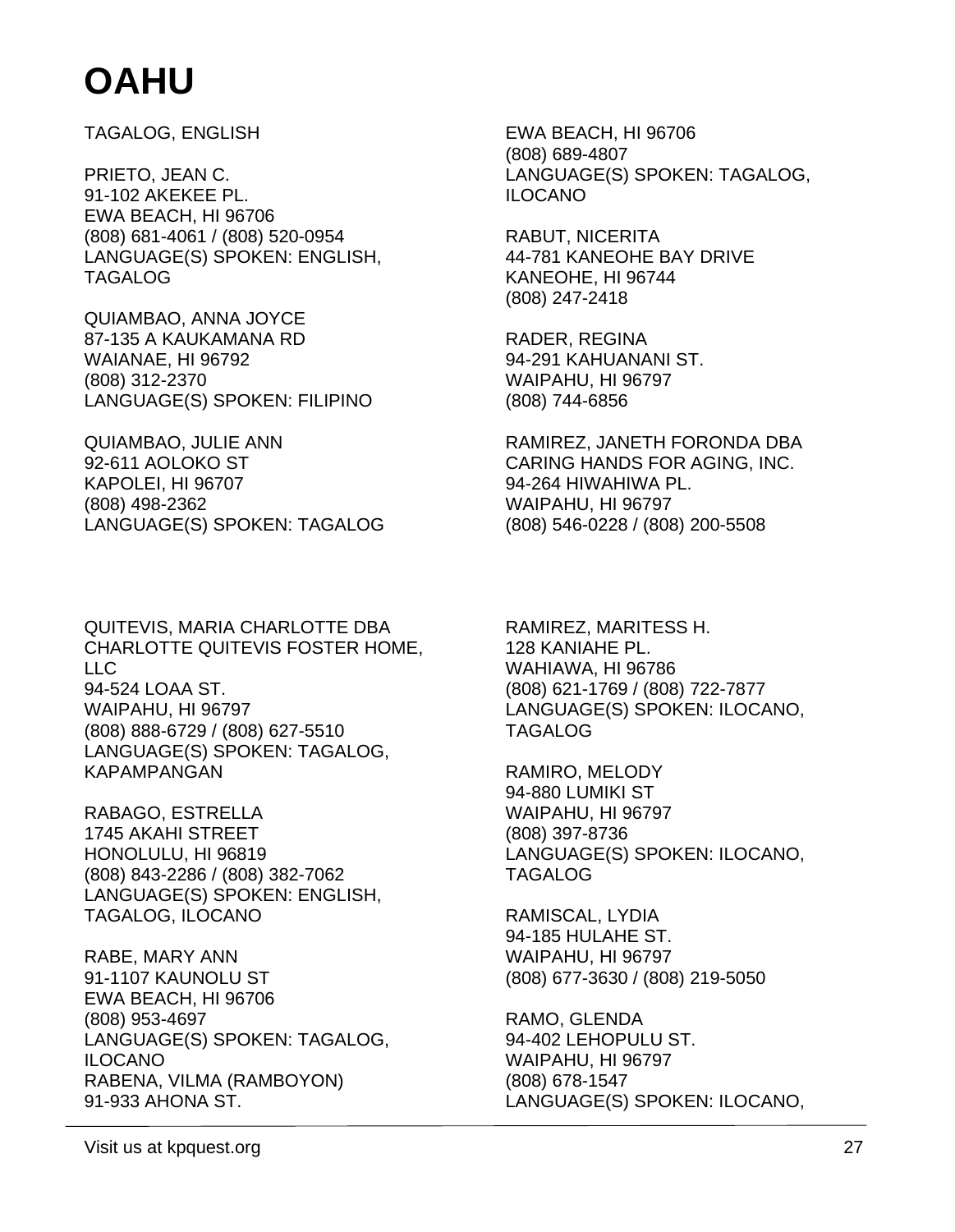# OAHU

TAGALOG, ENGLISH

PRIETO, JEAN C.
91-102 AKEKEE PL.
EWA BEACH, HI 96706
(808) 681-4061 / (808) 520-0954
LANGUAGE(S) SPOKEN: ENGLISH, TAGALOG

QUIAMBAO, ANNA JOYCE
87-135 A KAUKAMANA RD
WAIANAE, HI 96792
(808) 312-2370
LANGUAGE(S) SPOKEN: FILIPINO

QUIAMBAO, JULIE ANN
92-611 AOLOKO ST
KAPOLEI, HI 96707
(808) 498-2362
LANGUAGE(S) SPOKEN: TAGALOG

QUITEVIS, MARIA CHARLOTTE DBA CHARLOTTE QUITEVIS FOSTER HOME, LLC
94-524 LOAA ST.
WAIPAHU, HI 96797
(808) 888-6729 / (808) 627-5510
LANGUAGE(S) SPOKEN: TAGALOG, KAPAMPANGAN

RABAGO, ESTRELLA
1745 AKAHI STREET
HONOLULU, HI 96819
(808) 843-2286 / (808) 382-7062
LANGUAGE(S) SPOKEN: ENGLISH, TAGALOG, ILOCANO

RABE, MARY ANN
91-1107 KAUNOLU ST
EWA BEACH, HI 96706
(808) 953-4697
LANGUAGE(S) SPOKEN: TAGALOG, ILOCANO

RABENA, VILMA (RAMBOYON)
91-933 AHONA ST.
EWA BEACH, HI 96706
(808) 689-4807
LANGUAGE(S) SPOKEN: TAGALOG, ILOCANO

RABUT, NICERITA
44-781 KANEOHE BAY DRIVE
KANEOHE, HI 96744
(808) 247-2418

RADER, REGINA
94-291 KAHUANANI ST.
WAIPAHU, HI 96797
(808) 744-6856

RAMIREZ, JANETH FORONDA DBA CARING HANDS FOR AGING, INC.
94-264 HIWAHIWA PL.
WAIPAHU, HI 96797
(808) 546-0228 / (808) 200-5508

RAMIREZ, MARITESS H.
128 KANIAHE PL.
WAHIAWA, HI 96786
(808) 621-1769 / (808) 722-7877
LANGUAGE(S) SPOKEN: ILOCANO, TAGALOG

RAMIRO, MELODY
94-880 LUMIKI ST
WAIPAHU, HI 96797
(808) 397-8736
LANGUAGE(S) SPOKEN: ILOCANO, TAGALOG

RAMISCAL, LYDIA
94-185 HULAHE ST.
WAIPAHU, HI 96797
(808) 677-3630 / (808) 219-5050

RAMO, GLENDA
94-402 LEHOPULU ST.
WAIPAHU, HI 96797
(808) 678-1547
LANGUAGE(S) SPOKEN: ILOCANO,

Visit us at kpquest.org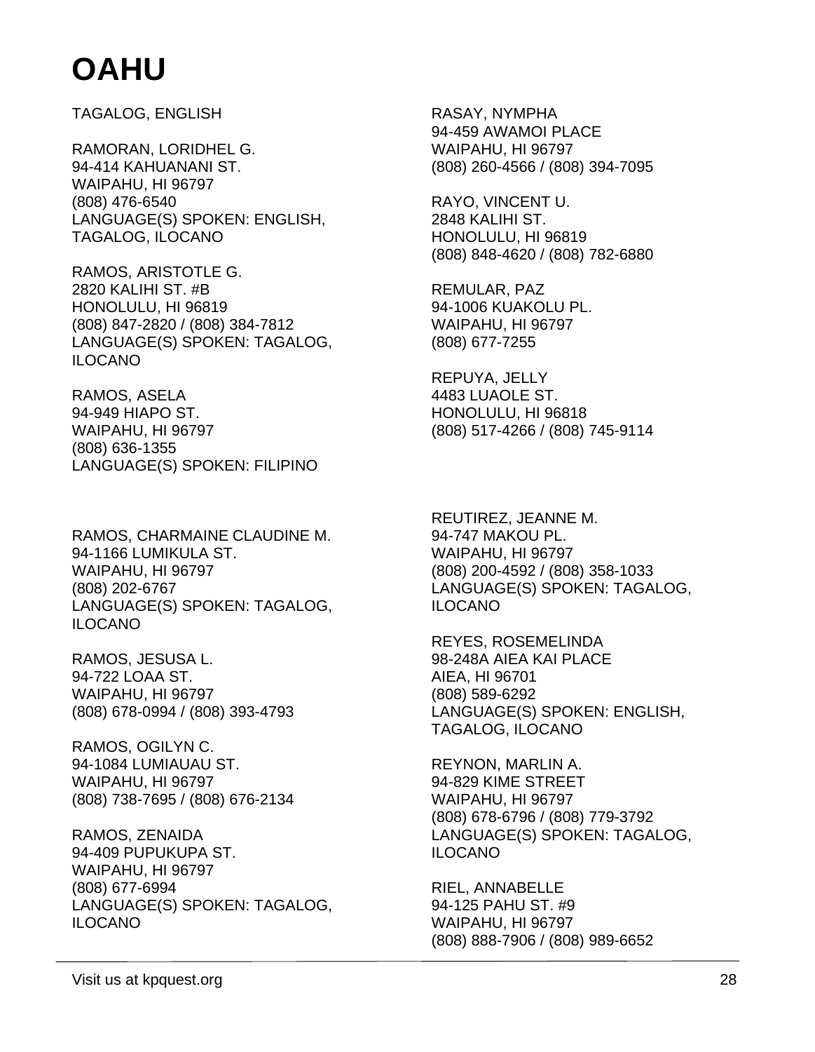# OAHU

TAGALOG, ENGLISH

RAMORAN, LORIDHEL G.
94-414 KAHUANANI ST.
WAIPAHU, HI 96797
(808) 476-6540
LANGUAGE(S) SPOKEN: ENGLISH, TAGALOG, ILOCANO

RAMOS, ARISTOTLE G.
2820 KALIHI ST. #B
HONOLULU, HI 96819
(808) 847-2820 / (808) 384-7812
LANGUAGE(S) SPOKEN: TAGALOG, ILOCANO

RAMOS, ASELA
94-949 HIAPO ST.
WAIPAHU, HI 96797
(808) 636-1355
LANGUAGE(S) SPOKEN: FILIPINO

RAMOS, CHARMAINE CLAUDINE M.
94-1166 LUMIKULA ST.
WAIPAHU, HI 96797
(808) 202-6767
LANGUAGE(S) SPOKEN: TAGALOG, ILOCANO

RAMOS, JESUSA L.
94-722 LOAA ST.
WAIPAHU, HI 96797
(808) 678-0994 / (808) 393-4793

RAMOS, OGILYN C.
94-1084 LUMIAUAU ST.
WAIPAHU, HI 96797
(808) 738-7695 / (808) 676-2134

RAMOS, ZENAIDA
94-409 PUPUKUPA ST.
WAIPAHU, HI 96797
(808) 677-6994
LANGUAGE(S) SPOKEN: TAGALOG, ILOCANO

RASAY, NYMPHA
94-459 AWAMOI PLACE
WAIPAHU, HI 96797
(808) 260-4566 / (808) 394-7095

RAYO, VINCENT U.
2848 KALIHI ST.
HONOLULU, HI 96819
(808) 848-4620 / (808) 782-6880

REMULAR, PAZ
94-1006 KUAKOLU PL.
WAIPAHU, HI 96797
(808) 677-7255

REPUYA, JELLY
4483 LUAOLE ST.
HONOLULU, HI 96818
(808) 517-4266 / (808) 745-9114

REUTIREZ, JEANNE M.
94-747 MAKOU PL.
WAIPAHU, HI 96797
(808) 200-4592 / (808) 358-1033
LANGUAGE(S) SPOKEN: TAGALOG, ILOCANO

REYES, ROSEMELINDA
98-248A AIEA KAI PLACE
AIEA, HI 96701
(808) 589-6292
LANGUAGE(S) SPOKEN: ENGLISH, TAGALOG, ILOCANO

REYNON, MARLIN A.
94-829 KIME STREET
WAIPAHU, HI 96797
(808) 678-6796 / (808) 779-3792
LANGUAGE(S) SPOKEN: TAGALOG, ILOCANO

RIEL, ANNABELLE
94-125 PAHU ST. #9
WAIPAHU, HI 96797
(808) 888-7906 / (808) 989-6652

Visit us at kpquest.org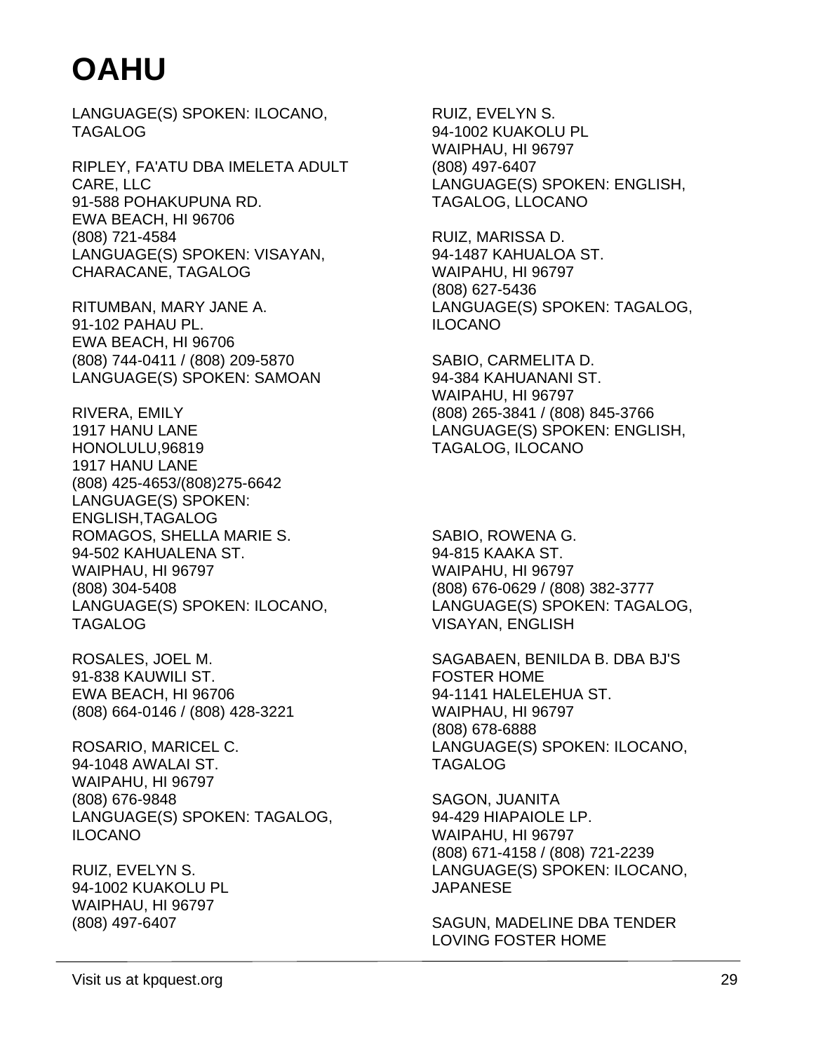# OAHU

LANGUAGE(S) SPOKEN: ILOCANO, TAGALOG

RIPLEY, FA'ATU DBA IMELETA ADULT CARE, LLC
91-588 POHAKUPUNA RD.
EWA BEACH, HI 96706
(808) 721-4584
LANGUAGE(S) SPOKEN: VISAYAN, CHARACANE, TAGALOG

RITUMBAN, MARY JANE A.
91-102 PAHAU PL.
EWA BEACH, HI 96706
(808) 744-0411 / (808) 209-5870
LANGUAGE(S) SPOKEN: SAMOAN

RIVERA, EMILY
1917 HANU LANE
HONOLULU,96819
1917 HANU LANE
(808) 425-4653/(808)275-6642
LANGUAGE(S) SPOKEN: ENGLISH,TAGALOG

ROMAGOS, SHELLA MARIE S.
94-502 KAHUALENA ST.
WAIPHAU, HI 96797
(808) 304-5408
LANGUAGE(S) SPOKEN: ILOCANO, TAGALOG

ROSALES, JOEL M.
91-838 KAUWILI ST.
EWA BEACH, HI 96706
(808) 664-0146 / (808) 428-3221

ROSARIO, MARICEL C.
94-1048 AWALAI ST.
WAIPAHU, HI 96797
(808) 676-9848
LANGUAGE(S) SPOKEN: TAGALOG, ILOCANO

RUIZ, EVELYN S.
94-1002 KUAKOLU PL
WAIPHAU, HI 96797
(808) 497-6407

RUIZ, EVELYN S.
94-1002 KUAKOLU PL
WAIPHAU, HI 96797
(808) 497-6407
LANGUAGE(S) SPOKEN: ENGLISH, TAGALOG, LLOCANO

RUIZ, MARISSA D.
94-1487 KAHUALOA ST.
WAIPAHU, HI 96797
(808) 627-5436
LANGUAGE(S) SPOKEN: TAGALOG, ILOCANO

SABIO, CARMELITA D.
94-384 KAHUANANI ST.
WAIPAHU, HI 96797
(808) 265-3841 / (808) 845-3766
LANGUAGE(S) SPOKEN: ENGLISH, TAGALOG, ILOCANO

SABIO, ROWENA G.
94-815 KAAKA ST.
WAIPAHU, HI 96797
(808) 676-0629 / (808) 382-3777
LANGUAGE(S) SPOKEN: TAGALOG, VISAYAN, ENGLISH

SAGABAEN, BENILDA B. DBA BJ'S FOSTER HOME
94-1141 HALELEHUA ST.
WAIPHAU, HI 96797
(808) 678-6888
LANGUAGE(S) SPOKEN: ILOCANO, TAGALOG

SAGON, JUANITA
94-429 HIAPAIOLE LP.
WAIPAHU, HI 96797
(808) 671-4158 / (808) 721-2239
LANGUAGE(S) SPOKEN: ILOCANO, JAPANESE

SAGUN, MADELINE DBA TENDER LOVING FOSTER HOME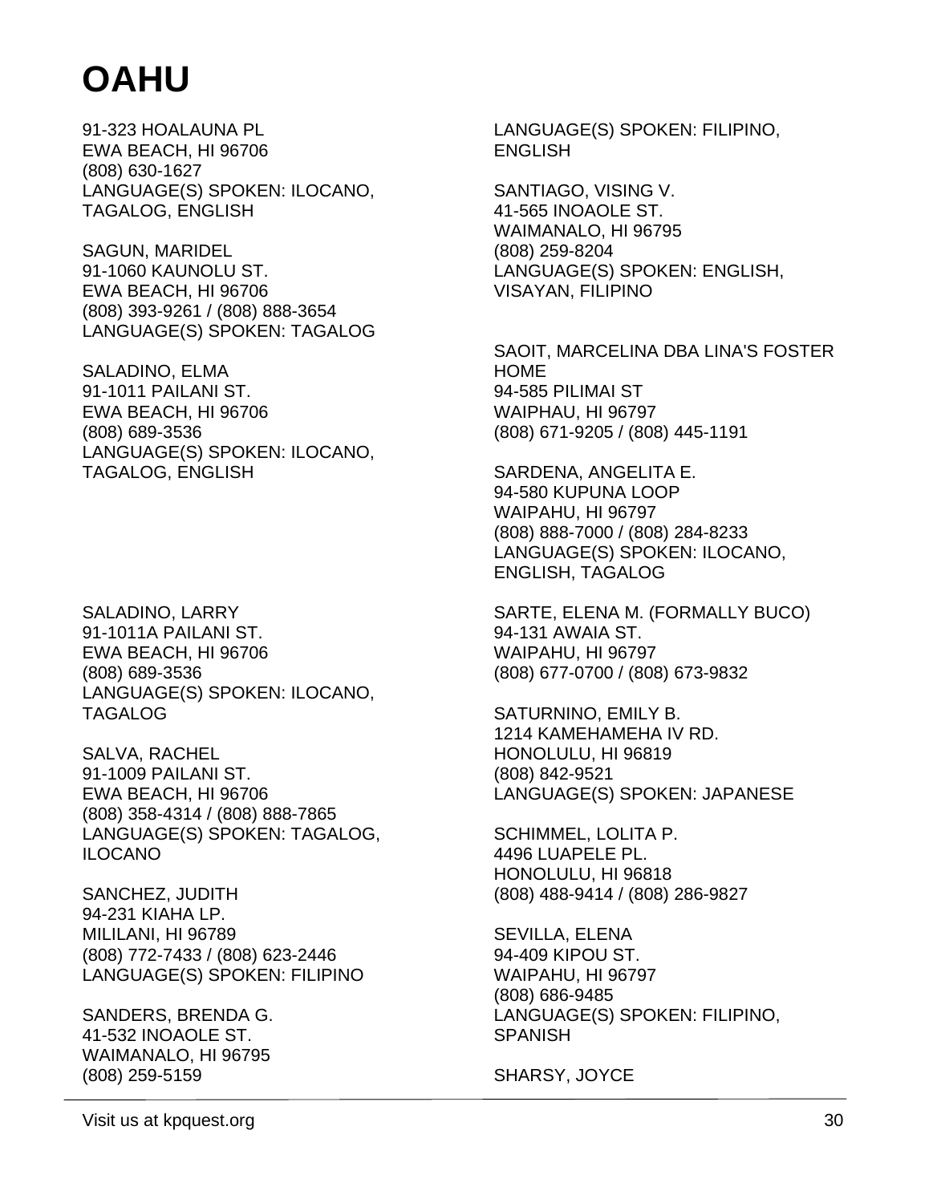# OAHU

91-323 HOALAUNA PL
EWA BEACH, HI 96706
(808) 630-1627
LANGUAGE(S) SPOKEN: ILOCANO, TAGALOG, ENGLISH

SAGUN, MARIDEL
91-1060 KAUNOLU ST.
EWA BEACH, HI 96706
(808) 393-9261 / (808) 888-3654
LANGUAGE(S) SPOKEN: TAGALOG

SALADINO, ELMA
91-1011 PAILANI ST.
EWA BEACH, HI 96706
(808) 689-3536
LANGUAGE(S) SPOKEN: ILOCANO, TAGALOG, ENGLISH

SALADINO, LARRY
91-1011A PAILANI ST.
EWA BEACH, HI 96706
(808) 689-3536
LANGUAGE(S) SPOKEN: ILOCANO, TAGALOG

SALVA, RACHEL
91-1009 PAILANI ST.
EWA BEACH, HI 96706
(808) 358-4314 / (808) 888-7865
LANGUAGE(S) SPOKEN: TAGALOG, ILOCANO

SANCHEZ, JUDITH
94-231 KIAHA LP.
MILILANI, HI 96789
(808) 772-7433 / (808) 623-2446
LANGUAGE(S) SPOKEN: FILIPINO

SANDERS, BRENDA G.
41-532 INOAOLE ST.
WAIMANALO, HI 96795
(808) 259-5159
LANGUAGE(S) SPOKEN: FILIPINO, ENGLISH

SANTIAGO, VISING V.
41-565 INOAOLE ST.
WAIMANALO, HI 96795
(808) 259-8204
LANGUAGE(S) SPOKEN: ENGLISH, VISAYAN, FILIPINO

SAOIT, MARCELINA DBA LINA'S FOSTER HOME
94-585 PILIMAI ST
WAIPHAU, HI 96797
(808) 671-9205 / (808) 445-1191

SARDENA, ANGELITA E.
94-580 KUPUNA LOOP
WAIPAHU, HI 96797
(808) 888-7000 / (808) 284-8233
LANGUAGE(S) SPOKEN: ILOCANO, ENGLISH, TAGALOG

SARTE, ELENA M. (FORMALLY BUCO)
94-131 AWAIA ST.
WAIPAHU, HI 96797
(808) 677-0700 / (808) 673-9832

SATURNINO, EMILY B.
1214 KAMEHAMEHA IV RD.
HONOLULU, HI 96819
(808) 842-9521
LANGUAGE(S) SPOKEN: JAPANESE

SCHIMMEL, LOLITA P.
4496 LUAPELE PL.
HONOLULU, HI 96818
(808) 488-9414 / (808) 286-9827

SEVILLA, ELENA
94-409 KIPOU ST.
WAIPAHU, HI 96797
(808) 686-9485
LANGUAGE(S) SPOKEN: FILIPINO, SPANISH

SHARSY, JOYCE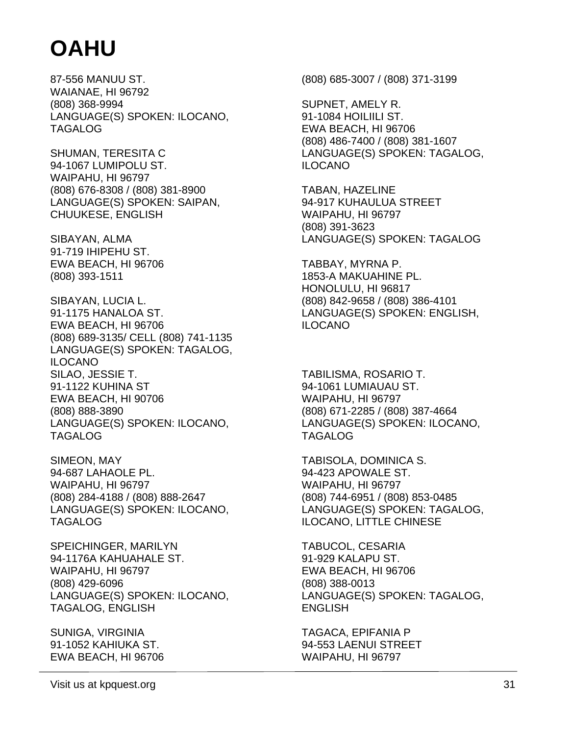# OAHU

87-556 MANUU ST.
WAIANAE, HI 96792
(808) 368-9994
LANGUAGE(S) SPOKEN: ILOCANO, TAGALOG

SHUMAN, TERESITA C
94-1067 LUMIPOLU ST.
WAIPAHU, HI 96797
(808) 676-8308 / (808) 381-8900
LANGUAGE(S) SPOKEN: SAIPAN, CHUUKESE, ENGLISH

SIBAYAN, ALMA
91-719 IHIPEHU ST.
EWA BEACH, HI 96706
(808) 393-1511

SIBAYAN, LUCIA L.
91-1175 HANALOA ST.
EWA BEACH, HI 96706
(808) 689-3135/ CELL (808) 741-1135
LANGUAGE(S) SPOKEN: TAGALOG, ILOCANO

SILAO, JESSIE T.
91-1122 KUHINA ST
EWA BEACH, HI 90706
(808) 888-3890
LANGUAGE(S) SPOKEN: ILOCANO, TAGALOG

SIMEON, MAY
94-687 LAHAOLE PL.
WAIPAHU, HI 96797
(808) 284-4188 / (808) 888-2647
LANGUAGE(S) SPOKEN: ILOCANO, TAGALOG

SPEICHINGER, MARILYN
94-1176A KAHUAHALE ST.
WAIPAHU, HI 96797
(808) 429-6096
LANGUAGE(S) SPOKEN: ILOCANO, TAGALOG, ENGLISH

SUNIGA, VIRGINIA
91-1052 KAHIUKA ST.
EWA BEACH, HI 96706
(808) 685-3007 / (808) 371-3199

SUPNET, AMELY R.
91-1084 HOILIILI ST.
EWA BEACH, HI 96706
(808) 486-7400 / (808) 381-1607
LANGUAGE(S) SPOKEN: TAGALOG, ILOCANO

TABAN, HAZELINE
94-917 KUHAULUA STREET
WAIPAHU, HI 96797
(808) 391-3623
LANGUAGE(S) SPOKEN: TAGALOG

TABBAY, MYRNA P.
1853-A MAKUAHINE PL.
HONOLULU, HI 96817
(808) 842-9658 / (808) 386-4101
LANGUAGE(S) SPOKEN: ENGLISH, ILOCANO

TABILISMA, ROSARIO T.
94-1061 LUMIAUAU ST.
WAIPAHU, HI 96797
(808) 671-2285 / (808) 387-4664
LANGUAGE(S) SPOKEN: ILOCANO, TAGALOG

TABISOLA, DOMINICA S.
94-423 APOWALE ST.
WAIPAHU, HI 96797
(808) 744-6951 / (808) 853-0485
LANGUAGE(S) SPOKEN: TAGALOG, ILOCANO, LITTLE CHINESE

TABUCOL, CESARIA
91-929 KALAPU ST.
EWA BEACH, HI 96706
(808) 388-0013
LANGUAGE(S) SPOKEN: TAGALOG, ENGLISH

TAGACA, EPIFANIA P
94-553 LAENUI STREET
WAIPAHU, HI 96797

Visit us at kpquest.org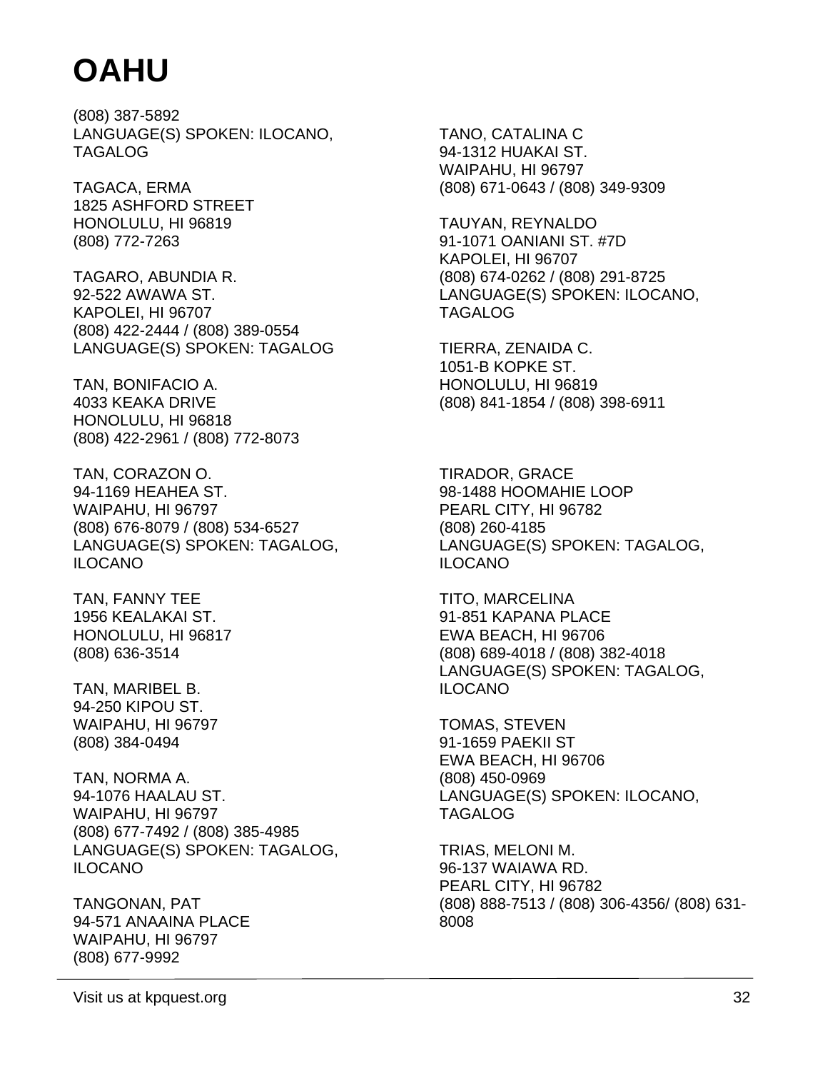# OAHU

(808) 387-5892
LANGUAGE(S) SPOKEN: ILOCANO, TAGALOG

TAGACA, ERMA
1825 ASHFORD STREET
HONOLULU, HI 96819
(808) 772-7263

TAGARO, ABUNDIA R.
92-522 AWAWA ST.
KAPOLEI, HI 96707
(808) 422-2444 / (808) 389-0554
LANGUAGE(S) SPOKEN: TAGALOG

TAN, BONIFACIO A.
4033 KEAKA DRIVE
HONOLULU, HI 96818
(808) 422-2961 / (808) 772-8073

TAN, CORAZON O.
94-1169 HEAHEA ST.
WAIPAHU, HI 96797
(808) 676-8079 / (808) 534-6527
LANGUAGE(S) SPOKEN: TAGALOG, ILOCANO

TAN, FANNY TEE
1956 KEALAKAI ST.
HONOLULU, HI 96817
(808) 636-3514

TAN, MARIBEL B.
94-250 KIPOU ST.
WAIPAHU, HI 96797
(808) 384-0494

TAN, NORMA A.
94-1076 HAALAU ST.
WAIPAHU, HI 96797
(808) 677-7492 / (808) 385-4985
LANGUAGE(S) SPOKEN: TAGALOG, ILOCANO

TANGONAN, PAT
94-571 ANAAINA PLACE
WAIPAHU, HI 96797
(808) 677-9992

TANO, CATALINA C
94-1312 HUAKAI ST.
WAIPAHU, HI 96797
(808) 671-0643 / (808) 349-9309

TAUYAN, REYNALDO
91-1071 OANIANI ST. #7D
KAPOLEI, HI 96707
(808) 674-0262 / (808) 291-8725
LANGUAGE(S) SPOKEN: ILOCANO, TAGALOG

TIERRA, ZENAIDA C.
1051-B KOPKE ST.
HONOLULU, HI 96819
(808) 841-1854 / (808) 398-6911

TIRADOR, GRACE
98-1488 HOOMAHIE LOOP
PEARL CITY, HI 96782
(808) 260-4185
LANGUAGE(S) SPOKEN: TAGALOG, ILOCANO

TITO, MARCELINA
91-851 KAPANA PLACE
EWA BEACH, HI 96706
(808) 689-4018 / (808) 382-4018
LANGUAGE(S) SPOKEN: TAGALOG, ILOCANO

TOMAS, STEVEN
91-1659 PAEKII ST
EWA BEACH, HI 96706
(808) 450-0969
LANGUAGE(S) SPOKEN: ILOCANO, TAGALOG

TRIAS, MELONI M.
96-137 WAIAWA RD.
PEARL CITY, HI 96782
(808) 888-7513 / (808) 306-4356/ (808) 631-8008

Visit us at kpquest.org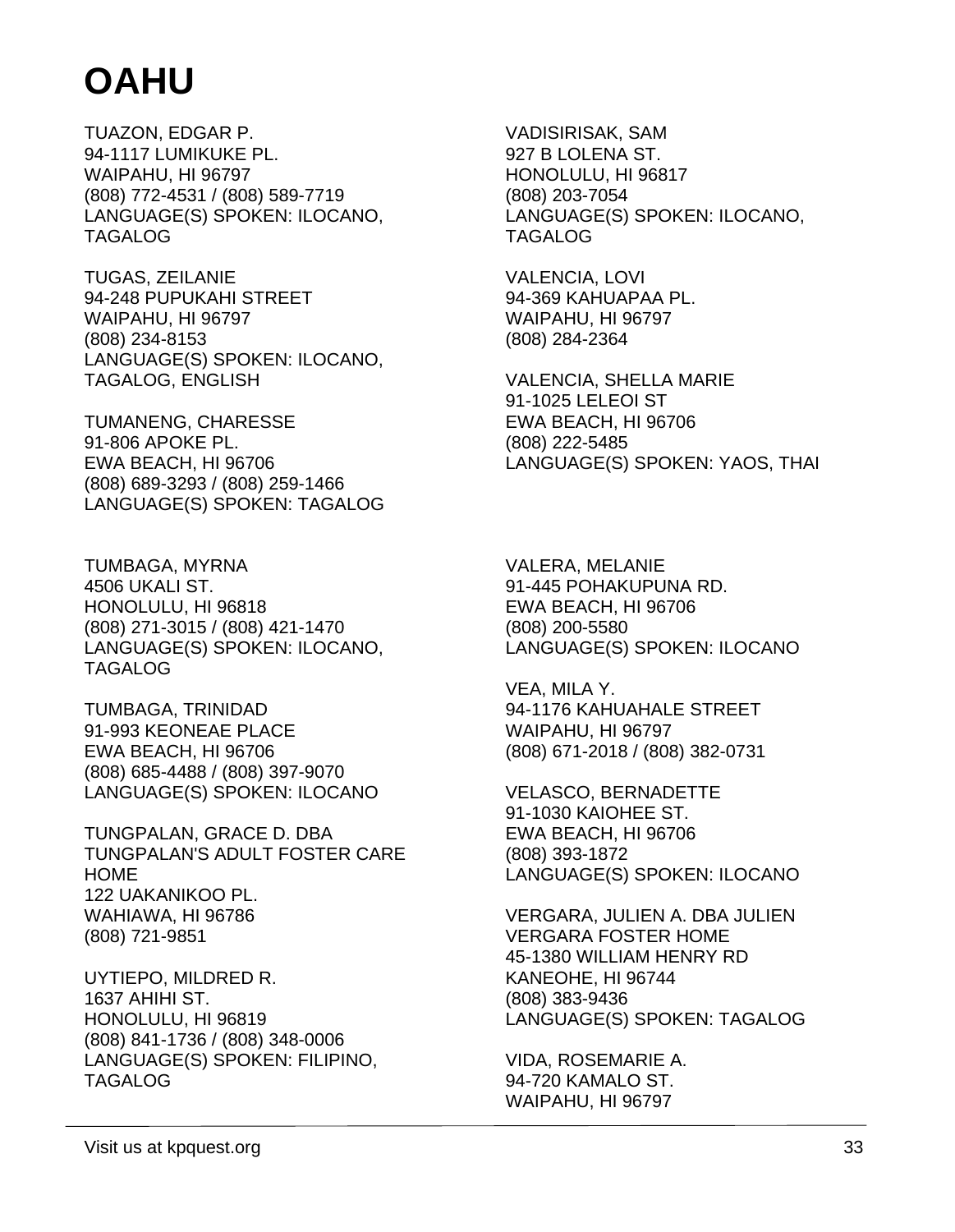# OAHU

TUAZON, EDGAR P.
94-1117 LUMIKUKE PL.
WAIPAHU, HI 96797
(808) 772-4531 / (808) 589-7719
LANGUAGE(S) SPOKEN: ILOCANO, TAGALOG

TUGAS, ZEILANIE
94-248 PUPUKAHI STREET
WAIPAHU, HI 96797
(808) 234-8153
LANGUAGE(S) SPOKEN: ILOCANO, TAGALOG, ENGLISH

TUMANENG, CHARESSE
91-806 APOKE PL.
EWA BEACH, HI 96706
(808) 689-3293 / (808) 259-1466
LANGUAGE(S) SPOKEN: TAGALOG

TUMBAGA, MYRNA
4506 UKALI ST.
HONOLULU, HI 96818
(808) 271-3015 / (808) 421-1470
LANGUAGE(S) SPOKEN: ILOCANO, TAGALOG

TUMBAGA, TRINIDAD
91-993 KEONEAE PLACE
EWA BEACH, HI 96706
(808) 685-4488 / (808) 397-9070
LANGUAGE(S) SPOKEN: ILOCANO

TUNGPALAN, GRACE D. DBA TUNGPALAN'S ADULT FOSTER CARE HOME
122 UAKANIKOO PL.
WAHIAWA, HI 96786
(808) 721-9851

UYTIEPO, MILDRED R.
1637 AHIHI ST.
HONOLULU, HI 96819
(808) 841-1736 / (808) 348-0006
LANGUAGE(S) SPOKEN: FILIPINO, TAGALOG

VADISIRISAK, SAM
927 B LOLENA ST.
HONOLULU, HI 96817
(808) 203-7054
LANGUAGE(S) SPOKEN: ILOCANO, TAGALOG

VALENCIA, LOVI
94-369 KAHUAPAA PL.
WAIPAHU, HI 96797
(808) 284-2364

VALENCIA, SHELLA MARIE
91-1025 LELEOI ST
EWA BEACH, HI 96706
(808) 222-5485
LANGUAGE(S) SPOKEN: YAOS, THAI

VALERA, MELANIE
91-445 POHAKUPUNA RD.
EWA BEACH, HI 96706
(808) 200-5580
LANGUAGE(S) SPOKEN: ILOCANO

VEA, MILA Y.
94-1176 KAHUAHALE STREET
WAIPAHU, HI 96797
(808) 671-2018 / (808) 382-0731

VELASCO, BERNADETTE
91-1030 KAIOHEE ST.
EWA BEACH, HI 96706
(808) 393-1872
LANGUAGE(S) SPOKEN: ILOCANO

VERGARA, JULIEN A. DBA JULIEN VERGARA FOSTER HOME
45-1380 WILLIAM HENRY RD
KANEOHE, HI 96744
(808) 383-9436
LANGUAGE(S) SPOKEN: TAGALOG

VIDA, ROSEMARIE A.
94-720 KAMALO ST.
WAIPAHU, HI 96797

Visit us at kpquest.org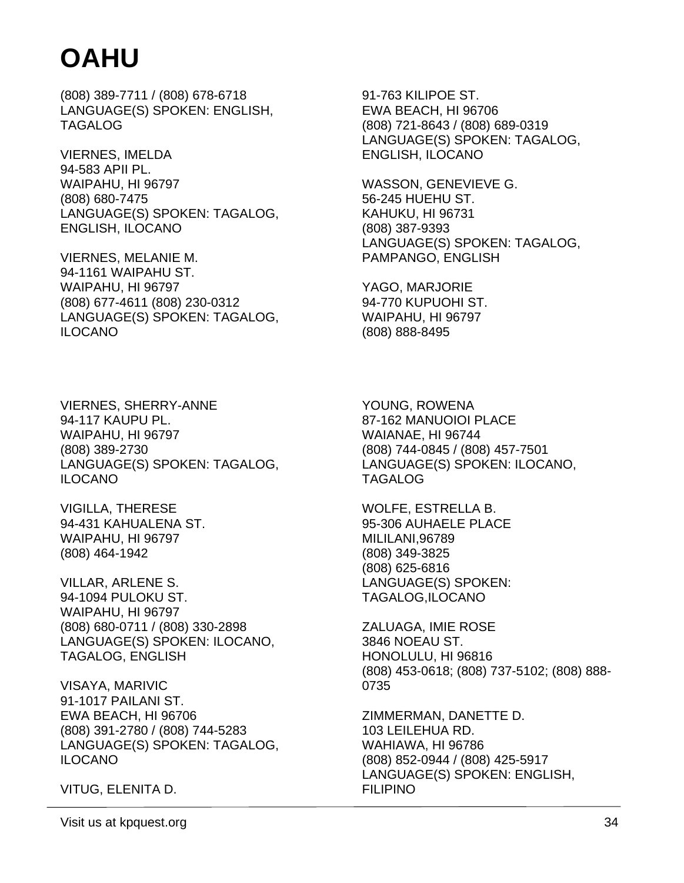# OAHU

(808) 389-7711 / (808) 678-6718
LANGUAGE(S) SPOKEN: ENGLISH, TAGALOG

VIERNES, IMELDA
94-583 APII PL.
WAIPAHU, HI 96797
(808) 680-7475
LANGUAGE(S) SPOKEN: TAGALOG, ENGLISH, ILOCANO

VIERNES, MELANIE M.
94-1161 WAIPAHU ST.
WAIPAHU, HI 96797
(808) 677-4611 (808) 230-0312
LANGUAGE(S) SPOKEN: TAGALOG, ILOCANO

VIERNES, SHERRY-ANNE
94-117 KAUPU PL.
WAIPAHU, HI 96797
(808) 389-2730
LANGUAGE(S) SPOKEN: TAGALOG, ILOCANO

VIGILLA, THERESE
94-431 KAHUALENA ST.
WAIPAHU, HI 96797
(808) 464-1942

VILLAR, ARLENE S.
94-1094 PULOKU ST.
WAIPAHU, HI 96797
(808) 680-0711 / (808) 330-2898
LANGUAGE(S) SPOKEN: ILOCANO, TAGALOG, ENGLISH

VISAYA, MARIVIC
91-1017 PAILANI ST.
EWA BEACH, HI 96706
(808) 391-2780 / (808) 744-5283
LANGUAGE(S) SPOKEN: TAGALOG, ILOCANO

VITUG, ELENITA D.
91-763 KILIPOE ST.
EWA BEACH, HI 96706
(808) 721-8643 / (808) 689-0319
LANGUAGE(S) SPOKEN: TAGALOG, ENGLISH, ILOCANO

WASSON, GENEVIEVE G.
56-245 HUEHU ST.
KAHUKU, HI 96731
(808) 387-9393
LANGUAGE(S) SPOKEN: TAGALOG, PAMPANGO, ENGLISH

YAGO, MARJORIE
94-770 KUPUOHI ST.
WAIPAHU, HI 96797
(808) 888-8495

YOUNG, ROWENA
87-162 MANUOIOI PLACE
WAIANAE, HI 96744
(808) 744-0845 / (808) 457-7501
LANGUAGE(S) SPOKEN: ILOCANO, TAGALOG

WOLFE, ESTRELLA B.
95-306 AUHAELE PLACE
MILILANI,96789
(808) 349-3825
(808) 625-6816
LANGUAGE(S) SPOKEN: TAGALOG,ILOCANO

ZALUAGA, IMIE ROSE
3846 NOEAU ST.
HONOLULU, HI 96816
(808) 453-0618; (808) 737-5102; (808) 888-0735

ZIMMERMAN, DANETTE D.
103 LEILEHUA RD.
WAHIAWA, HI 96786
(808) 852-0944 / (808) 425-5917
LANGUAGE(S) SPOKEN: ENGLISH, FILIPINO

Visit us at kpquest.org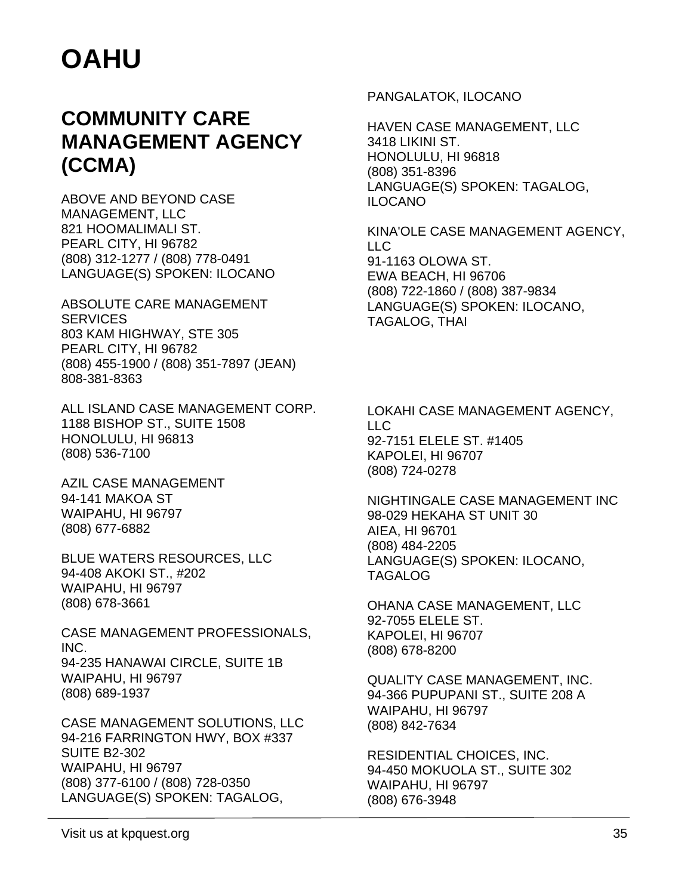# OAHU

## COMMUNITY CARE MANAGEMENT AGENCY (CCMA)

ABOVE AND BEYOND CASE MANAGEMENT, LLC
821 HOOMALIMALI ST.
PEARL CITY, HI 96782
(808) 312-1277 / (808) 778-0491
LANGUAGE(S) SPOKEN: ILOCANO

ABSOLUTE CARE MANAGEMENT SERVICES
803 KAM HIGHWAY, STE 305
PEARL CITY, HI 96782
(808) 455-1900 / (808) 351-7897 (JEAN)
808-381-8363

ALL ISLAND CASE MANAGEMENT CORP.
1188 BISHOP ST., SUITE 1508
HONOLULU, HI 96813
(808) 536-7100

AZIL CASE MANAGEMENT
94-141 MAKOA ST
WAIPAHU, HI 96797
(808) 677-6882

BLUE WATERS RESOURCES, LLC
94-408 AKOKI ST., #202
WAIPAHU, HI 96797
(808) 678-3661

CASE MANAGEMENT PROFESSIONALS, INC.
94-235 HANAWAI CIRCLE, SUITE 1B
WAIPAHU, HI 96797
(808) 689-1937

CASE MANAGEMENT SOLUTIONS, LLC
94-216 FARRINGTON HWY, BOX #337
SUITE B2-302
WAIPAHU, HI 96797
(808) 377-6100 / (808) 728-0350
LANGUAGE(S) SPOKEN: TAGALOG, PANGALATOK, ILOCANO

HAVEN CASE MANAGEMENT, LLC
3418 LIKINI ST.
HONOLULU, HI 96818
(808) 351-8396
LANGUAGE(S) SPOKEN: TAGALOG, ILOCANO

KINA'OLE CASE MANAGEMENT AGENCY, LLC
91-1163 OLOWA ST.
EWA BEACH, HI 96706
(808) 722-1860 / (808) 387-9834
LANGUAGE(S) SPOKEN: ILOCANO, TAGALOG, THAI

LOKAHI CASE MANAGEMENT AGENCY, LLC
92-7151 ELELE ST. #1405
KAPOLEI, HI 96707
(808) 724-0278

NIGHTINGALE CASE MANAGEMENT INC
98-029 HEKAHA ST UNIT 30
AIEA, HI 96701
(808) 484-2205
LANGUAGE(S) SPOKEN: ILOCANO, TAGALOG

OHANA CASE MANAGEMENT, LLC
92-7055 ELELE ST.
KAPOLEI, HI 96707
(808) 678-8200

QUALITY CASE MANAGEMENT, INC.
94-366 PUPUPANI ST., SUITE 208 A
WAIPAHU, HI 96797
(808) 842-7634

RESIDENTIAL CHOICES, INC.
94-450 MOKUOLA ST., SUITE 302
WAIPAHU, HI 96797
(808) 676-3948

Visit us at kpquest.org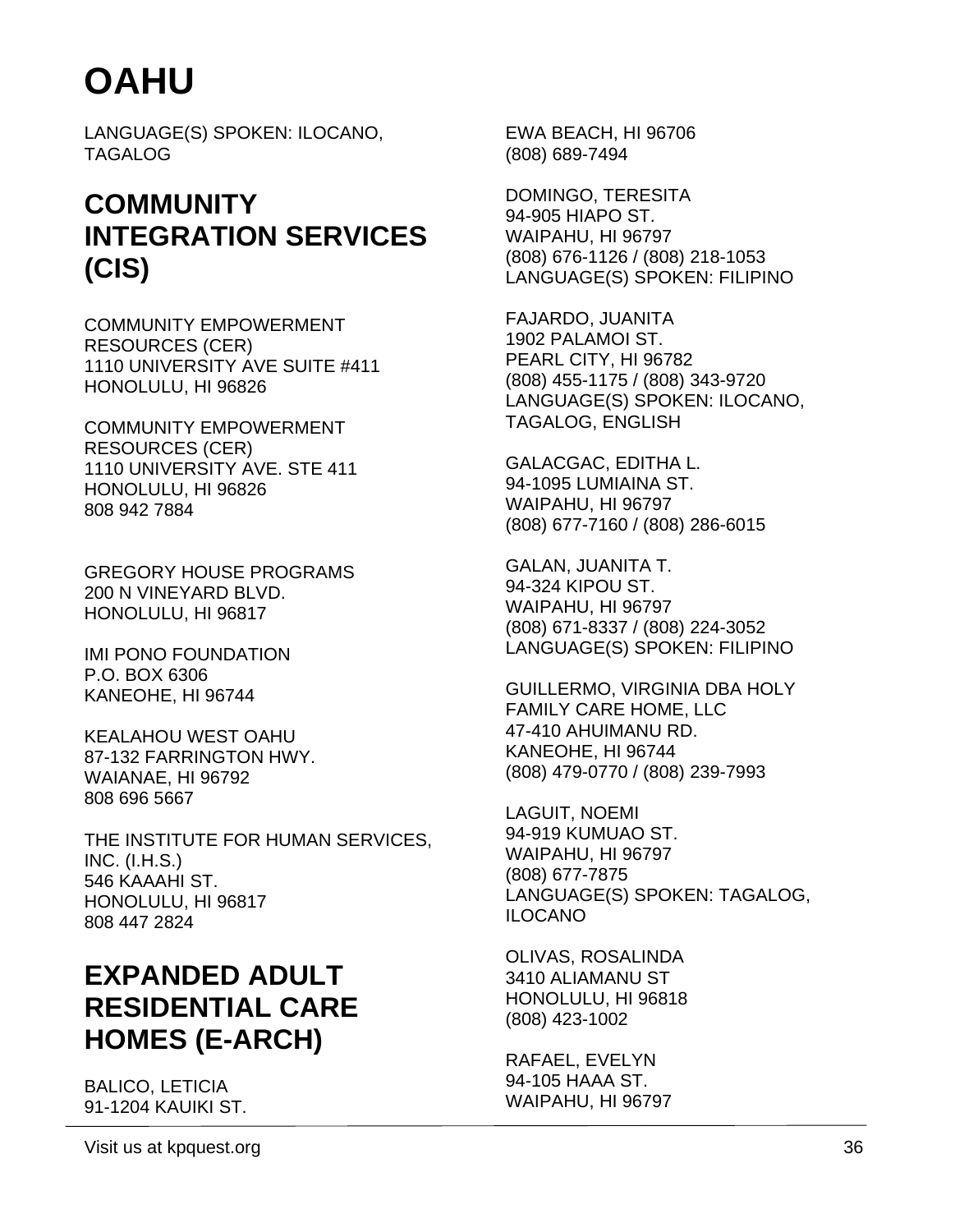# OAHU

LANGUAGE(S) SPOKEN: ILOCANO, TAGALOG

## COMMUNITY INTEGRATION SERVICES (CIS)

COMMUNITY EMPOWERMENT RESOURCES (CER)
1110 UNIVERSITY AVE SUITE #411
HONOLULU, HI 96826

COMMUNITY EMPOWERMENT RESOURCES (CER)
1110 UNIVERSITY AVE. STE 411
HONOLULU, HI 96826
808 942 7884

GREGORY HOUSE PROGRAMS
200 N VINEYARD BLVD.
HONOLULU, HI 96817

IMI PONO FOUNDATION
P.O. BOX 6306
KANEOHE, HI 96744

KEALAHOU WEST OAHU
87-132 FARRINGTON HWY.
WAIANAE, HI 96792
808 696 5667

THE INSTITUTE FOR HUMAN SERVICES, INC. (I.H.S.)
546 KAAAHI ST.
HONOLULU, HI 96817
808 447 2824

## EXPANDED ADULT RESIDENTIAL CARE HOMES (E-ARCH)

BALICO, LETICIA
91-1204 KAUIKI ST.
EWA BEACH, HI 96706
(808) 689-7494

DOMINGO, TERESITA
94-905 HIAPO ST.
WAIPAHU, HI 96797
(808) 676-1126 / (808) 218-1053
LANGUAGE(S) SPOKEN: FILIPINO

FAJARDO, JUANITA
1902 PALAMOI ST.
PEARL CITY, HI 96782
(808) 455-1175 / (808) 343-9720
LANGUAGE(S) SPOKEN: ILOCANO, TAGALOG, ENGLISH

GALACGAC, EDITHA L.
94-1095 LUMIAINA ST.
WAIPAHU, HI 96797
(808) 677-7160 / (808) 286-6015

GALAN, JUANITA T.
94-324 KIPOU ST.
WAIPAHU, HI 96797
(808) 671-8337 / (808) 224-3052
LANGUAGE(S) SPOKEN: FILIPINO

GUILLERMO, VIRGINIA DBA HOLY FAMILY CARE HOME, LLC
47-410 AHUIMANU RD.
KANEOHE, HI 96744
(808) 479-0770 / (808) 239-7993

LAGUIT, NOEMI
94-919 KUMUAO ST.
WAIPAHU, HI 96797
(808) 677-7875
LANGUAGE(S) SPOKEN: TAGALOG, ILOCANO

OLIVAS, ROSALINDA
3410 ALIAMANU ST
HONOLULU, HI 96818
(808) 423-1002

RAFAEL, EVELYN
94-105 HAAA ST.
WAIPAHU, HI 96797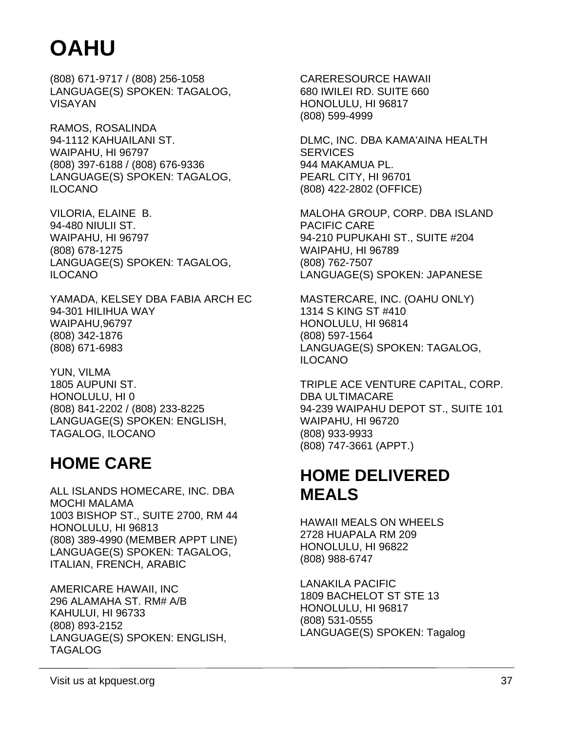# OAHU

(808) 671-9717 / (808) 256-1058
LANGUAGE(S) SPOKEN: TAGALOG, VISAYAN

RAMOS, ROSALINDA
94-1112 KAHUAILANI ST.
WAIPAHU, HI 96797
(808) 397-6188 / (808) 676-9336
LANGUAGE(S) SPOKEN: TAGALOG, ILOCANO

VILORIA, ELAINE B.
94-480 NIULII ST.
WAIPAHU, HI 96797
(808) 678-1275
LANGUAGE(S) SPOKEN: TAGALOG, ILOCANO

YAMADA, KELSEY DBA FABIA ARCH EC
94-301 HILIHUA WAY
WAIPAHU,96797
(808) 342-1876
(808) 671-6983

YUN, VILMA
1805 AUPUNI ST.
HONOLULU, HI 0
(808) 841-2202 / (808) 233-8225
LANGUAGE(S) SPOKEN: ENGLISH, TAGALOG, ILOCANO

## HOME CARE

ALL ISLANDS HOMECARE, INC. DBA MOCHI MALAMA
1003 BISHOP ST., SUITE 2700, RM 44
HONOLULU, HI 96813
(808) 389-4990 (MEMBER APPT LINE)
LANGUAGE(S) SPOKEN: TAGALOG, ITALIAN, FRENCH, ARABIC

AMERICARE HAWAII, INC
296 ALAMAHA ST. RM# A/B
KAHULUI, HI 96733
(808) 893-2152
LANGUAGE(S) SPOKEN: ENGLISH, TAGALOG

CARERESOURCE HAWAII
680 IWILEI RD. SUITE 660
HONOLULU, HI 96817
(808) 599-4999

DLMC, INC. DBA KAMA'AINA HEALTH SERVICES
944 MAKAMUA PL.
PEARL CITY, HI 96701
(808) 422-2802 (OFFICE)

MALOHA GROUP, CORP. DBA ISLAND PACIFIC CARE
94-210 PUPUKAHI ST., SUITE #204
WAIPAHU, HI 96789
(808) 762-7507
LANGUAGE(S) SPOKEN: JAPANESE

MASTERCARE, INC. (OAHU ONLY)
1314 S KING ST #410
HONOLULU, HI 96814
(808) 597-1564
LANGUAGE(S) SPOKEN: TAGALOG, ILOCANO

TRIPLE ACE VENTURE CAPITAL, CORP. DBA ULTIMACARE
94-239 WAIPAHU DEPOT ST., SUITE 101
WAIPAHU, HI 96720
(808) 933-9933
(808) 747-3661 (APPT.)

## HOME DELIVERED MEALS

HAWAII MEALS ON WHEELS
2728 HUAPALA RM 209
HONOLULU, HI 96822
(808) 988-6747

LANAKILA PACIFIC
1809 BACHELOT ST STE 13
HONOLULU, HI 96817
(808) 531-0555
LANGUAGE(S) SPOKEN: Tagalog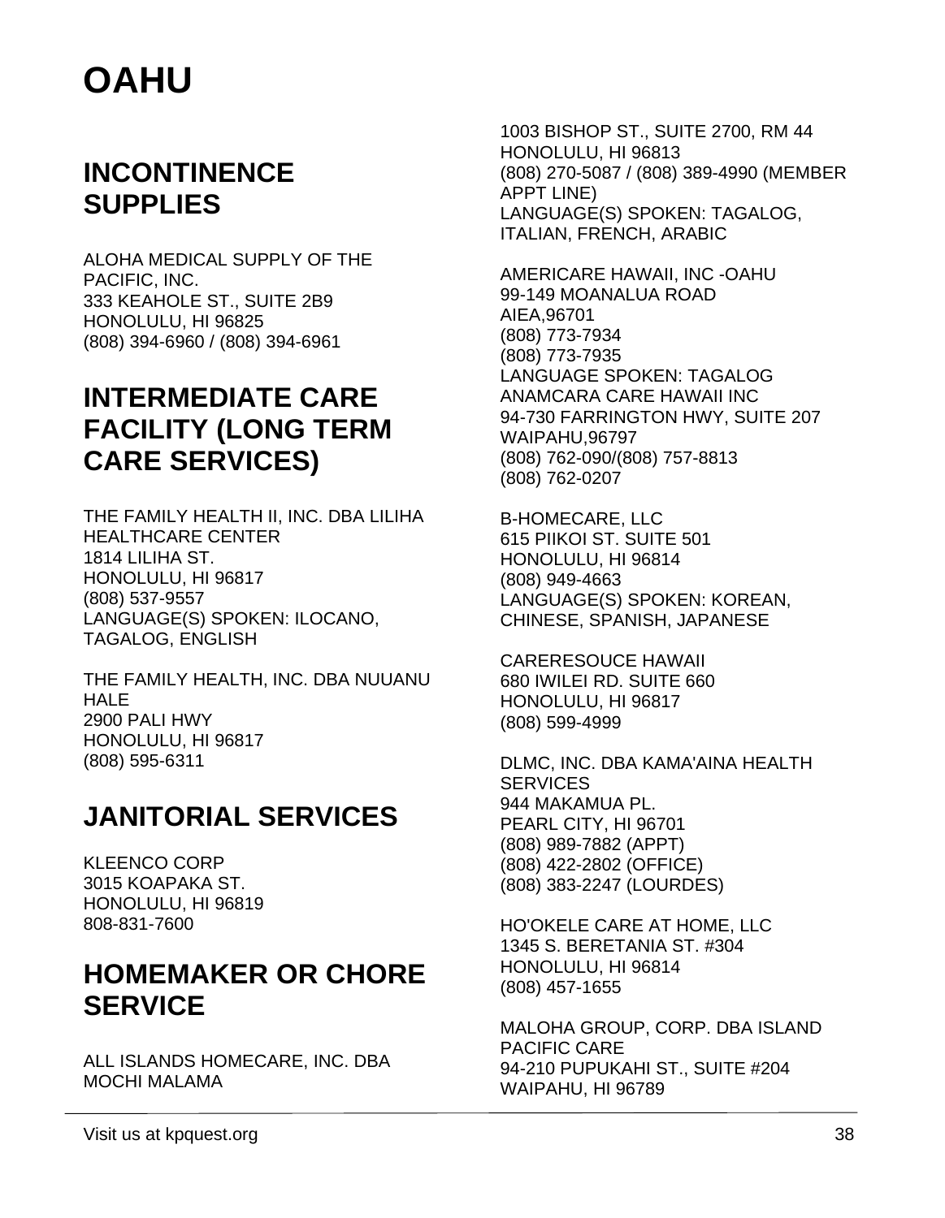# OAHU

## INCONTINENCE SUPPLIES

ALOHA MEDICAL SUPPLY OF THE PACIFIC, INC.
333 KEAHOLE ST., SUITE 2B9
HONOLULU, HI 96825
(808) 394-6960 / (808) 394-6961

## INTERMEDIATE CARE FACILITY (LONG TERM CARE SERVICES)

THE FAMILY HEALTH II, INC. DBA LILIHA HEALTHCARE CENTER
1814 LILIHA ST.
HONOLULU, HI 96817
(808) 537-9557
LANGUAGE(S) SPOKEN: ILOCANO, TAGALOG, ENGLISH

THE FAMILY HEALTH, INC. DBA NUUANU HALE
2900 PALI HWY
HONOLULU, HI 96817
(808) 595-6311

## JANITORIAL SERVICES

KLEENCO CORP
3015 KOAPAKA ST.
HONOLULU, HI 96819
808-831-7600

## HOMEMAKER OR CHORE SERVICE

ALL ISLANDS HOMECARE, INC. DBA MOCHI MALAMA
1003 BISHOP ST., SUITE 2700, RM 44
HONOLULU, HI 96813
(808) 270-5087 / (808) 389-4990 (MEMBER APPT LINE)
LANGUAGE(S) SPOKEN: TAGALOG, ITALIAN, FRENCH, ARABIC

AMERICARE HAWAII, INC -OAHU
99-149 MOANALUA ROAD
AIEA,96701
(808) 773-7934
(808) 773-7935
LANGUAGE SPOKEN: TAGALOG
ANAMCARA CARE HAWAII INC
94-730 FARRINGTON HWY, SUITE 207
WAIPAHU,96797
(808) 762-090/(808) 757-8813
(808) 762-0207

B-HOMECARE, LLC
615 PIIKOI ST. SUITE 501
HONOLULU, HI 96814
(808) 949-4663
LANGUAGE(S) SPOKEN: KOREAN, CHINESE, SPANISH, JAPANESE

CARERESOUCE HAWAII
680 IWILEI RD. SUITE 660
HONOLULU, HI 96817
(808) 599-4999

DLMC, INC. DBA KAMA'AINA HEALTH SERVICES
944 MAKAMUA PL.
PEARL CITY, HI 96701
(808) 989-7882 (APPT)
(808) 422-2802 (OFFICE)
(808) 383-2247 (LOURDES)

HO'OKELE CARE AT HOME, LLC
1345 S. BERETANIA ST. #304
HONOLULU, HI 96814
(808) 457-1655

MALOHA GROUP, CORP. DBA ISLAND PACIFIC CARE
94-210 PUPUKAHI ST., SUITE #204
WAIPAHU, HI 96789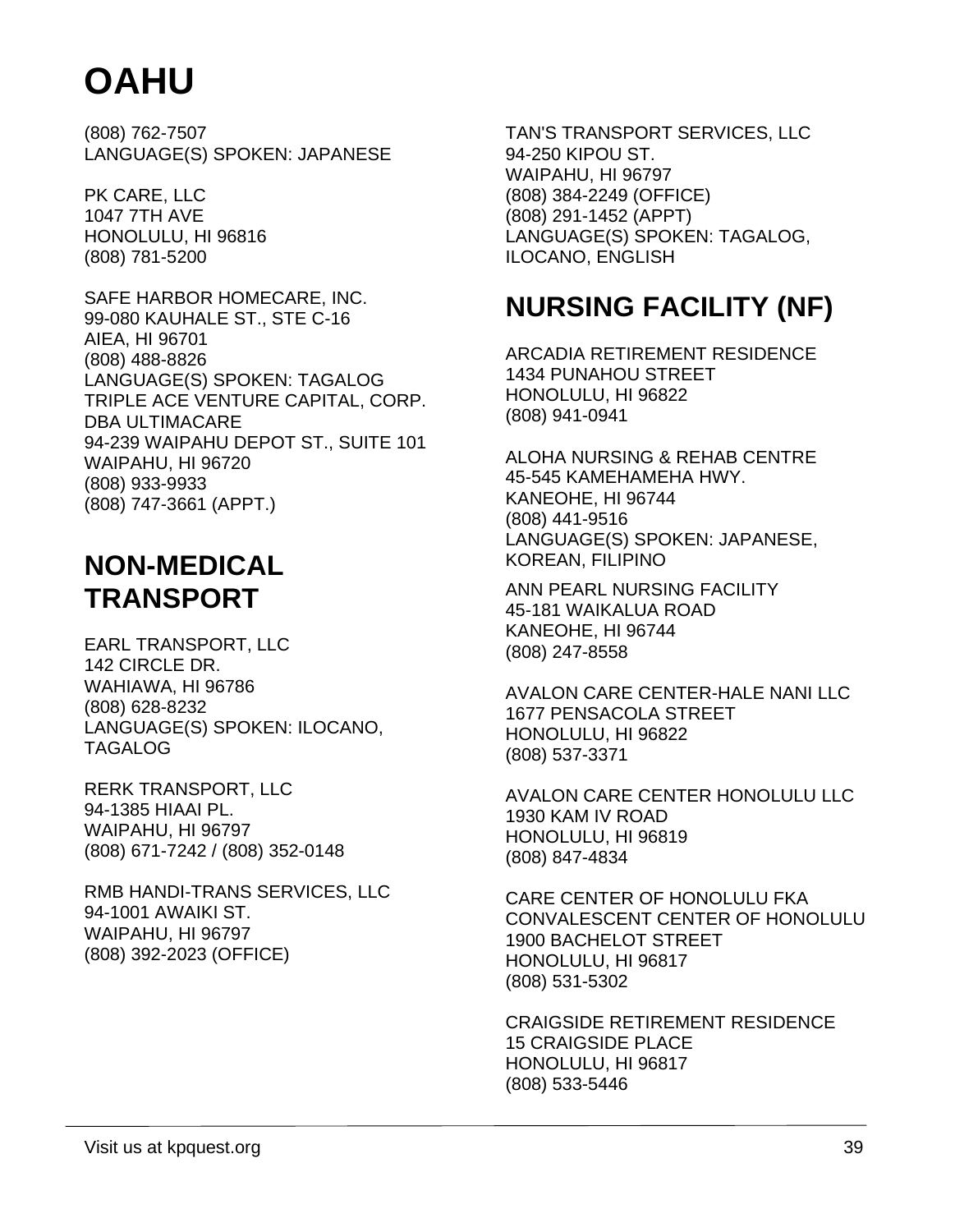# OAHU

(808) 762-7507
LANGUAGE(S) SPOKEN: JAPANESE

PK CARE, LLC
1047 7TH AVE
HONOLULU, HI 96816
(808) 781-5200

SAFE HARBOR HOMECARE, INC.
99-080 KAUHALE ST., STE C-16
AIEA, HI 96701
(808) 488-8826
LANGUAGE(S) SPOKEN: TAGALOG
TRIPLE ACE VENTURE CAPITAL, CORP.
DBA ULTIMACARE
94-239 WAIPAHU DEPOT ST., SUITE 101
WAIPAHU, HI 96720
(808) 933-9933
(808) 747-3661 (APPT.)

## NON-MEDICAL TRANSPORT

EARL TRANSPORT, LLC
142 CIRCLE DR.
WAHIAWA, HI 96786
(808) 628-8232
LANGUAGE(S) SPOKEN: ILOCANO, TAGALOG

RERK TRANSPORT, LLC
94-1385 HIAAI PL.
WAIPAHU, HI 96797
(808) 671-7242 / (808) 352-0148

RMB HANDI-TRANS SERVICES, LLC
94-1001 AWAIKI ST.
WAIPAHU, HI 96797
(808) 392-2023 (OFFICE)

TAN'S TRANSPORT SERVICES, LLC
94-250 KIPOU ST.
WAIPAHU, HI 96797
(808) 384-2249 (OFFICE)
(808) 291-1452 (APPT)
LANGUAGE(S) SPOKEN: TAGALOG, ILOCANO, ENGLISH

## NURSING FACILITY (NF)

ARCADIA RETIREMENT RESIDENCE
1434 PUNAHOU STREET
HONOLULU, HI 96822
(808) 941-0941

ALOHA NURSING & REHAB CENTRE
45-545 KAMEHAMEHA HWY.
KANEOHE, HI 96744
(808) 441-9516
LANGUAGE(S) SPOKEN: JAPANESE, KOREAN, FILIPINO

ANN PEARL NURSING FACILITY
45-181 WAIKALUA ROAD
KANEOHE, HI 96744
(808) 247-8558

AVALON CARE CENTER-HALE NANI LLC
1677 PENSACOLA STREET
HONOLULU, HI 96822
(808) 537-3371

AVALON CARE CENTER HONOLULU LLC
1930 KAM IV ROAD
HONOLULU, HI 96819
(808) 847-4834

CARE CENTER OF HONOLULU FKA CONVALESCENT CENTER OF HONOLULU
1900 BACHELOT STREET
HONOLULU, HI 96817
(808) 531-5302

CRAIGSIDE RETIREMENT RESIDENCE
15 CRAIGSIDE PLACE
HONOLULU, HI 96817
(808) 533-5446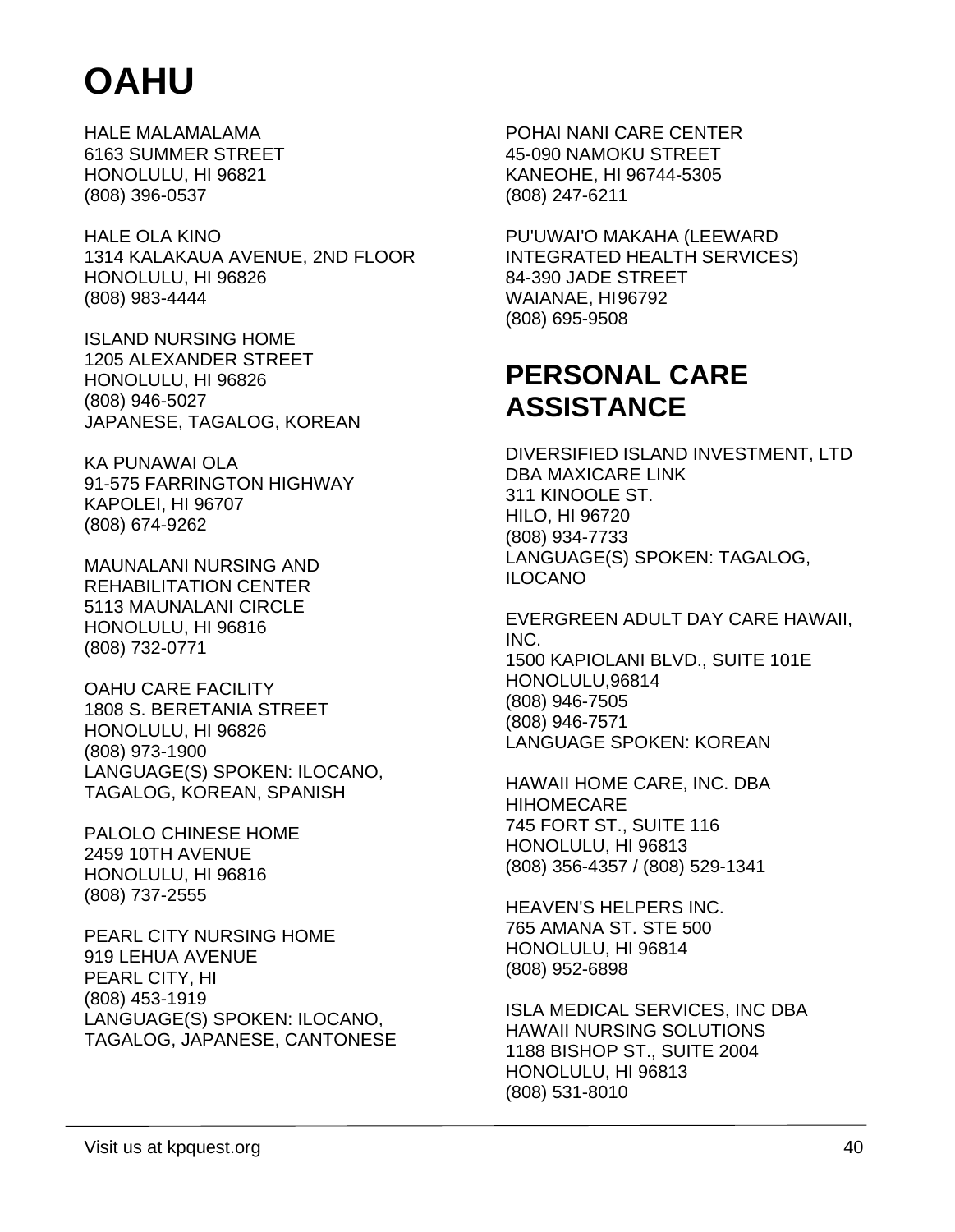# OAHU

HALE MALAMALAMA
6163 SUMMER STREET
HONOLULU, HI 96821
(808) 396-0537

HALE OLA KINO
1314 KALAKAUA AVENUE, 2ND FLOOR
HONOLULU, HI 96826
(808) 983-4444

ISLAND NURSING HOME
1205 ALEXANDER STREET
HONOLULU, HI 96826
(808) 946-5027
JAPANESE, TAGALOG, KOREAN

KA PUNAWAI OLA
91-575 FARRINGTON HIGHWAY
KAPOLEI, HI 96707
(808) 674-9262

MAUNALANI NURSING AND REHABILITATION CENTER
5113 MAUNALANI CIRCLE
HONOLULU, HI 96816
(808) 732-0771

OAHU CARE FACILITY
1808 S. BERETANIA STREET
HONOLULU, HI 96826
(808) 973-1900
LANGUAGE(S) SPOKEN: ILOCANO, TAGALOG, KOREAN, SPANISH

PALOLO CHINESE HOME
2459 10TH AVENUE
HONOLULU, HI 96816
(808) 737-2555

PEARL CITY NURSING HOME
919 LEHUA AVENUE
PEARL CITY, HI
(808) 453-1919
LANGUAGE(S) SPOKEN: ILOCANO, TAGALOG, JAPANESE, CANTONESE

POHAI NANI CARE CENTER
45-090 NAMOKU STREET
KANEOHE, HI 96744-5305
(808) 247-6211

PU'UWAI'O MAKAHA (LEEWARD INTEGRATED HEALTH SERVICES)
84-390 JADE STREET
WAIANAE, HI96792
(808) 695-9508

# PERSONAL CARE ASSISTANCE

DIVERSIFIED ISLAND INVESTMENT, LTD DBA MAXICARE LINK
311 KINOOLE ST.
HILO, HI 96720
(808) 934-7733
LANGUAGE(S) SPOKEN: TAGALOG, ILOCANO

EVERGREEN ADULT DAY CARE HAWAII, INC.
1500 KAPIOLANI BLVD., SUITE 101E
HONOLULU,96814
(808) 946-7505
(808) 946-7571
LANGUAGE SPOKEN: KOREAN

HAWAII HOME CARE, INC. DBA HIHOMECARE
745 FORT ST., SUITE 116
HONOLULU, HI 96813
(808) 356-4357 / (808) 529-1341

HEAVEN'S HELPERS INC.
765 AMANA ST. STE 500
HONOLULU, HI 96814
(808) 952-6898

ISLA MEDICAL SERVICES, INC DBA HAWAII NURSING SOLUTIONS
1188 BISHOP ST., SUITE 2004
HONOLULU, HI 96813
(808) 531-8010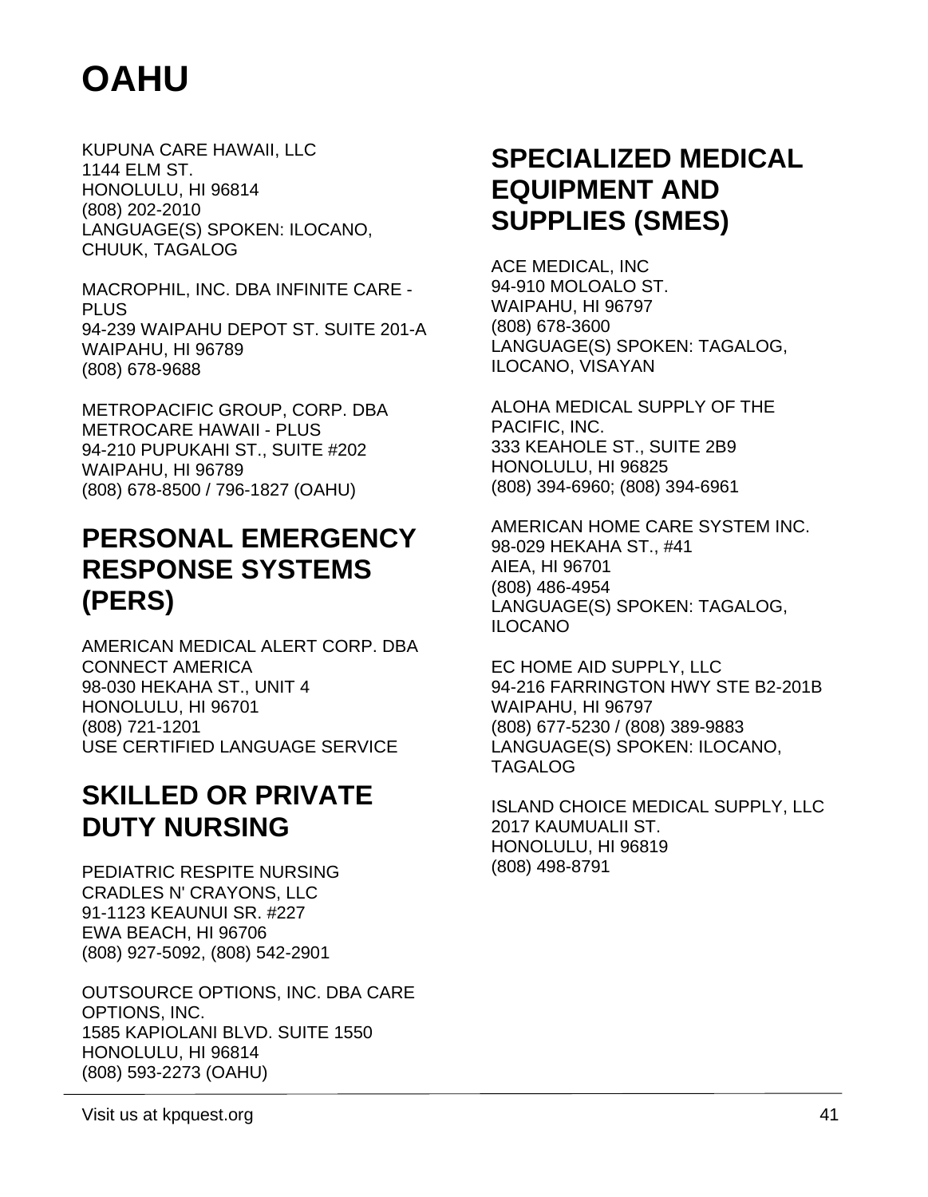# OAHU

KUPUNA CARE HAWAII, LLC
1144 ELM ST.
HONOLULU, HI 96814
(808) 202-2010
LANGUAGE(S) SPOKEN: ILOCANO, CHUUK, TAGALOG

MACROPHIL, INC. DBA INFINITE CARE - PLUS
94-239 WAIPAHU DEPOT ST. SUITE 201-A
WAIPAHU, HI 96789
(808) 678-9688

METROPACIFIC GROUP, CORP. DBA METROCARE HAWAII - PLUS
94-210 PUPUKAHI ST., SUITE #202
WAIPAHU, HI 96789
(808) 678-8500 / 796-1827 (OAHU)

## PERSONAL EMERGENCY RESPONSE SYSTEMS (PERS)

AMERICAN MEDICAL ALERT CORP. DBA CONNECT AMERICA
98-030 HEKAHA ST., UNIT 4
HONOLULU, HI 96701
(808) 721-1201
USE CERTIFIED LANGUAGE SERVICE

## SKILLED OR PRIVATE DUTY NURSING

PEDIATRIC RESPITE NURSING
CRADLES N' CRAYONS, LLC
91-1123 KEAUNUI SR. #227
EWA BEACH, HI 96706
(808) 927-5092, (808) 542-2901

OUTSOURCE OPTIONS, INC. DBA CARE OPTIONS, INC.
1585 KAPIOLANI BLVD. SUITE 1550
HONOLULU, HI 96814
(808) 593-2273 (OAHU)

## SPECIALIZED MEDICAL EQUIPMENT AND SUPPLIES (SMES)

ACE MEDICAL, INC
94-910 MOLOALO ST.
WAIPAHU, HI 96797
(808) 678-3600
LANGUAGE(S) SPOKEN: TAGALOG, ILOCANO, VISAYAN

ALOHA MEDICAL SUPPLY OF THE PACIFIC, INC.
333 KEAHOLE ST., SUITE 2B9
HONOLULU, HI 96825
(808) 394-6960; (808) 394-6961

AMERICAN HOME CARE SYSTEM INC.
98-029 HEKAHA ST., #41
AIEA, HI 96701
(808) 486-4954
LANGUAGE(S) SPOKEN: TAGALOG, ILOCANO

EC HOME AID SUPPLY, LLC
94-216 FARRINGTON HWY STE B2-201B
WAIPAHU, HI 96797
(808) 677-5230 / (808) 389-9883
LANGUAGE(S) SPOKEN: ILOCANO, TAGALOG

ISLAND CHOICE MEDICAL SUPPLY, LLC
2017 KAUMUALII ST.
HONOLULU, HI 96819
(808) 498-8791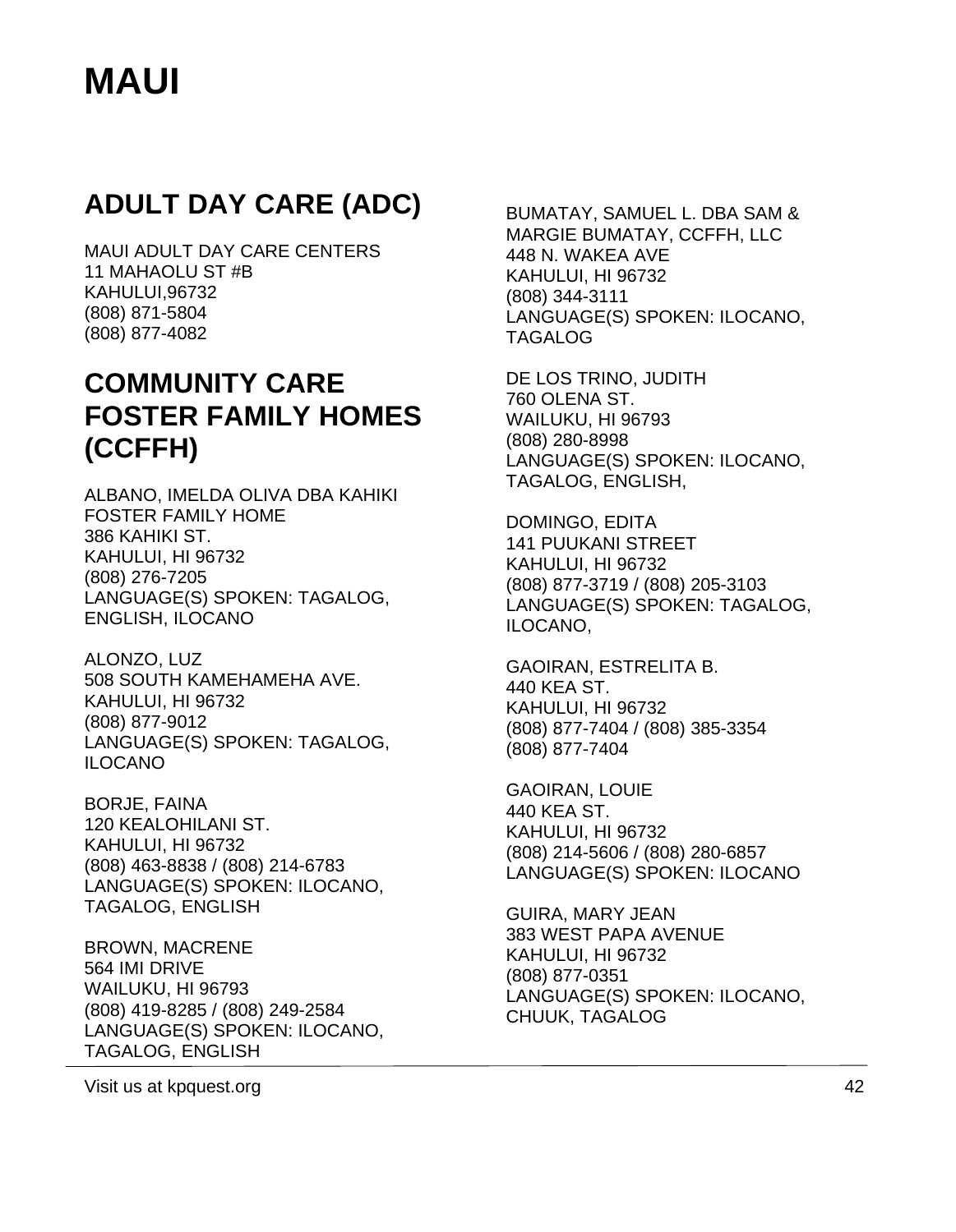# MAUI

## ADULT DAY CARE (ADC)

MAUI ADULT DAY CARE CENTERS
11 MAHAOLU ST #B
KAHULUI,96732
(808) 871-5804
(808) 877-4082

## COMMUNITY CARE FOSTER FAMILY HOMES (CCFFH)

ALBANO, IMELDA OLIVA DBA KAHIKI FOSTER FAMILY HOME
386 KAHIKI ST.
KAHULUI, HI 96732
(808) 276-7205
LANGUAGE(S) SPOKEN: TAGALOG, ENGLISH, ILOCANO

ALONZO, LUZ
508 SOUTH KAMEHAMEHA AVE.
KAHULUI, HI 96732
(808) 877-9012
LANGUAGE(S) SPOKEN: TAGALOG, ILOCANO

BORJE, FAINA
120 KEALOHILANI ST.
KAHULUI, HI 96732
(808) 463-8838 / (808) 214-6783
LANGUAGE(S) SPOKEN: ILOCANO, TAGALOG, ENGLISH

BROWN, MACRENE
564 IMI DRIVE
WAILUKU, HI 96793
(808) 419-8285 / (808) 249-2584
LANGUAGE(S) SPOKEN: ILOCANO, TAGALOG, ENGLISH

BUMATAY, SAMUEL L. DBA SAM & MARGIE BUMATAY, CCFFH, LLC
448 N. WAKEA AVE
KAHULUI, HI 96732
(808) 344-3111
LANGUAGE(S) SPOKEN: ILOCANO, TAGALOG

DE LOS TRINO, JUDITH
760 OLENA ST.
WAILUKU, HI 96793
(808) 280-8998
LANGUAGE(S) SPOKEN: ILOCANO, TAGALOG, ENGLISH,

DOMINGO, EDITA
141 PUUKANI STREET
KAHULUI, HI 96732
(808) 877-3719 / (808) 205-3103
LANGUAGE(S) SPOKEN: TAGALOG, ILOCANO,

GAOIRAN, ESTRELITA B.
440 KEA ST.
KAHULUI, HI 96732
(808) 877-7404 / (808) 385-3354
(808) 877-7404

GAOIRAN, LOUIE
440 KEA ST.
KAHULUI, HI 96732
(808) 214-5606 / (808) 280-6857
LANGUAGE(S) SPOKEN: ILOCANO

GUIRA, MARY JEAN
383 WEST PAPA AVENUE
KAHULUI, HI 96732
(808) 877-0351
LANGUAGE(S) SPOKEN: ILOCANO, CHUUK, TAGALOG

Visit us at kpquest.org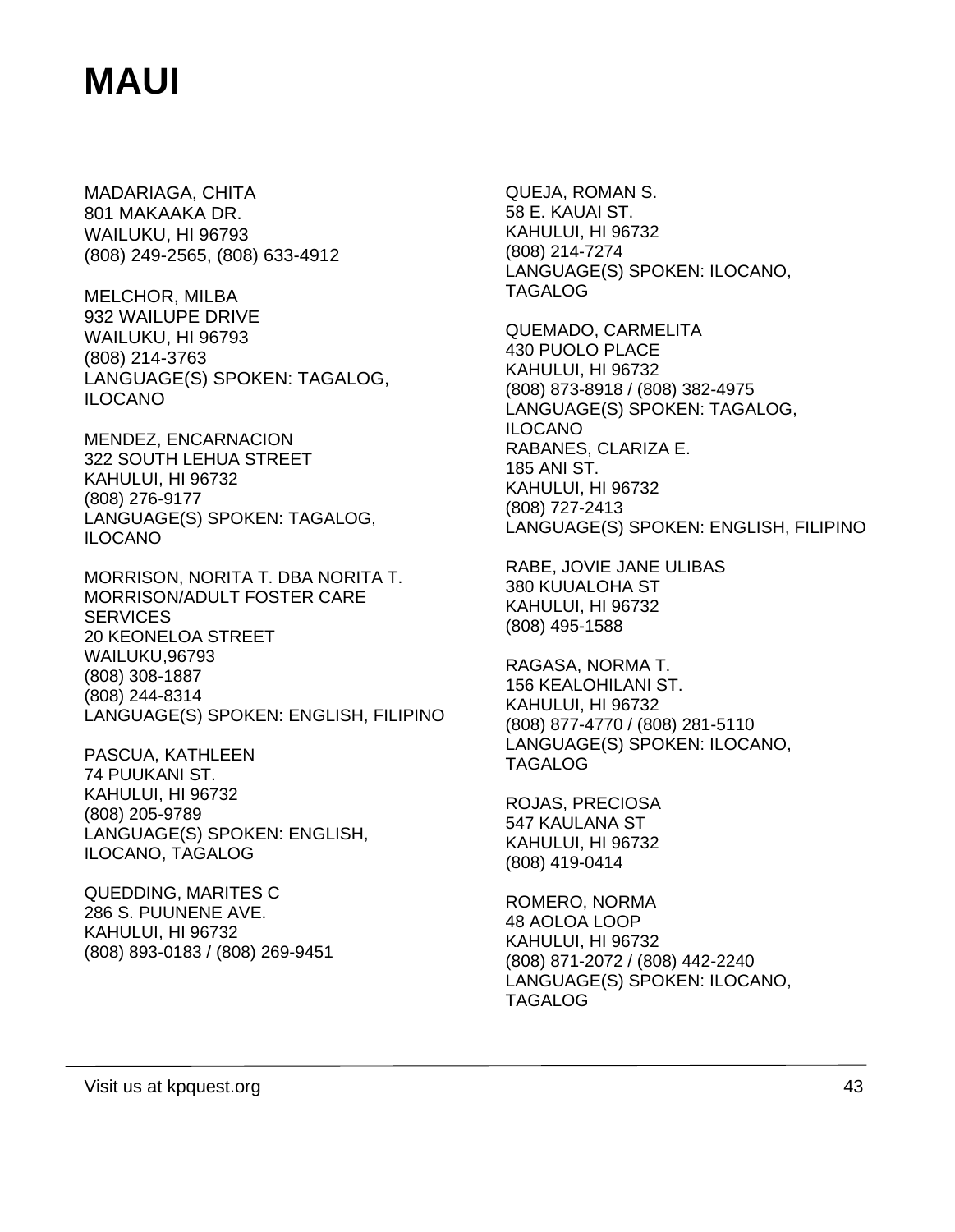# MAUI

MADARIAGA, CHITA
801 MAKAAKA DR.
WAILUKU, HI 96793
(808) 249-2565, (808) 633-4912

MELCHOR, MILBA
932 WAILUPE DRIVE
WAILUKU, HI 96793
(808) 214-3763
LANGUAGE(S) SPOKEN: TAGALOG, ILOCANO

MENDEZ, ENCARNACION
322 SOUTH LEHUA STREET
KAHULUI, HI 96732
(808) 276-9177
LANGUAGE(S) SPOKEN: TAGALOG, ILOCANO

MORRISON, NORITA T. DBA NORITA T. MORRISON/ADULT FOSTER CARE SERVICES
20 KEONELOA STREET
WAILUKU,96793
(808) 308-1887
(808) 244-8314
LANGUAGE(S) SPOKEN: ENGLISH, FILIPINO

PASCUA, KATHLEEN
74 PUUKANI ST.
KAHULUI, HI 96732
(808) 205-9789
LANGUAGE(S) SPOKEN: ENGLISH, ILOCANO, TAGALOG

QUEDDING, MARITES C
286 S. PUUNENE AVE.
KAHULUI, HI 96732
(808) 893-0183 / (808) 269-9451

QUEJA, ROMAN S.
58 E. KAUAI ST.
KAHULUI, HI 96732
(808) 214-7274
LANGUAGE(S) SPOKEN: ILOCANO, TAGALOG

QUEMADO, CARMELITA
430 PUOLO PLACE
KAHULUI, HI 96732
(808) 873-8918 / (808) 382-4975
LANGUAGE(S) SPOKEN: TAGALOG, ILOCANO

RABANES, CLARIZA E.
185 ANI ST.
KAHULUI, HI 96732
(808) 727-2413
LANGUAGE(S) SPOKEN: ENGLISH, FILIPINO

RABE, JOVIE JANE ULIBAS
380 KUUALOHA ST
KAHULUI, HI 96732
(808) 495-1588

RAGASA, NORMA T.
156 KEALOHILANI ST.
KAHULUI, HI 96732
(808) 877-4770 / (808) 281-5110
LANGUAGE(S) SPOKEN: ILOCANO, TAGALOG

ROJAS, PRECIOSA
547 KAULANA ST
KAHULUI, HI 96732
(808) 419-0414

ROMERO, NORMA
48 AOLOA LOOP
KAHULUI, HI 96732
(808) 871-2072 / (808) 442-2240
LANGUAGE(S) SPOKEN: ILOCANO, TAGALOG

Visit us at kpquest.org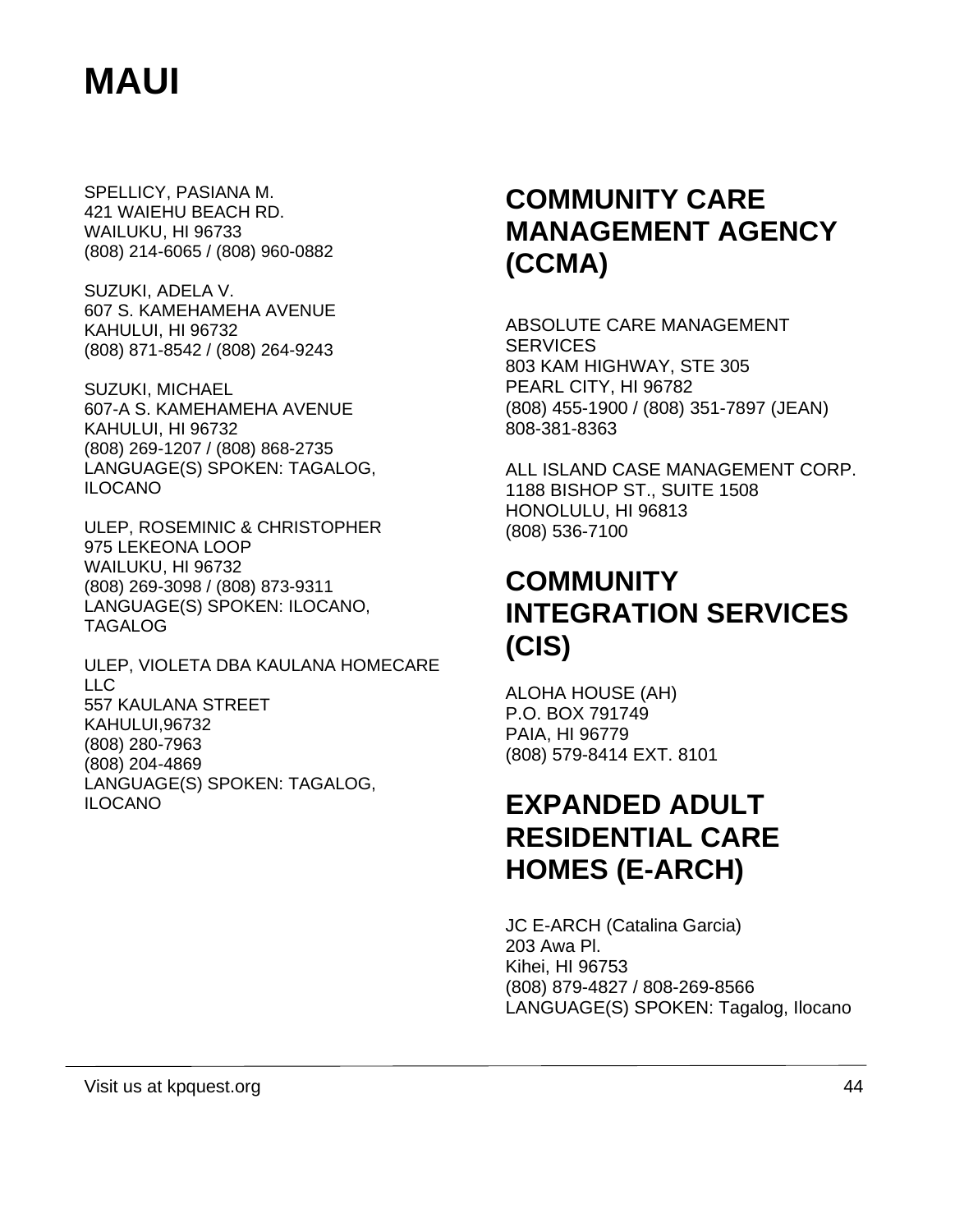# MAUI

SPELLICY, PASIANA M.
421 WAIEHU BEACH RD.
WAILUKU, HI 96733
(808) 214-6065 / (808) 960-0882

SUZUKI, ADELA V.
607 S. KAMEHAMEHA AVENUE
KAHULUI, HI 96732
(808) 871-8542 / (808) 264-9243

SUZUKI, MICHAEL
607-A S. KAMEHAMEHA AVENUE
KAHULUI, HI 96732
(808) 269-1207 / (808) 868-2735
LANGUAGE(S) SPOKEN: TAGALOG, ILOCANO

ULEP, ROSEMINIC & CHRISTOPHER
975 LEKEONA LOOP
WAILUKU, HI 96732
(808) 269-3098 / (808) 873-9311
LANGUAGE(S) SPOKEN: ILOCANO, TAGALOG

ULEP, VIOLETA DBA KAULANA HOMECARE LLC
557 KAULANA STREET
KAHULUI,96732
(808) 280-7963
(808) 204-4869
LANGUAGE(S) SPOKEN: TAGALOG, ILOCANO

## COMMUNITY CARE MANAGEMENT AGENCY (CCMA)

ABSOLUTE CARE MANAGEMENT SERVICES
803 KAM HIGHWAY, STE 305
PEARL CITY, HI 96782
(808) 455-1900 / (808) 351-7897 (JEAN)
808-381-8363

ALL ISLAND CASE MANAGEMENT CORP.
1188 BISHOP ST., SUITE 1508
HONOLULU, HI 96813
(808) 536-7100

## COMMUNITY INTEGRATION SERVICES (CIS)

ALOHA HOUSE (AH)
P.O. BOX 791749
PAIA, HI 96779
(808) 579-8414 EXT. 8101

## EXPANDED ADULT RESIDENTIAL CARE HOMES (E-ARCH)

JC E-ARCH (Catalina Garcia)
203 Awa Pl.
Kihei, HI 96753
(808) 879-4827 / 808-269-8566
LANGUAGE(S) SPOKEN: Tagalog, Ilocano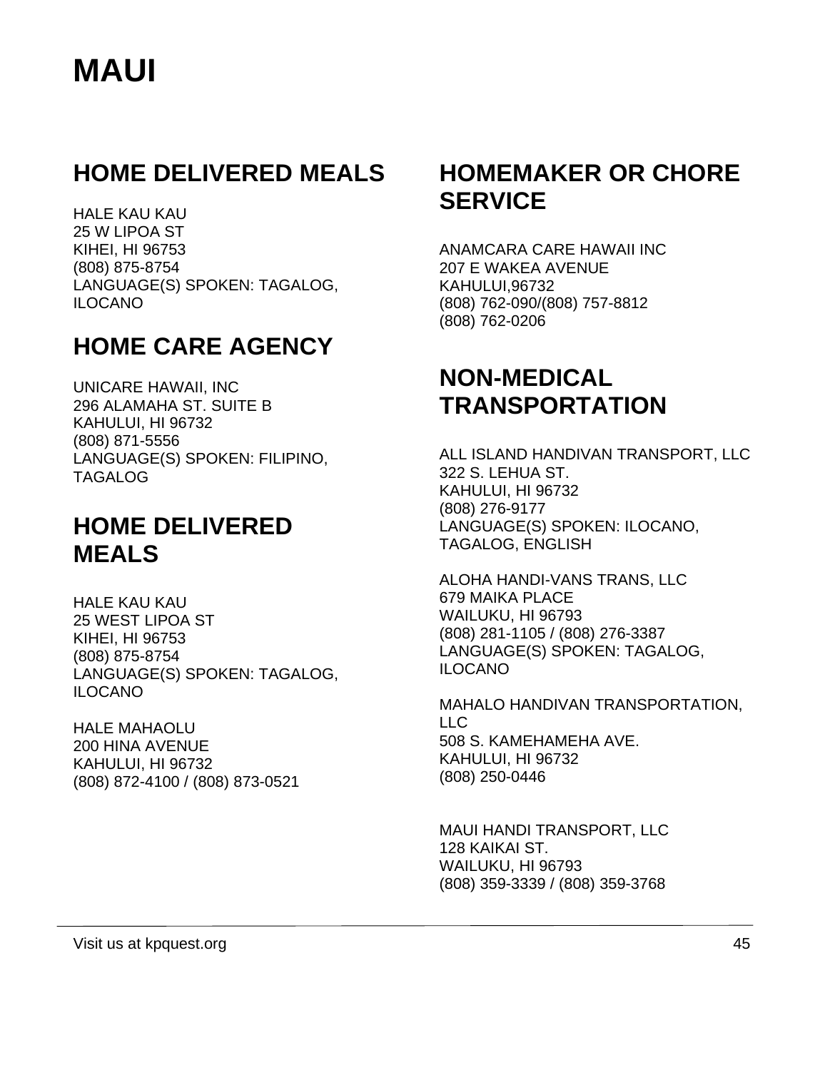# MAUI

## HOME DELIVERED MEALS

HALE KAU KAU
25 W LIPOA ST
KIHEI, HI 96753
(808) 875-8754
LANGUAGE(S) SPOKEN: TAGALOG, ILOCANO

## HOME CARE AGENCY

UNICARE HAWAII, INC
296 ALAMAHA ST. SUITE B
KAHULUI, HI 96732
(808) 871-5556
LANGUAGE(S) SPOKEN: FILIPINO, TAGALOG

## HOME DELIVERED MEALS

HALE KAU KAU
25 WEST LIPOA ST
KIHEI, HI 96753
(808) 875-8754
LANGUAGE(S) SPOKEN: TAGALOG, ILOCANO

HALE MAHAOLU
200 HINA AVENUE
KAHULUI, HI 96732
(808) 872-4100 / (808) 873-0521

## HOMEMAKER OR CHORE SERVICE

ANAMCARA CARE HAWAII INC
207 E WAKEA AVENUE
KAHULUI,96732
(808) 762-090/(808) 757-8812
(808) 762-0206

## NON-MEDICAL TRANSPORTATION

ALL ISLAND HANDIVAN TRANSPORT, LLC
322 S. LEHUA ST.
KAHULUI, HI 96732
(808) 276-9177
LANGUAGE(S) SPOKEN: ILOCANO, TAGALOG, ENGLISH

ALOHA HANDI-VANS TRANS, LLC
679 MAIKA PLACE
WAILUKU, HI 96793
(808) 281-1105 / (808) 276-3387
LANGUAGE(S) SPOKEN: TAGALOG, ILOCANO

MAHALO HANDIVAN TRANSPORTATION, LLC
508 S. KAMEHAMEHA AVE.
KAHULUI, HI 96732
(808) 250-0446

MAUI HANDI TRANSPORT, LLC
128 KAIKAI ST.
WAILUKU, HI 96793
(808) 359-3339 / (808) 359-3768

Visit us at kpquest.org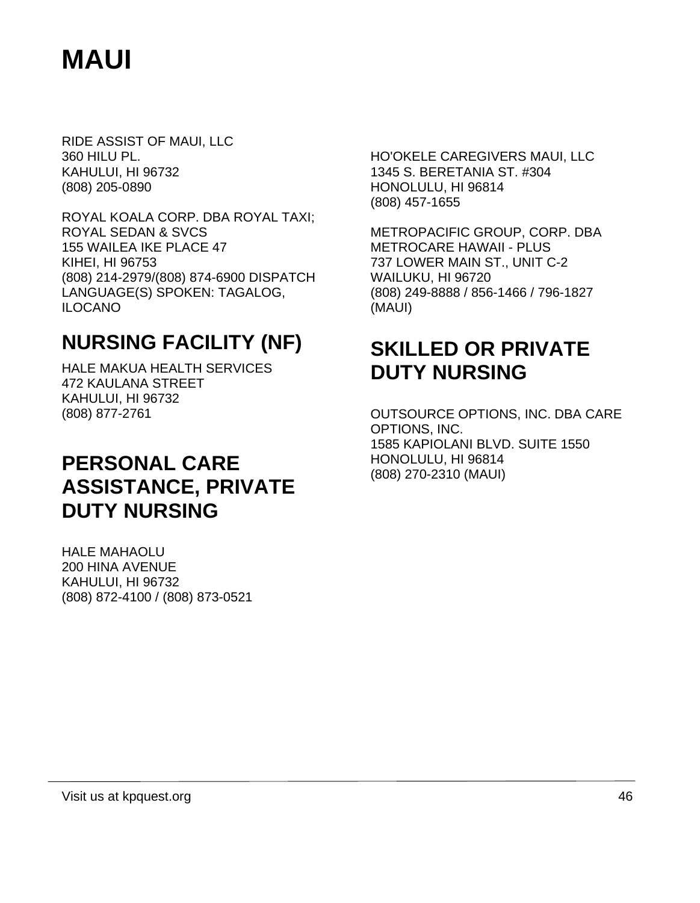# MAUI

RIDE ASSIST OF MAUI, LLC
360 HILU PL.
KAHULUI, HI 96732
(808) 205-0890

ROYAL KOALA CORP. DBA ROYAL TAXI; ROYAL SEDAN & SVCS
155 WAILEA IKE PLACE 47
KIHEI, HI 96753
(808) 214-2979/(808) 874-6900 DISPATCH
LANGUAGE(S) SPOKEN: TAGALOG, ILOCANO

## NURSING FACILITY (NF)

HALE MAKUA HEALTH SERVICES
472 KAULANA STREET
KAHULUI, HI 96732
(808) 877-2761

## PERSONAL CARE ASSISTANCE, PRIVATE DUTY NURSING

HALE MAHAOLU
200 HINA AVENUE
KAHULUI, HI 96732
(808) 872-4100 / (808) 873-0521

HO'OKELE CAREGIVERS MAUI, LLC
1345 S. BERETANIA ST. #304
HONOLULU, HI 96814
(808) 457-1655

METROPACIFIC GROUP, CORP. DBA METROCARE HAWAII - PLUS
737 LOWER MAIN ST., UNIT C-2
WAILUKU, HI 96720
(808) 249-8888 / 856-1466 / 796-1827 (MAUI)

## SKILLED OR PRIVATE DUTY NURSING

OUTSOURCE OPTIONS, INC. DBA CARE OPTIONS, INC.
1585 KAPIOLANI BLVD. SUITE 1550
HONOLULU, HI 96814
(808) 270-2310 (MAUI)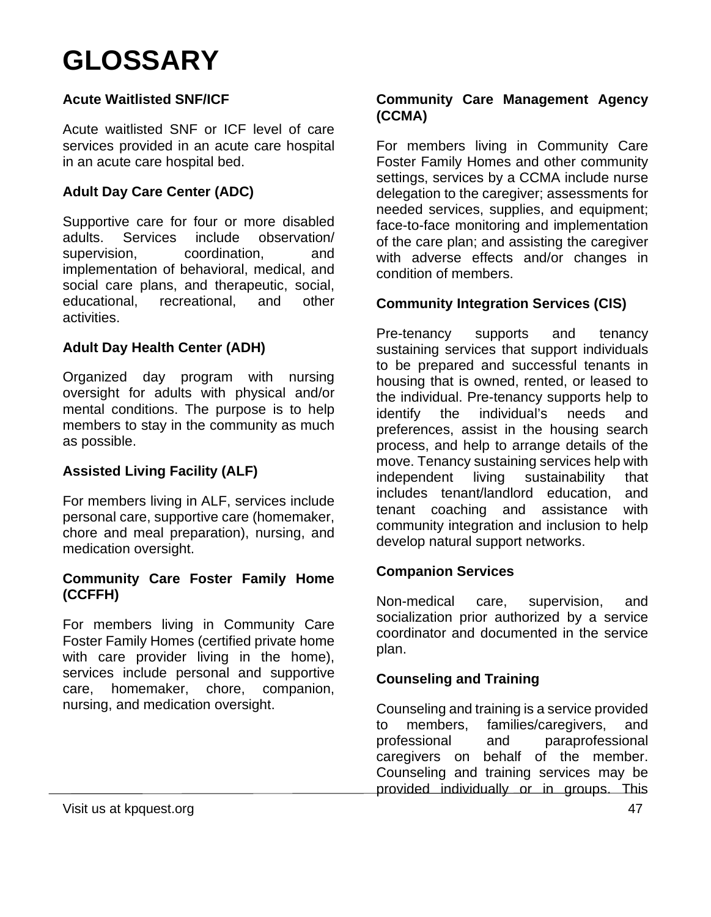# GLOSSARY

**Acute Waitlisted SNF/ICF**

Acute waitlisted SNF or ICF level of care services provided in an acute care hospital in an acute care hospital bed.

**Adult Day Care Center (ADC)**

Supportive care for four or more disabled adults. Services include observation/ supervision, coordination, and implementation of behavioral, medical, and social care plans, and therapeutic, social, educational, recreational, and other activities.

**Adult Day Health Center (ADH)**

Organized day program with nursing oversight for adults with physical and/or mental conditions. The purpose is to help members to stay in the community as much as possible.

**Assisted Living Facility (ALF)**

For members living in ALF, services include personal care, supportive care (homemaker, chore and meal preparation), nursing, and medication oversight.

**Community Care Foster Family Home (CCFFH)**

For members living in Community Care Foster Family Homes (certified private home with care provider living in the home), services include personal and supportive care, homemaker, chore, companion, nursing, and medication oversight.

**Community Care Management Agency (CCMA)**

For members living in Community Care Foster Family Homes and other community settings, services by a CCMA include nurse delegation to the caregiver; assessments for needed services, supplies, and equipment; face-to-face monitoring and implementation of the care plan; and assisting the caregiver with adverse effects and/or changes in condition of members.

**Community Integration Services (CIS)**

Pre-tenancy supports and tenancy sustaining services that support individuals to be prepared and successful tenants in housing that is owned, rented, or leased to the individual. Pre-tenancy supports help to identify the individual's needs and preferences, assist in the housing search process, and help to arrange details of the move. Tenancy sustaining services help with independent living sustainability that includes tenant/landlord education, and tenant coaching and assistance with community integration and inclusion to help develop natural support networks.

**Companion Services**

Non-medical care, supervision, and socialization prior authorized by a service coordinator and documented in the service plan.

**Counseling and Training**

Counseling and training is a service provided to members, families/caregivers, and professional and paraprofessional caregivers on behalf of the member. Counseling and training services may be provided individually or in groups. This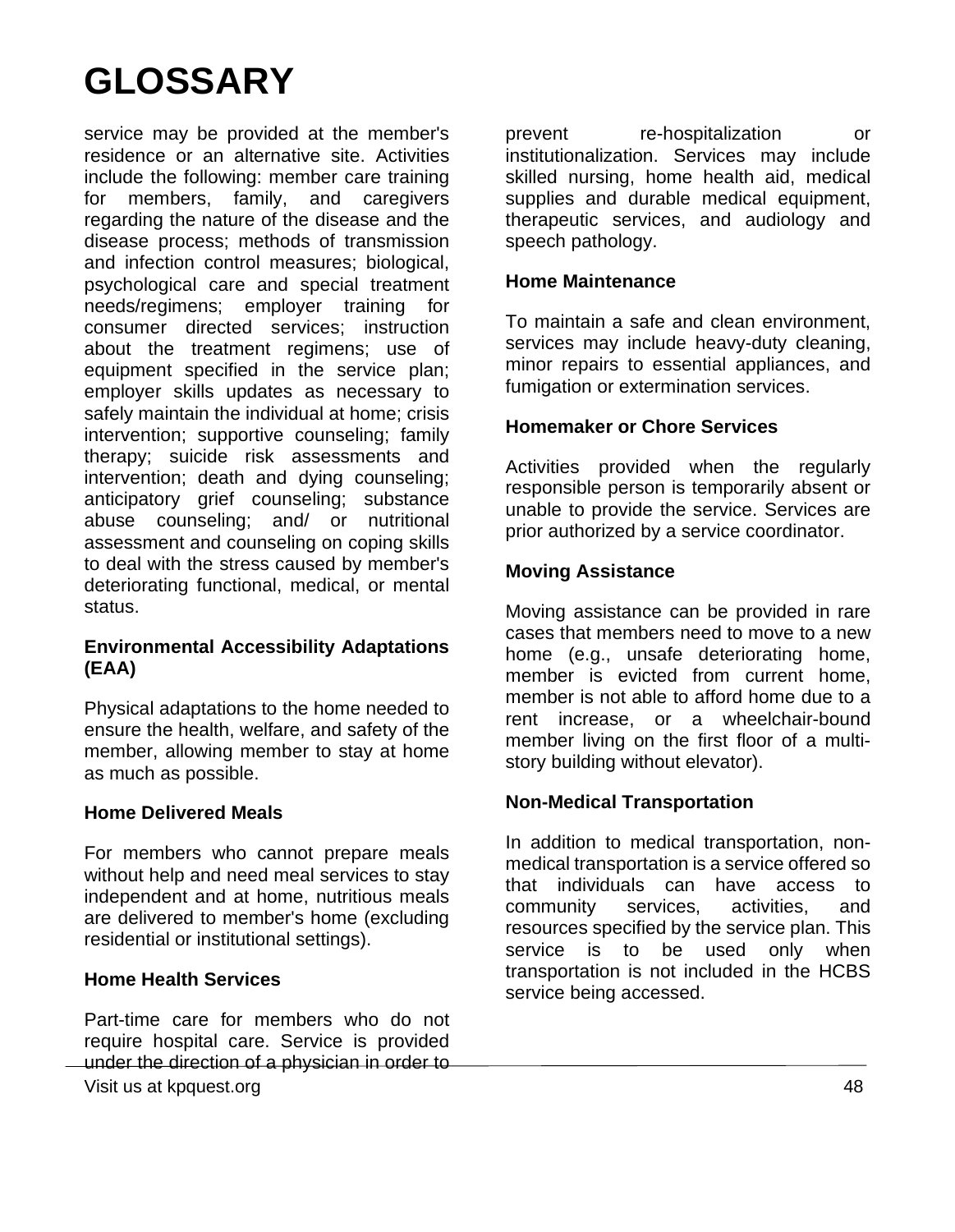# GLOSSARY

service may be provided at the member's residence or an alternative site. Activities include the following: member care training for members, family, and caregivers regarding the nature of the disease and the disease process; methods of transmission and infection control measures; biological, psychological care and special treatment needs/regimens; employer training for consumer directed services; instruction about the treatment regimens; use of equipment specified in the service plan; employer skills updates as necessary to safely maintain the individual at home; crisis intervention; supportive counseling; family therapy; suicide risk assessments and intervention; death and dying counseling; anticipatory grief counseling; substance abuse counseling; and/ or nutritional assessment and counseling on coping skills to deal with the stress caused by member's deteriorating functional, medical, or mental status.

**Environmental Accessibility Adaptations (EAA)**

Physical adaptations to the home needed to ensure the health, welfare, and safety of the member, allowing member to stay at home as much as possible.

**Home Delivered Meals**

For members who cannot prepare meals without help and need meal services to stay independent and at home, nutritious meals are delivered to member's home (excluding residential or institutional settings).

**Home Health Services**

Part-time care for members who do not require hospital care. Service is provided under the direction of a physician in order to prevent re-hospitalization or institutionalization. Services may include skilled nursing, home health aid, medical supplies and durable medical equipment, therapeutic services, and audiology and speech pathology.

**Home Maintenance**

To maintain a safe and clean environment, services may include heavy-duty cleaning, minor repairs to essential appliances, and fumigation or extermination services.

**Homemaker or Chore Services**

Activities provided when the regularly responsible person is temporarily absent or unable to provide the service. Services are prior authorized by a service coordinator.

**Moving Assistance**

Moving assistance can be provided in rare cases that members need to move to a new home (e.g., unsafe deteriorating home, member is evicted from current home, member is not able to afford home due to a rent increase, or a wheelchair-bound member living on the first floor of a multi-story building without elevator).

**Non-Medical Transportation**

In addition to medical transportation, non-medical transportation is a service offered so that individuals can have access to community services, activities, and resources specified by the service plan. This service is to be used only when transportation is not included in the HCBS service being accessed.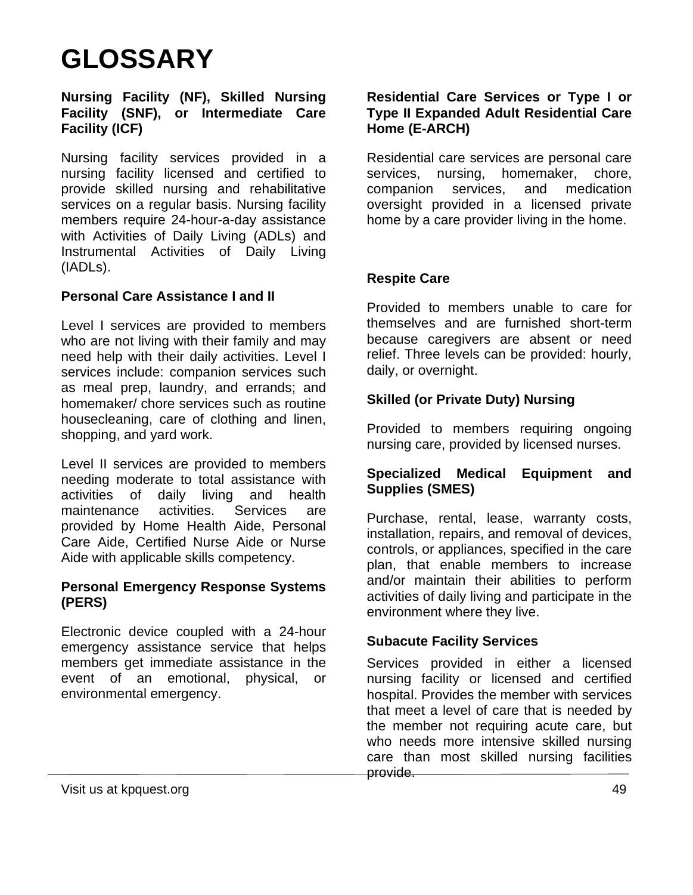# GLOSSARY

**Nursing Facility (NF), Skilled Nursing Facility (SNF), or Intermediate Care Facility (ICF)**

Nursing facility services provided in a nursing facility licensed and certified to provide skilled nursing and rehabilitative services on a regular basis. Nursing facility members require 24-hour-a-day assistance with Activities of Daily Living (ADLs) and Instrumental Activities of Daily Living (IADLs).

**Personal Care Assistance I and II**

Level I services are provided to members who are not living with their family and may need help with their daily activities. Level I services include: companion services such as meal prep, laundry, and errands; and homemaker/ chore services such as routine housecleaning, care of clothing and linen, shopping, and yard work.

Level II services are provided to members needing moderate to total assistance with activities of daily living and health maintenance activities. Services are provided by Home Health Aide, Personal Care Aide, Certified Nurse Aide or Nurse Aide with applicable skills competency.

**Personal Emergency Response Systems (PERS)**

Electronic device coupled with a 24-hour emergency assistance service that helps members get immediate assistance in the event of an emotional, physical, or environmental emergency.

**Residential Care Services or Type I or Type II Expanded Adult Residential Care Home (E-ARCH)**

Residential care services are personal care services, nursing, homemaker, chore, companion services, and medication oversight provided in a licensed private home by a care provider living in the home.

**Respite Care**

Provided to members unable to care for themselves and are furnished short-term because caregivers are absent or need relief. Three levels can be provided: hourly, daily, or overnight.

**Skilled (or Private Duty) Nursing**

Provided to members requiring ongoing nursing care, provided by licensed nurses.

**Specialized Medical Equipment and Supplies (SMES)**

Purchase, rental, lease, warranty costs, installation, repairs, and removal of devices, controls, or appliances, specified in the care plan, that enable members to increase and/or maintain their abilities to perform activities of daily living and participate in the environment where they live.

**Subacute Facility Services**

Services provided in either a licensed nursing facility or licensed and certified hospital. Provides the member with services that meet a level of care that is needed by the member not requiring acute care, but who needs more intensive skilled nursing care than most skilled nursing facilities provide.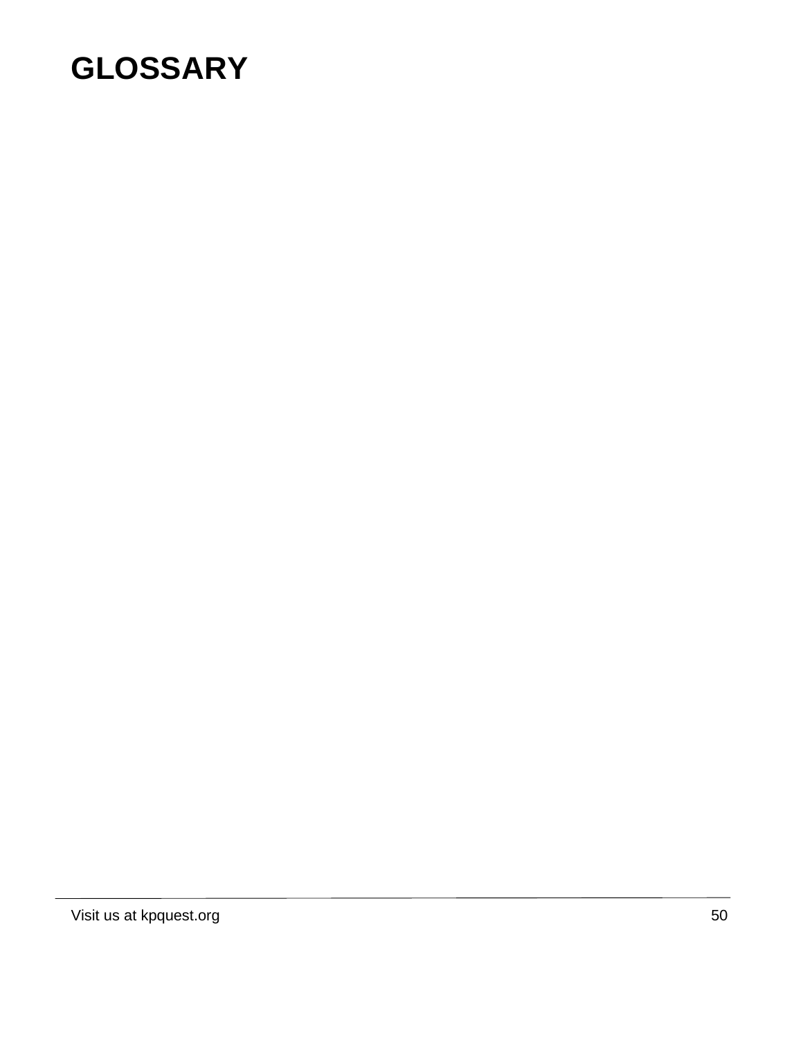# GLOSSARY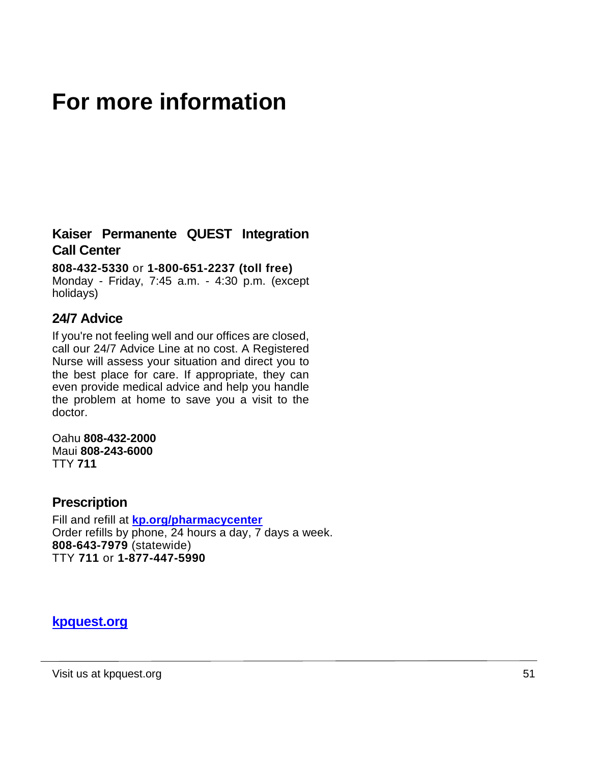# For more information

### Kaiser Permanente QUEST Integration Call Center

**808-432-5330** or **1-800-651-2237 (toll free)**
Monday - Friday, 7:45 a.m. - 4:30 p.m. (except holidays)

### 24/7 Advice

If you're not feeling well and our offices are closed, call our 24/7 Advice Line at no cost. A Registered Nurse will assess your situation and direct you to the best place for care. If appropriate, they can even provide medical advice and help you handle the problem at home to save you a visit to the doctor.

Oahu **808-432-2000**
Maui **808-243-6000**
TTY **711**

### Prescription

Fill and refill at **kp.org/pharmacycenter**
Order refills by phone, 24 hours a day, 7 days a week.
**808-643-7979** (statewide)
TTY **711** or **1-877-447-5990**

**kpquest.org**